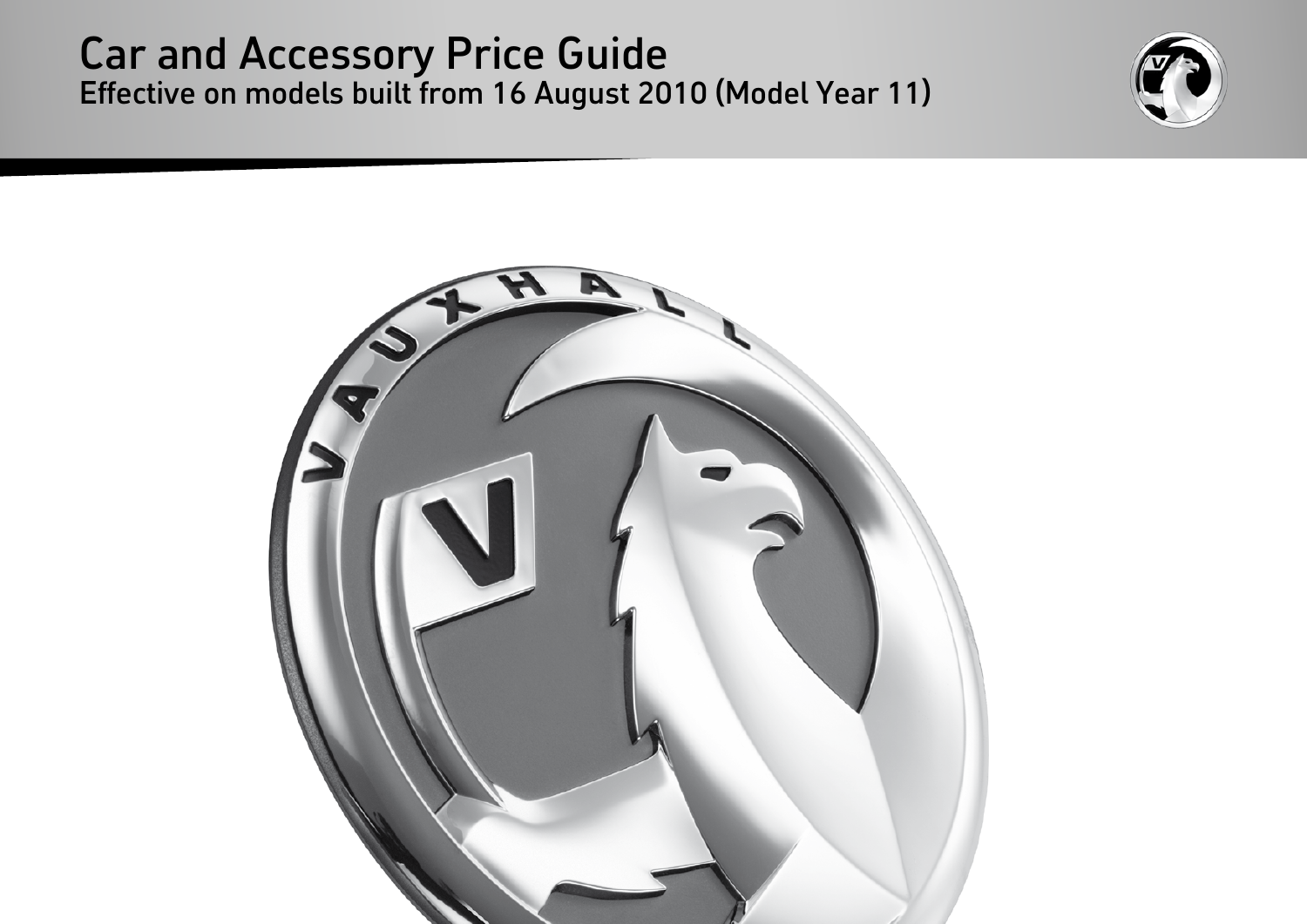# Car and Accessory Price Guide

## Effective on models built from 16 August 2010 (Model Year 11)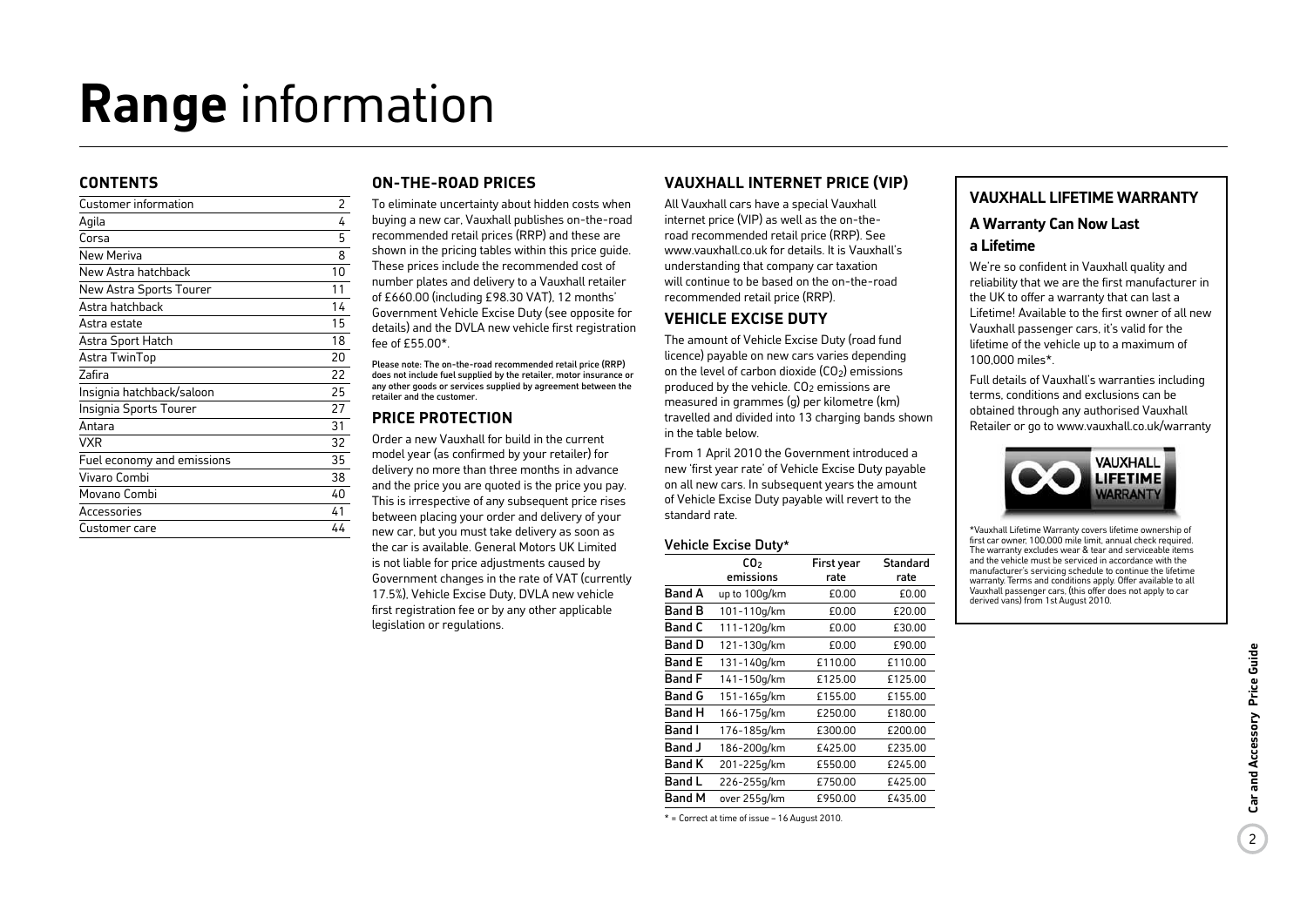# **Range** information

## CONTENTS

| Customer information | 2 |
|---|---|
| Agila | 4 |
| Corsa | 5 |
| New Meriva | 8 |
| New Astra hatchback | 10 |
| New Astra Sports Tourer | 11 |
| Astra hatchback | 14 |
| Astra estate | 15 |
| Astra Sport Hatch | 18 |
| Astra TwinTop | 20 |
| Zafira | 22 |
| Insignia hatchback/saloon | 25 |
| Insignia Sports Tourer | 27 |
| Antara | 31 |
| VXR | 32 |
| Fuel economy and emissions | 35 |
| Vivaro Combi | 38 |
| Movano Combi | 40 |
| Accessories | 41 |
| Customer care | 44 |

## ON-THE-ROAD PRICES

To eliminate uncertainty about hidden costs when buying a new car, Vauxhall publishes on-the-road recommended retail prices (RRP) and these are shown in the pricing tables within this price guide. These prices include the recommended cost of number plates and delivery to a Vauxhall retailer of £660.00 (including £98.30 VAT), 12 months' Government Vehicle Excise Duty (see opposite for details) and the DVLA new vehicle first registration fee of £55.00*.

**Please note: The on-the-road recommended retail price (RRP) does not include fuel supplied by the retailer, motor insurance or any other goods or services supplied by agreement between the retailer and the customer.**

## PRICE PROTECTION

Order a new Vauxhall for build in the current model year (as confirmed by your retailer) for delivery no more than three months in advance and the price you are quoted is the price you pay. This is irrespective of any subsequent price rises between placing your order and delivery of your new car, but you must take delivery as soon as the car is available. General Motors UK Limited is not liable for price adjustments caused by Government changes in the rate of VAT (currently 17.5%), Vehicle Excise Duty, DVLA new vehicle first registration fee or by any other applicable legislation or regulations.

## VAUXHALL INTERNET PRICE (VIP)

All Vauxhall cars have a special Vauxhall internet price (VIP) as well as the on-the-road recommended retail price (RRP). See www.vauxhall.co.uk for details. It is Vauxhall's understanding that company car taxation will continue to be based on the on-the-road recommended retail price (RRP).

## VEHICLE EXCISE DUTY

The amount of Vehicle Excise Duty (road fund licence) payable on new cars varies depending on the level of carbon dioxide ($CO_2$) emissions produced by the vehicle. $CO_2$ emissions are measured in grammes (g) per kilometre (km) travelled and divided into 13 charging bands shown in the table below.

From 1 April 2010 the Government introduced a new 'first year rate' of Vehicle Excise Duty payable on all new cars. In subsequent years the amount of Vehicle Excise Duty payable will revert to the standard rate.

**Vehicle Excise Duty***

| | $CO_2$ emissions | First year rate | Standard rate |
|---|---|---|---|
| Band A | up to 100g/km | £0.00 | £0.00 |
| Band B | 101-110g/km | £0.00 | £20.00 |
| Band C | 111-120g/km | £0.00 | £30.00 |
| Band D | 121-130g/km | £0.00 | £90.00 |
| Band E | 131-140g/km | £110.00 | £110.00 |
| Band F | 141-150g/km | £125.00 | £125.00 |
| Band G | 151-165g/km | £155.00 | £155.00 |
| Band H | 166-175g/km | £250.00 | £180.00 |
| Band I | 176-185g/km | £300.00 | £200.00 |
| Band J | 186-200g/km | £425.00 | £235.00 |
| Band K | 201-225g/km | £550.00 | £245.00 |
| Band L | 226-255g/km | £750.00 | £425.00 |
| Band M | over 255g/km | £950.00 | £435.00 |

* = Correct at time of issue – 16 August 2010.

## VAUXHALL LIFETIME WARRANTY

### A Warranty Can Now Last a Lifetime

We're so confident in Vauxhall quality and reliability that we are the first manufacturer in the UK to offer a warranty that can last a Lifetime! Available to the first owner of all new Vauxhall passenger cars, it's valid for the lifetime of the vehicle up to a maximum of 100,000 miles*.

Full details of Vauxhall's warranties including terms, conditions and exclusions can be obtained through any authorised Vauxhall Retailer or go to www.vauxhall.co.uk/warranty

VAUXHALL LIFETIME WARRANTY

*Vauxhall Lifetime Warranty covers lifetime ownership of first car owner, 100,000 mile limit, annual check required. The warranty excludes wear & tear and serviceable items and the vehicle must be serviced in accordance with the manufacturer's servicing schedule to continue the lifetime warranty. Terms and conditions apply. Offer available to all Vauxhall passenger cars, (this offer does not apply to car derived vans) from 1st August 2010.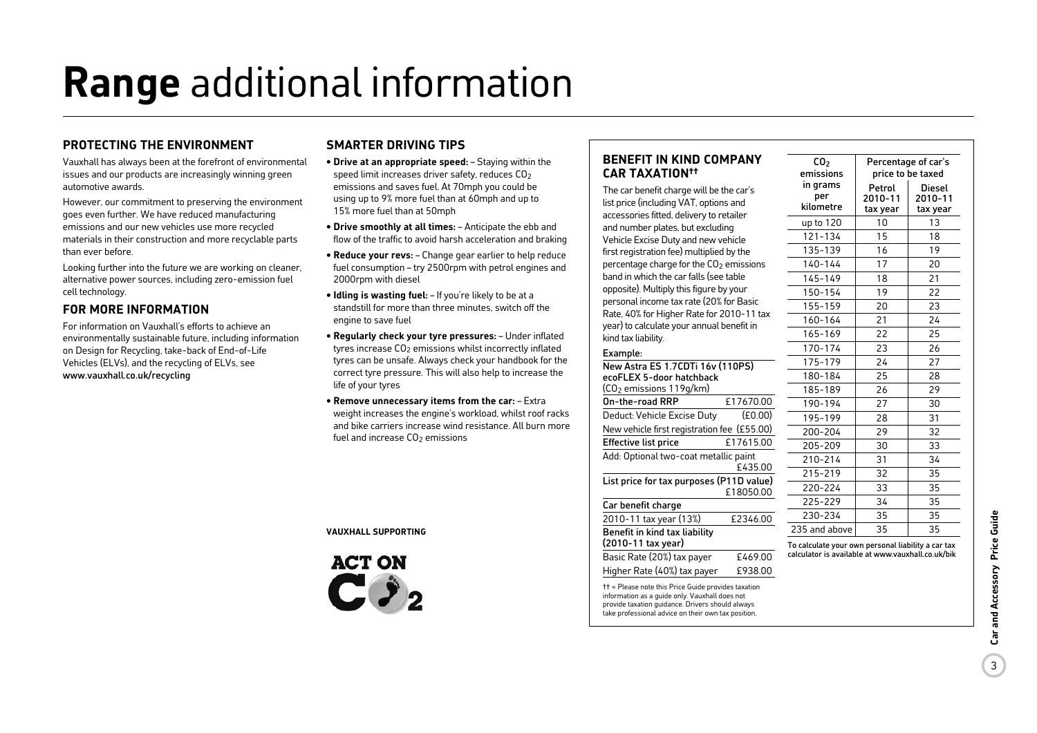# Range additional information

## PROTECTING THE ENVIRONMENT

Vauxhall has always been at the forefront of environmental issues and our products are increasingly winning green automotive awards.

However, our commitment to preserving the environment goes even further. We have reduced manufacturing emissions and our new vehicles use more recycled materials in their construction and more recyclable parts than ever before.

Looking further into the future we are working on cleaner, alternative power sources, including zero-emission fuel cell technology.

## FOR MORE INFORMATION

For information on Vauxhall's efforts to achieve an environmentally sustainable future, including information on Design for Recycling, take-back of End-of-Life Vehicles (ELVs), and the recycling of ELVs, see www.vauxhall.co.uk/recycling

## SMARTER DRIVING TIPS

- **Drive at an appropriate speed:** – Staying within the speed limit increases driver safety, reduces $CO_2$ emissions and saves fuel. At 70mph you could be using up to 9% more fuel than at 60mph and up to 15% more fuel than at 50mph
- **Drive smoothly at all times:** – Anticipate the ebb and flow of the traffic to avoid harsh acceleration and braking
- **Reduce your revs:** – Change gear earlier to help reduce fuel consumption – try 2500rpm with petrol engines and 2000rpm with diesel
- **Idling is wasting fuel:** – If you're likely to be at a standstill for more than three minutes, switch off the engine to save fuel
- **Regularly check your tyre pressures:** – Under inflated tyres increase $CO_2$ emissions whilst incorrectly inflated tyres can be unsafe. Always check your handbook for the correct tyre pressure. This will also help to increase the life of your tyres
- **Remove unnecessary items from the car:** – Extra weight increases the engine's workload, whilst roof racks and bike carriers increase wind resistance. All burn more fuel and increase $CO_2$ emissions

**VAUXHALL SUPPORTING**

ACT ON $CO_2$

## BENEFIT IN KIND COMPANY CAR TAXATION††

The car benefit charge will be the car's list price (including VAT, options and accessories fitted, delivery to retailer and number plates, but excluding Vehicle Excise Duty and new vehicle first registration fee) multiplied by the percentage charge for the $CO_2$ emissions band in which the car falls (see table opposite). Multiply this figure by your personal income tax rate (20% for Basic Rate, 40% for Higher Rate for 2010-11 tax year) to calculate your annual benefit in kind tax liability.

**Example:**

**New Astra ES 1.7CDTi 16v (110PS) ecoFLEX 5-door hatchback**
($CO_2$ emissions 119g/km)

| | |
|---|---|
| **On-the-road RRP** | £17670.00 |
| Deduct: Vehicle Excise Duty | (£0.00) |
| New vehicle first registration fee | (£55.00) |
| **Effective list price** | £17615.00 |
| Add: Optional two-coat metallic paint | £435.00 |
| **List price for tax purposes (P11D value)** | £18050.00 |
| **Car benefit charge** | |
| 2010-11 tax year (13%) | £2346.00 |
| **Benefit in kind tax liability (2010-11 tax year)** | |
| Basic Rate (20%) tax payer | £469.00 |
| Higher Rate (40%) tax payer | £938.00 |

†† = Please note this Price Guide provides taxation information as a guide only. Vauxhall does not provide taxation guidance. Drivers should always take professional advice on their own tax position.

| $CO_2$ emissions in grams per kilometre | Percentage of car's price to be taxed | |
|---|---|---|
| | Petrol 2010-11 tax year | Diesel 2010-11 tax year |
| up to 120 | 10 | 13 |
| 121-134 | 15 | 18 |
| 135-139 | 16 | 19 |
| 140-144 | 17 | 20 |
| 145-149 | 18 | 21 |
| 150-154 | 19 | 22 |
| 155-159 | 20 | 23 |
| 160-164 | 21 | 24 |
| 165-169 | 22 | 25 |
| 170-174 | 23 | 26 |
| 175-179 | 24 | 27 |
| 180-184 | 25 | 28 |
| 185-189 | 26 | 29 |
| 190-194 | 27 | 30 |
| 195-199 | 28 | 31 |
| 200-204 | 29 | 32 |
| 205-209 | 30 | 33 |
| 210-214 | 31 | 34 |
| 215-219 | 32 | 35 |
| 220-224 | 33 | 35 |
| 225-229 | 34 | 35 |
| 230-234 | 35 | 35 |
| 235 and above | 35 | 35 |

To calculate your own personal liability a car tax calculator is available at www.vauxhall.co.uk/bik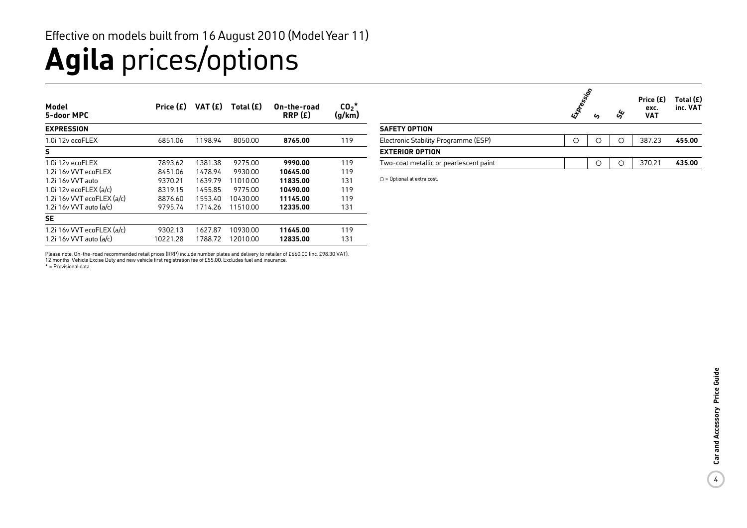Effective on models built from 16 August 2010 (Model Year 11)

# **Agila** prices/options

| Model<br>5-door MPC | Price (£) | VAT (£) | Total (£) | On-the-road RRP (£) | $CO_2$* (g/km) |
|---|---|---|---|---|---|
| **EXPRESSION** | | | | | |
| 1.0i 12v ecoFLEX | 6851.06 | 1198.94 | 8050.00 | **8765.00** | 119 |
| **S** | | | | | |
| 1.0i 12v ecoFLEX | 7893.62 | 1381.38 | 9275.00 | **9990.00** | 119 |
| 1.2i 16v VVT ecoFLEX | 8451.06 | 1478.94 | 9930.00 | **10645.00** | 119 |
| 1.2i 16v VVT auto | 9370.21 | 1639.79 | 11010.00 | **11835.00** | 131 |
| 1.0i 12v ecoFLEX (a/c) | 8319.15 | 1455.85 | 9775.00 | **10490.00** | 119 |
| 1.2i 16v VVT ecoFLEX (a/c) | 8876.60 | 1553.40 | 10430.00 | **11145.00** | 119 |
| 1.2i 16v VVT auto (a/c) | 9795.74 | 1714.26 | 11510.00 | **12335.00** | 131 |
| **SE** | | | | | |
| 1.2i 16v VVT ecoFLEX (a/c) | 9302.13 | 1627.87 | 10930.00 | **11645.00** | 119 |
| 1.2i 16v VVT auto (a/c) | 10221.28 | 1788.72 | 12010.00 | **12835.00** | 131 |

Please note: On-the-road recommended retail prices (RRP) include number plates and delivery to retailer of £660.00 (inc. £98.30 VAT). 12 months' Vehicle Excise Duty and new vehicle first registration fee of £55.00. Excludes fuel and insurance.
* = Provisional data.

| | Expression | S | SE | Price (£) exc. VAT | Total (£) inc. VAT |
|---|---|---|---|---|---|
| **SAFETY OPTION** | | | | | |
| Electronic Stability Programme (ESP) | ○ | ○ | ○ | 387.23 | **455.00** |
| **EXTERIOR OPTION** | | | | | |
| Two-coat metallic or pearlescent paint | | ○ | ○ | 370.21 | **435.00** |

○ = Optional at extra cost.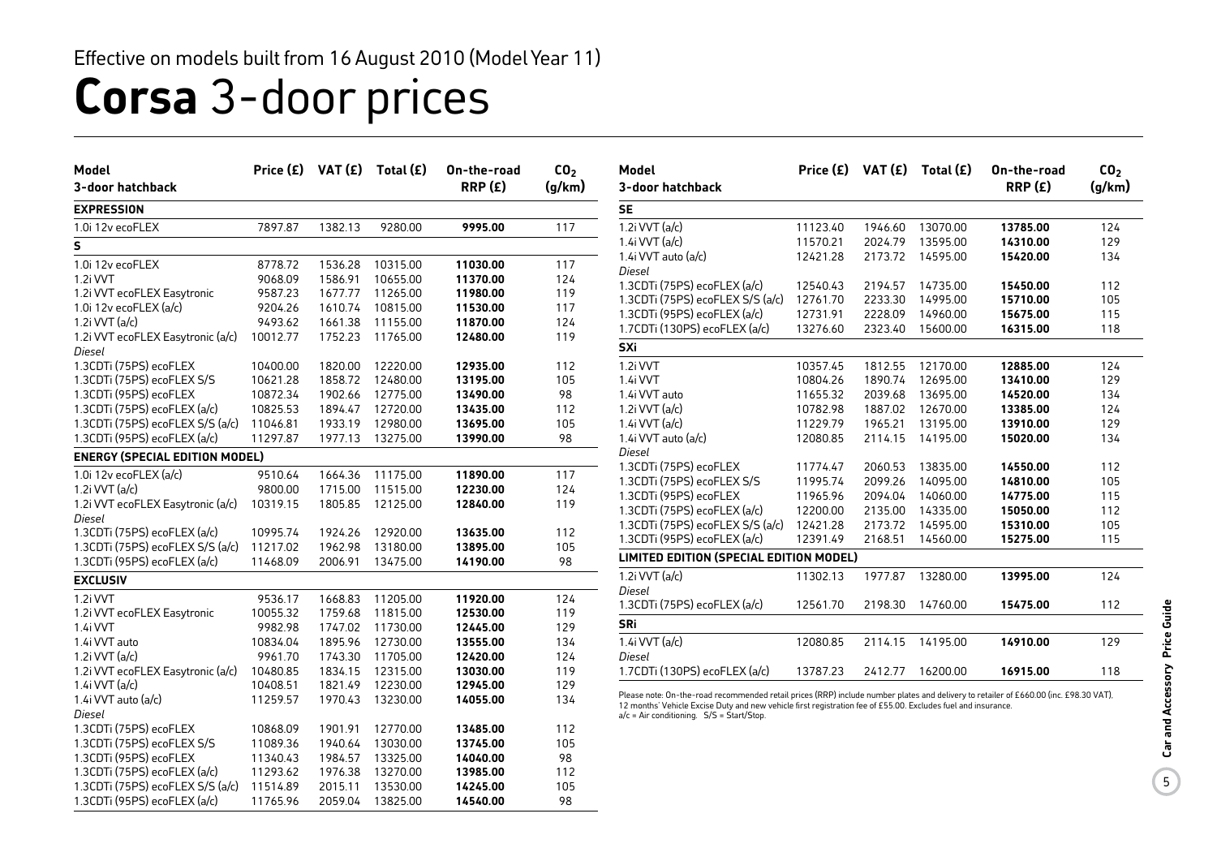Effective on models built from 16 August 2010 (Model Year 11)

# **Corsa** 3-door prices

| Model 3-door hatchback | Price (£) | VAT (£) | Total (£) | On-the-road RRP (£) | $CO_2$ (g/km) |
|---|---|---|---|---|---|
| **EXPRESSION** | | | | | |
| 1.0i 12v ecoFLEX | 7897.87 | 1382.13 | 9280.00 | **9995.00** | 117 |
| **S** | | | | | |
| 1.0i 12v ecoFLEX | 8778.72 | 1536.28 | 10315.00 | **11030.00** | 117 |
| 1.2i VVT | 9068.09 | 1586.91 | 10655.00 | **11370.00** | 124 |
| 1.2i VVT ecoFLEX Easytronic | 9587.23 | 1677.77 | 11265.00 | **11980.00** | 119 |
| 1.0i 12v ecoFLEX (a/c) | 9204.26 | 1610.74 | 10815.00 | **11530.00** | 117 |
| 1.2i VVT (a/c) | 9493.62 | 1661.38 | 11155.00 | **11870.00** | 124 |
| 1.2i VVT ecoFLEX Easytronic (a/c) | 10012.77 | 1752.23 | 11765.00 | **12480.00** | 119 |
| *Diesel* | | | | | |
| 1.3CDTi (75PS) ecoFLEX | 10400.00 | 1820.00 | 12220.00 | **12935.00** | 112 |
| 1.3CDTi (75PS) ecoFLEX S/S | 10621.28 | 1858.72 | 12480.00 | **13195.00** | 105 |
| 1.3CDTi (95PS) ecoFLEX | 10872.34 | 1902.66 | 12775.00 | **13490.00** | 98 |
| 1.3CDTi (75PS) ecoFLEX (a/c) | 10825.53 | 1894.47 | 12720.00 | **13435.00** | 112 |
| 1.3CDTi (75PS) ecoFLEX S/S (a/c) | 11046.81 | 1933.19 | 12980.00 | **13695.00** | 105 |
| 1.3CDTi (95PS) ecoFLEX (a/c) | 11297.87 | 1977.13 | 13275.00 | **13990.00** | 98 |
| **ENERGY (SPECIAL EDITION MODEL)** | | | | | |
| 1.0i 12v ecoFLEX (a/c) | 9510.64 | 1664.36 | 11175.00 | **11890.00** | 117 |
| 1.2i VVT (a/c) | 9800.00 | 1715.00 | 11515.00 | **12230.00** | 124 |
| 1.2i VVT ecoFLEX Easytronic (a/c) | 10319.15 | 1805.85 | 12125.00 | **12840.00** | 119 |
| *Diesel* | | | | | |
| 1.3CDTi (75PS) ecoFLEX (a/c) | 10995.74 | 1924.26 | 12920.00 | **13635.00** | 112 |
| 1.3CDTi (75PS) ecoFLEX S/S (a/c) | 11217.02 | 1962.98 | 13180.00 | **13895.00** | 105 |
| 1.3CDTi (95PS) ecoFLEX (a/c) | 11468.09 | 2006.91 | 13475.00 | **14190.00** | 98 |
| **EXCLUSIV** | | | | | |
| 1.2i VVT | 9536.17 | 1668.83 | 11205.00 | **11920.00** | 124 |
| 1.2i VVT ecoFLEX Easytronic | 10055.32 | 1759.68 | 11815.00 | **12530.00** | 119 |
| 1.4i VVT | 9982.98 | 1747.02 | 11730.00 | **12445.00** | 129 |
| 1.4i VVT auto | 10834.04 | 1895.96 | 12730.00 | **13555.00** | 134 |
| 1.2i VVT (a/c) | 9961.70 | 1743.30 | 11705.00 | **12420.00** | 124 |
| 1.2i VVT ecoFLEX Easytronic (a/c) | 10480.85 | 1834.15 | 12315.00 | **13030.00** | 119 |
| 1.4i VVT (a/c) | 10408.51 | 1821.49 | 12230.00 | **12945.00** | 129 |
| 1.4i VVT auto (a/c) | 11259.57 | 1970.43 | 13230.00 | **14055.00** | 134 |
| *Diesel* | | | | | |
| 1.3CDTi (75PS) ecoFLEX | 10868.09 | 1901.91 | 12770.00 | **13485.00** | 112 |
| 1.3CDTi (75PS) ecoFLEX S/S | 11089.36 | 1940.64 | 13030.00 | **13745.00** | 105 |
| 1.3CDTi (95PS) ecoFLEX | 11340.43 | 1984.57 | 13325.00 | **14040.00** | 98 |
| 1.3CDTi (75PS) ecoFLEX (a/c) | 11293.62 | 1976.38 | 13270.00 | **13985.00** | 112 |
| 1.3CDTi (75PS) ecoFLEX S/S (a/c) | 11514.89 | 2015.11 | 13530.00 | **14245.00** | 105 |
| 1.3CDTi (95PS) ecoFLEX (a/c) | 11765.96 | 2059.04 | 13825.00 | **14540.00** | 98 |

| Model 3-door hatchback | Price (£) | VAT (£) | Total (£) | On-the-road RRP (£) | $CO_2$ (g/km) |
|---|---|---|---|---|---|
| **SE** | | | | | |
| 1.2i VVT (a/c) | 11123.40 | 1946.60 | 13070.00 | **13785.00** | 124 |
| 1.4i VVT (a/c) | 11570.21 | 2024.79 | 13595.00 | **14310.00** | 129 |
| 1.4i VVT auto (a/c) | 12421.28 | 2173.72 | 14595.00 | **15420.00** | 134 |
| *Diesel* | | | | | |
| 1.3CDTi (75PS) ecoFLEX (a/c) | 12540.43 | 2194.57 | 14735.00 | **15450.00** | 112 |
| 1.3CDTi (75PS) ecoFLEX S/S (a/c) | 12761.70 | 2233.30 | 14995.00 | **15710.00** | 105 |
| 1.3CDTi (95PS) ecoFLEX (a/c) | 12731.91 | 2228.09 | 14960.00 | **15675.00** | 115 |
| 1.7CDTi (130PS) ecoFLEX (a/c) | 13276.60 | 2323.40 | 15600.00 | **16315.00** | 118 |
| **SXi** | | | | | |
| 1.2i VVT | 10357.45 | 1812.55 | 12170.00 | **12885.00** | 124 |
| 1.4i VVT | 10804.26 | 1890.74 | 12695.00 | **13410.00** | 129 |
| 1.4i VVT auto | 11655.32 | 2039.68 | 13695.00 | **14520.00** | 134 |
| 1.2i VVT (a/c) | 10782.98 | 1887.02 | 12670.00 | **13385.00** | 124 |
| 1.4i VVT (a/c) | 11229.79 | 1965.21 | 13195.00 | **13910.00** | 129 |
| 1.4i VVT auto (a/c) | 12080.85 | 2114.15 | 14195.00 | **15020.00** | 134 |
| *Diesel* | | | | | |
| 1.3CDTi (75PS) ecoFLEX | 11774.47 | 2060.53 | 13835.00 | **14550.00** | 112 |
| 1.3CDTi (75PS) ecoFLEX S/S | 11995.74 | 2099.26 | 14095.00 | **14810.00** | 105 |
| 1.3CDTi (95PS) ecoFLEX | 11965.96 | 2094.04 | 14060.00 | **14775.00** | 115 |
| 1.3CDTi (75PS) ecoFLEX (a/c) | 12200.00 | 2135.00 | 14335.00 | **15050.00** | 112 |
| 1.3CDTi (75PS) ecoFLEX S/S (a/c) | 12421.28 | 2173.72 | 14595.00 | **15310.00** | 105 |
| 1.3CDTi (95PS) ecoFLEX (a/c) | 12391.49 | 2168.51 | 14560.00 | **15275.00** | 115 |
| **LIMITED EDITION (SPECIAL EDITION MODEL)** | | | | | |
| 1.2i VVT (a/c) | 11302.13 | 1977.87 | 13280.00 | **13995.00** | 124 |
| *Diesel* | | | | | |
| 1.3CDTi (75PS) ecoFLEX (a/c) | 12561.70 | 2198.30 | 14760.00 | **15475.00** | 112 |
| **SRi** | | | | | |
| 1.4i VVT (a/c) | 12080.85 | 2114.15 | 14195.00 | **14910.00** | 129 |
| *Diesel* | | | | | |
| 1.7CDTi (130PS) ecoFLEX (a/c) | 13787.23 | 2412.77 | 16200.00 | **16915.00** | 118 |

Please note: On-the-road recommended retail prices (RRP) include number plates and delivery to retailer of £660.00 (inc. £98.30 VAT). 12 months' Vehicle Excise Duty and new vehicle first registration fee of £55.00. Excludes fuel and insurance.
a/c = Air conditioning. S/S = Start/Stop.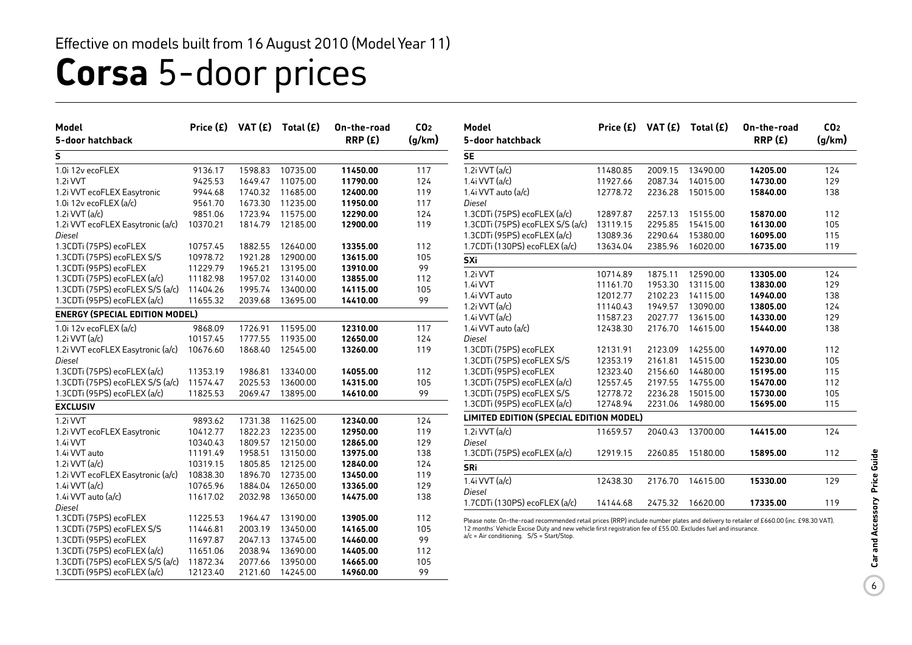Effective on models built from 16 August 2010 (Model Year 11)

# **Corsa** 5-door prices

| Model 5-door hatchback | Price (£) | VAT (£) | Total (£) | On-the-road RRP (£) | $CO_2$ (g/km) |
|---|---|---|---|---|---|
| **S** | | | | | |
| 1.0i 12v ecoFLEX | 9136.17 | 1598.83 | 10735.00 | **11450.00** | 117 |
| 1.2i VVT | 9425.53 | 1649.47 | 11075.00 | **11790.00** | 124 |
| 1.2i VVT ecoFLEX Easytronic | 9944.68 | 1740.32 | 11685.00 | **12400.00** | 119 |
| 1.0i 12v ecoFLEX (a/c) | 9561.70 | 1673.30 | 11235.00 | **11950.00** | 117 |
| 1.2i VVT (a/c) | 9851.06 | 1723.94 | 11575.00 | **12290.00** | 124 |
| 1.2i VVT ecoFLEX Easytronic (a/c) | 10370.21 | 1814.79 | 12185.00 | **12900.00** | 119 |
| *Diesel* | | | | | |
| 1.3CDTi (75PS) ecoFLEX | 10757.45 | 1882.55 | 12640.00 | **13355.00** | 112 |
| 1.3CDTi (75PS) ecoFLEX S/S | 10978.72 | 1921.28 | 12900.00 | **13615.00** | 105 |
| 1.3CDTi (95PS) ecoFLEX | 11229.79 | 1965.21 | 13195.00 | **13910.00** | 99 |
| 1.3CDTi (75PS) ecoFLEX (a/c) | 11182.98 | 1957.02 | 13140.00 | **13855.00** | 112 |
| 1.3CDTi (75PS) ecoFLEX S/S (a/c) | 11404.26 | 1995.74 | 13400.00 | **14115.00** | 105 |
| 1.3CDTi (95PS) ecoFLEX (a/c) | 11655.32 | 2039.68 | 13695.00 | **14410.00** | 99 |
| **ENERGY (SPECIAL EDITION MODEL)** | | | | | |
| 1.0i 12v ecoFLEX (a/c) | 9868.09 | 1726.91 | 11595.00 | **12310.00** | 117 |
| 1.2i VVT (a/c) | 10157.45 | 1777.55 | 11935.00 | **12650.00** | 124 |
| 1.2i VVT ecoFLEX Easytronic (a/c) | 10676.60 | 1868.40 | 12545.00 | **13260.00** | 119 |
| *Diesel* | | | | | |
| 1.3CDTi (75PS) ecoFLEX (a/c) | 11353.19 | 1986.81 | 13340.00 | **14055.00** | 112 |
| 1.3CDTi (75PS) ecoFLEX S/S (a/c) | 11574.47 | 2025.53 | 13600.00 | **14315.00** | 105 |
| 1.3CDTi (95PS) ecoFLEX (a/c) | 11825.53 | 2069.47 | 13895.00 | **14610.00** | 99 |
| **EXCLUSIV** | | | | | |
| 1.2i VVT | 9893.62 | 1731.38 | 11625.00 | **12340.00** | 124 |
| 1.2i VVT ecoFLEX Easytronic | 10412.77 | 1822.23 | 12235.00 | **12950.00** | 119 |
| 1.4i VVT | 10340.43 | 1809.57 | 12150.00 | **12865.00** | 129 |
| 1.4i VVT auto | 11191.49 | 1958.51 | 13150.00 | **13975.00** | 138 |
| 1.2i VVT (a/c) | 10319.15 | 1805.85 | 12125.00 | **12840.00** | 124 |
| 1.2i VVT ecoFLEX Easytronic (a/c) | 10838.30 | 1896.70 | 12735.00 | **13450.00** | 119 |
| 1.4i VVT (a/c) | 10765.96 | 1884.04 | 12650.00 | **13365.00** | 129 |
| 1.4i VVT auto (a/c) | 11617.02 | 2032.98 | 13650.00 | **14475.00** | 138 |
| *Diesel* | | | | | |
| 1.3CDTi (75PS) ecoFLEX | 11225.53 | 1964.47 | 13190.00 | **13905.00** | 112 |
| 1.3CDTi (75PS) ecoFLEX S/S | 11446.81 | 2003.19 | 13450.00 | **14165.00** | 105 |
| 1.3CDTi (95PS) ecoFLEX | 11697.87 | 2047.13 | 13745.00 | **14460.00** | 99 |
| 1.3CDTi (75PS) ecoFLEX (a/c) | 11651.06 | 2038.94 | 13690.00 | **14405.00** | 112 |
| 1.3CDTi (75PS) ecoFLEX S/S (a/c) | 11872.34 | 2077.66 | 13950.00 | **14665.00** | 105 |
| 1.3CDTi (95PS) ecoFLEX (a/c) | 12123.40 | 2121.60 | 14245.00 | **14960.00** | 99 |

| Model 5-door hatchback | Price (£) | VAT (£) | Total (£) | On-the-road RRP (£) | $CO_2$ (g/km) |
|---|---|---|---|---|---|
| **SE** | | | | | |
| 1.2i VVT (a/c) | 11480.85 | 2009.15 | 13490.00 | **14205.00** | 124 |
| 1.4i VVT (a/c) | 11927.66 | 2087.34 | 14015.00 | **14730.00** | 129 |
| 1.4i VVT auto (a/c) | 12778.72 | 2236.28 | 15015.00 | **15840.00** | 138 |
| *Diesel* | | | | | |
| 1.3CDTi (75PS) ecoFLEX (a/c) | 12897.87 | 2257.13 | 15155.00 | **15870.00** | 112 |
| 1.3CDTi (75PS) ecoFLEX S/S (a/c) | 13119.15 | 2295.85 | 15415.00 | **16130.00** | 105 |
| 1.3CDTi (95PS) ecoFLEX (a/c) | 13089.36 | 2290.64 | 15380.00 | **16095.00** | 115 |
| 1.7CDTi (130PS) ecoFLEX (a/c) | 13634.04 | 2385.96 | 16020.00 | **16735.00** | 119 |
| **SXi** | | | | | |
| 1.2i VVT | 10714.89 | 1875.11 | 12590.00 | **13305.00** | 124 |
| 1.4i VVT | 11161.70 | 1953.30 | 13115.00 | **13830.00** | 129 |
| 1.4i VVT auto | 12012.77 | 2102.23 | 14115.00 | **14940.00** | 138 |
| 1.2i VVT (a/c) | 11140.43 | 1949.57 | 13090.00 | **13805.00** | 124 |
| 1.4i VVT (a/c) | 11587.23 | 2027.77 | 13615.00 | **14330.00** | 129 |
| 1.4i VVT auto (a/c) | 12438.30 | 2176.70 | 14615.00 | **15440.00** | 138 |
| *Diesel* | | | | | |
| 1.3CDTi (75PS) ecoFLEX | 12131.91 | 2123.09 | 14255.00 | **14970.00** | 112 |
| 1.3CDTi (75PS) ecoFLEX S/S | 12353.19 | 2161.81 | 14515.00 | **15230.00** | 105 |
| 1.3CDTi (95PS) ecoFLEX | 12323.40 | 2156.60 | 14480.00 | **15195.00** | 115 |
| 1.3CDTi (75PS) ecoFLEX (a/c) | 12557.45 | 2197.55 | 14755.00 | **15470.00** | 112 |
| 1.3CDTi (75PS) ecoFLEX S/S | 12778.72 | 2236.28 | 15015.00 | **15730.00** | 105 |
| 1.3CDTi (95PS) ecoFLEX (a/c) | 12748.94 | 2231.06 | 14980.00 | **15695.00** | 115 |
| **LIMITED EDITION (SPECIAL EDITION MODEL)** | | | | | |
| 1.2i VVT (a/c) | 11659.57 | 2040.43 | 13700.00 | **14415.00** | 124 |
| *Diesel* | | | | | |
| 1.3CDTi (75PS) ecoFLEX (a/c) | 12919.15 | 2260.85 | 15180.00 | **15895.00** | 112 |
| **SRi** | | | | | |
| 1.4i VVT (a/c) | 12438.30 | 2176.70 | 14615.00 | **15330.00** | 129 |
| *Diesel* | | | | | |
| 1.7CDTi (130PS) ecoFLEX (a/c) | 14144.68 | 2475.32 | 16620.00 | **17335.00** | 119 |

Please note: On-the-road recommended retail prices (RRP) include number plates and delivery to retailer of £660.00 (inc. £98.30 VAT). 12 months' Vehicle Excise Duty and new vehicle first registration fee of £55.00. Excludes fuel and insurance.
a/c = Air conditioning. S/S = Start/Stop.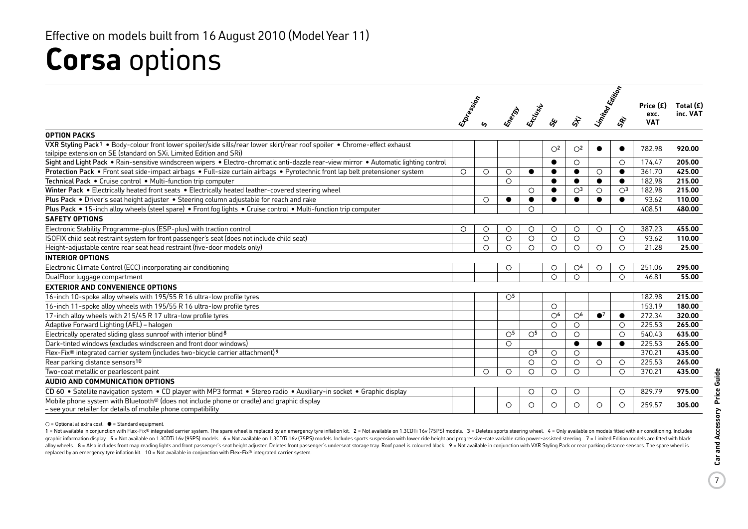Effective on models built from 16 August 2010 (Model Year 11)

# **Corsa** options

| | Expression | S | Energy | Exclusiv | SE | SXi | Limited Edition | SRi | Price (£) exc. VAT | Total (£) inc. VAT |
|---|---|---|---|---|---|---|---|---|---|---|
| **OPTION PACKS** | | | | | | | | | | |
| **VXR Styling Pack**[1] • Body-colour front lower spoiler/side sills/rear lower skirt/rear roof spoiler • Chrome-effect exhaust tailpipe extension on SE (standard on SXi, Limited Edition and SRi) | | | | | ○[2] | ○[2] | ● | ● | 782.98 | **920.00** |
| **Sight and Light Pack** • Rain-sensitive windscreen wipers • Electro-chromatic anti-dazzle rear-view mirror • Automatic lighting control | | | | | ● | ○ | | ○ | 174.47 | **205.00** |
| **Protection Pack** • Front seat side-impact airbags • Full-size curtain airbags • Pyrotechnic front lap belt pretensioner system | ○ | ○ | ○ | ● | ● | ● | ○ | ● | 361.70 | **425.00** |
| **Technical Pack** • Cruise control • Multi-function trip computer | | | ○ | | ● | ● | ● | ● | 182.98 | **215.00** |
| **Winter Pack** • Electrically heated front seats • Electrically heated leather-covered steering wheel | | | | ○ | ● | ○[3] | ○ | ○[3] | 182.98 | **215.00** |
| **Plus Pack** • Driver's seat height adjuster • Steering column adjustable for reach and rake | | ○ | ● | ● | ● | ● | ● | ● | 93.62 | **110.00** |
| **Plus Pack** • 15-inch alloy wheels (steel spare) • Front fog lights • Cruise control • Multi-function trip computer | | | | ○ | | | | | 408.51 | **480.00** |
| **SAFETY OPTIONS** | | | | | | | | | | |
| Electronic Stability Programme-plus (ESP-plus) with traction control | ○ | ○ | ○ | ○ | ○ | ○ | ○ | ○ | 387.23 | **455.00** |
| ISOFIX child seat restraint system for front passenger's seat (does not include child seat) | | ○ | ○ | ○ | ○ | ○ | | ○ | 93.62 | **110.00** |
| Height-adjustable centre rear seat head restraint (five-door models only) | | ○ | ○ | ○ | ○ | ○ | ○ | ○ | 21.28 | **25.00** |
| **INTERIOR OPTIONS** | | | | | | | | | | |
| Electronic Climate Control (ECC) incorporating air conditioning | | | ○ | | ○ | ○[4] | ○ | ○ | 251.06 | **295.00** |
| DualFloor luggage compartment | | | | | ○ | ○ | | ○ | 46.81 | **55.00** |
| **EXTERIOR AND CONVENIENCE OPTIONS** | | | | | | | | | | |
| 16-inch 10-spoke alloy wheels with 195/55 R 16 ultra-low profile tyres | | | ○[5] | | | | | | 182.98 | **215.00** |
| 16-inch 11-spoke alloy wheels with 195/55 R 16 ultra-low profile tyres | | | | | ○ | | | | 153.19 | **180.00** |
| 17-inch alloy wheels with 215/45 R 17 ultra-low profile tyres | | | | | ○[6] | ○[6] | ●[7] | ● | 272.34 | **320.00** |
| Adaptive Forward Lighting (AFL) – halogen | | | | | ○ | ○ | | ○ | 225.53 | **265.00** |
| Electrically operated sliding glass sunroof with interior blind[8] | | | ○[5] | ○[5] | ○ | ○ | | ○ | 540.43 | **635.00** |
| Dark-tinted windows (excludes windscreen and front door windows) | | | ○ | | | ● | ● | ● | 225.53 | **265.00** |
| Flex-Fix® integrated carrier system (includes two-bicycle carrier attachment)[9] | | | | ○[5] | ○ | ○ | | | 370.21 | **435.00** |
| Rear parking distance sensors[10] | | | | ○ | ○ | ○ | ○ | ○ | 225.53 | **265.00** |
| Two-coat metallic or pearlescent paint | | ○ | ○ | ○ | ○ | ○ | | ○ | 370.21 | **435.00** |
| **AUDIO AND COMMUNICATION OPTIONS** | | | | | | | | | | |
| **CD 60** • Satellite navigation system • CD player with MP3 format • Stereo radio • Auxiliary-in socket • Graphic display | | | | ○ | ○ | ○ | | ○ | 829.79 | **975.00** |
| Mobile phone system with Bluetooth® (does not include phone or cradle) and graphic display – see your retailer for details of mobile phone compatibility | | | ○ | ○ | ○ | ○ | ○ | ○ | 259.57 | **305.00** |

○ = Optional at extra cost. ● = Standard equipment.

1 = Not available in conjunction with Flex-Fix® integrated carrier system. The spare wheel is replaced by an emergency tyre inflation kit. 2 = Not available on 1.3CDTi 16v (75PS) models. 3 = Deletes sports steering wheel. 4 = Only available on models fitted with air conditioning. Includes graphic information display. 5 = Not available on 1.3CDTi 16v (95PS) models. 6 = Not available on 1.3CDTi 16v (75PS) models. Includes sports suspension with lower ride height and progressive-rate variable ratio power-assisted steering. 7 = Limited Edition models are fitted with black alloy wheels. 8 = Also includes front map reading lights and front passenger's seat height adjuster. Deletes front passenger's underseat storage tray. Roof panel is coloured black. 9 = Not available in conjunction with VXR Styling Pack or rear parking distance sensors. The spare wheel is replaced by an emergency tyre inflation kit. 10 = Not available in conjunction with Flex-Fix® integrated carrier system.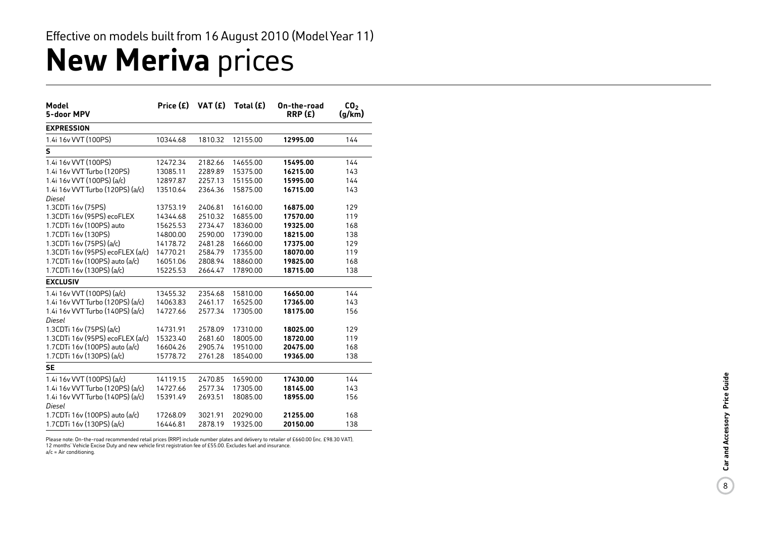Effective on models built from 16 August 2010 (Model Year 11)

# **New Meriva** prices

| **Model**<br>**5-door MPV** | **Price (£)** | **VAT (£)** | **Total (£)** | **On-the-road RRP (£)** | **$CO_2$ (g/km)** |
|---|---|---|---|---|---|
| **EXPRESSION** | | | | | |
| 1.4i 16v VVT (100PS) | 10344.68 | 1810.32 | 12155.00 | **12995.00** | 144 |
| **S** | | | | | |
| 1.4i 16v VVT (100PS) | 12472.34 | 2182.66 | 14655.00 | **15495.00** | 144 |
| 1.4i 16v VVT Turbo (120PS) | 13085.11 | 2289.89 | 15375.00 | **16215.00** | 143 |
| 1.4i 16v VVT (100PS) (a/c) | 12897.87 | 2257.13 | 15155.00 | **15995.00** | 144 |
| 1.4i 16v VVT Turbo (120PS) (a/c) | 13510.64 | 2364.36 | 15875.00 | **16715.00** | 143 |
| *Diesel* | | | | | |
| 1.3CDTi 16v (75PS) | 13753.19 | 2406.81 | 16160.00 | **16875.00** | 129 |
| 1.3CDTi 16v (95PS) ecoFLEX | 14344.68 | 2510.32 | 16855.00 | **17570.00** | 119 |
| 1.7CDTi 16v (100PS) auto | 15625.53 | 2734.47 | 18360.00 | **19325.00** | 168 |
| 1.7CDTi 16v (130PS) | 14800.00 | 2590.00 | 17390.00 | **18215.00** | 138 |
| 1.3CDTi 16v (75PS) (a/c) | 14178.72 | 2481.28 | 16660.00 | **17375.00** | 129 |
| 1.3CDTi 16v (95PS) ecoFLEX (a/c) | 14770.21 | 2584.79 | 17355.00 | **18070.00** | 119 |
| 1.7CDTi 16v (100PS) auto (a/c) | 16051.06 | 2808.94 | 18860.00 | **19825.00** | 168 |
| 1.7CDTi 16v (130PS) (a/c) | 15225.53 | 2664.47 | 17890.00 | **18715.00** | 138 |
| **EXCLUSIV** | | | | | |
| 1.4i 16v VVT (100PS) (a/c) | 13455.32 | 2354.68 | 15810.00 | **16650.00** | 144 |
| 1.4i 16v VVT Turbo (120PS) (a/c) | 14063.83 | 2461.17 | 16525.00 | **17365.00** | 143 |
| 1.4i 16v VVT Turbo (140PS) (a/c) | 14727.66 | 2577.34 | 17305.00 | **18175.00** | 156 |
| *Diesel* | | | | | |
| 1.3CDTi 16v (75PS) (a/c) | 14731.91 | 2578.09 | 17310.00 | **18025.00** | 129 |
| 1.3CDTi 16v (95PS) ecoFLEX (a/c) | 15323.40 | 2681.60 | 18005.00 | **18720.00** | 119 |
| 1.7CDTi 16v (100PS) auto (a/c) | 16604.26 | 2905.74 | 19510.00 | **20475.00** | 168 |
| 1.7CDTi 16v (130PS) (a/c) | 15778.72 | 2761.28 | 18540.00 | **19365.00** | 138 |
| **SE** | | | | | |
| 1.4i 16v VVT (100PS) (a/c) | 14119.15 | 2470.85 | 16590.00 | **17430.00** | 144 |
| 1.4i 16v VVT Turbo (120PS) (a/c) | 14727.66 | 2577.34 | 17305.00 | **18145.00** | 143 |
| 1.4i 16v VVT Turbo (140PS) (a/c) | 15391.49 | 2693.51 | 18085.00 | **18955.00** | 156 |
| *Diesel* | | | | | |
| 1.7CDTi 16v (100PS) auto (a/c) | 17268.09 | 3021.91 | 20290.00 | **21255.00** | 168 |
| 1.7CDTi 16v (130PS) (a/c) | 16446.81 | 2878.19 | 19325.00 | **20150.00** | 138 |

Please note: On-the-road recommended retail prices (RRP) include number plates and delivery to retailer of £660.00 (inc. £98.30 VAT), 12 months' Vehicle Excise Duty and new vehicle first registration fee of £55.00. Excludes fuel and insurance.
a/c = Air conditioning.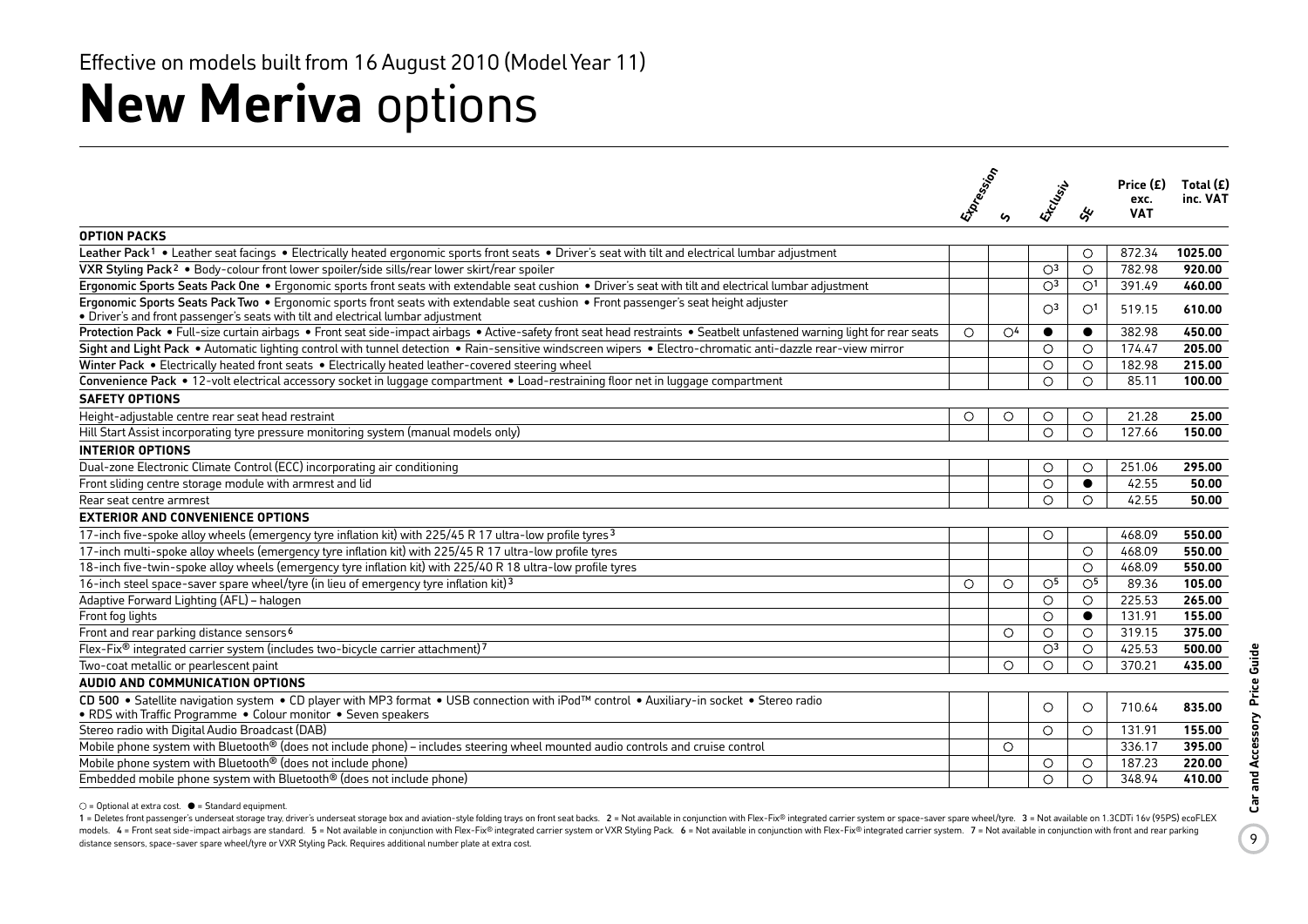Effective on models built from 16 August 2010 (Model Year 11)

# New Meriva options

| | Expression | S | Exclusiv | SE | Price (£) exc. VAT | Total (£) inc. VAT |
|---|---|---|---|---|---|---|
| **OPTION PACKS** | | | | | | |
| Leather Pack[1] • Leather seat facings • Electrically heated ergonomic sports front seats • Driver's seat with tilt and electrical lumbar adjustment | | | | ○ | 872.34 | **1025.00** |
| VXR Styling Pack[2] • Body-colour front lower spoiler/side sills/rear lower skirt/rear spoiler | | | ○[3] | ○ | 782.98 | **920.00** |
| Ergonomic Sports Seats Pack One • Ergonomic sports front seats with extendable seat cushion • Driver's seat with tilt and electrical lumbar adjustment | | | ○[3] | ○[1] | 391.49 | **460.00** |
| Ergonomic Sports Seats Pack Two • Ergonomic sports front seats with extendable seat cushion • Front passenger's seat height adjuster • Driver's and front passenger's seats with tilt and electrical lumbar adjustment | | | ○[3] | ○[1] | 519.15 | **610.00** |
| Protection Pack • Full-size curtain airbags • Front seat side-impact airbags • Active-safety front seat head restraints • Seatbelt unfastened warning light for rear seats | ○ | ○[4] | ● | ● | 382.98 | **450.00** |
| Sight and Light Pack • Automatic lighting control with tunnel detection • Rain-sensitive windscreen wipers • Electro-chromatic anti-dazzle rear-view mirror | | | ○ | ○ | 174.47 | **205.00** |
| Winter Pack • Electrically heated front seats • Electrically heated leather-covered steering wheel | | | ○ | ○ | 182.98 | **215.00** |
| Convenience Pack • 12-volt electrical accessory socket in luggage compartment • Load-restraining floor net in luggage compartment | | | ○ | ○ | 85.11 | **100.00** |
| **SAFETY OPTIONS** | | | | | | |
| Height-adjustable centre rear seat head restraint | ○ | ○ | ○ | ○ | 21.28 | **25.00** |
| Hill Start Assist incorporating tyre pressure monitoring system (manual models only) | | | ○ | ○ | 127.66 | **150.00** |
| **INTERIOR OPTIONS** | | | | | | |
| Dual-zone Electronic Climate Control (ECC) incorporating air conditioning | | | ○ | ○ | 251.06 | **295.00** |
| Front sliding centre storage module with armrest and lid | | | ○ | ● | 42.55 | **50.00** |
| Rear seat centre armrest | | | ○ | ○ | 42.55 | **50.00** |
| **EXTERIOR AND CONVENIENCE OPTIONS** | | | | | | |
| 17-inch five-spoke alloy wheels (emergency tyre inflation kit) with 225/45 R 17 ultra-low profile tyres[3] | | | ○ | | 468.09 | **550.00** |
| 17-inch multi-spoke alloy wheels (emergency tyre inflation kit) with 225/45 R 17 ultra-low profile tyres | | | | ○ | 468.09 | **550.00** |
| 18-inch five-twin-spoke alloy wheels (emergency tyre inflation kit) with 225/40 R 18 ultra-low profile tyres | | | | ○ | 468.09 | **550.00** |
| 16-inch steel space-saver spare wheel/tyre (in lieu of emergency tyre inflation kit)[3] | ○ | ○ | ○[5] | ○[5] | 89.36 | **105.00** |
| Adaptive Forward Lighting (AFL) – halogen | | | ○ | ○ | 225.53 | **265.00** |
| Front fog lights | | | ○ | ● | 131.91 | **155.00** |
| Front and rear parking distance sensors[6] | | ○ | ○ | ○ | 319.15 | **375.00** |
| Flex-Fix® integrated carrier system (includes two-bicycle carrier attachment)[7] | | | ○[3] | ○ | 425.53 | **500.00** |
| Two-coat metallic or pearlescent paint | | ○ | ○ | ○ | 370.21 | **435.00** |
| **AUDIO AND COMMUNICATION OPTIONS** | | | | | | |
| CD 500 • Satellite navigation system • CD player with MP3 format • USB connection with iPod™ control • Auxiliary-in socket • Stereo radio • RDS with Traffic Programme • Colour monitor • Seven speakers | | | ○ | ○ | 710.64 | **835.00** |
| Stereo radio with Digital Audio Broadcast (DAB) | | | ○ | ○ | 131.91 | **155.00** |
| Mobile phone system with Bluetooth® (does not include phone) – includes steering wheel mounted audio controls and cruise control | | ○ | | | 336.17 | **395.00** |
| Mobile phone system with Bluetooth® (does not include phone) | | | ○ | ○ | 187.23 | **220.00** |
| Embedded mobile phone system with Bluetooth® (does not include phone) | | | ○ | ○ | 348.94 | **410.00** |

○ = Optional at extra cost. ● = Standard equipment.

1 = Deletes front passenger's underseat storage tray, driver's underseat storage box and aviation-style folding trays on front seat backs. 2 = Not available in conjunction with Flex-Fix® integrated carrier system or space-saver spare wheel/tyre. 3 = Not available on 1.3CDTi 16v (95PS) ecoFLEX models. 4 = Front seat side-impact airbags are standard. 5 = Not available in conjunction with Flex-Fix® integrated carrier system or VXR Styling Pack. 6 = Not available in conjunction with Flex-Fix® integrated carrier system. 7 = Not available in conjunction with front and rear parking distance sensors, space-saver spare wheel/tyre or VXR Styling Pack. Requires additional number plate at extra cost.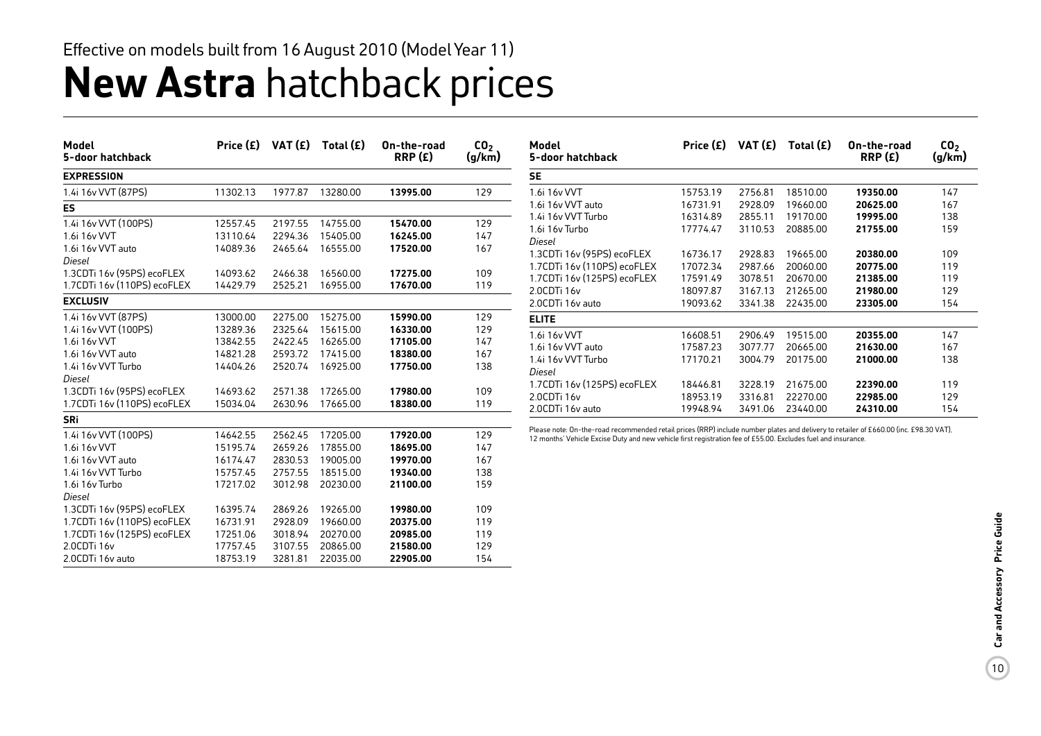Effective on models built from 16 August 2010 (Model Year 11)

# **New Astra** hatchback prices

| Model<br>5-door hatchback | Price (£) | VAT (£) | Total (£) | On-the-road RRP (£) | $CO_2$ (g/km) |
|---|---|---|---|---|---|
| **EXPRESSION** | | | | | |
| 1.4i 16v VVT (87PS) | 11302.13 | 1977.87 | 13280.00 | **13995.00** | 129 |
| **ES** | | | | | |
| 1.4i 16v VVT (100PS) | 12557.45 | 2197.55 | 14755.00 | **15470.00** | 129 |
| 1.6i 16v VVT | 13110.64 | 2294.36 | 15405.00 | **16245.00** | 147 |
| 1.6i 16v VVT auto | 14089.36 | 2465.64 | 16555.00 | **17520.00** | 167 |
| *Diesel* | | | | | |
| 1.3CDTi 16v (95PS) ecoFLEX | 14093.62 | 2466.38 | 16560.00 | **17275.00** | 109 |
| 1.7CDTi 16v (110PS) ecoFLEX | 14429.79 | 2525.21 | 16955.00 | **17670.00** | 119 |
| **EXCLUSIV** | | | | | |
| 1.4i 16v VVT (87PS) | 13000.00 | 2275.00 | 15275.00 | **15990.00** | 129 |
| 1.4i 16v VVT (100PS) | 13289.36 | 2325.64 | 15615.00 | **16330.00** | 129 |
| 1.6i 16v VVT | 13842.55 | 2422.45 | 16265.00 | **17105.00** | 147 |
| 1.6i 16v VVT auto | 14821.28 | 2593.72 | 17415.00 | **18380.00** | 167 |
| 1.4i 16v VVT Turbo | 14404.26 | 2520.74 | 16925.00 | **17750.00** | 138 |
| *Diesel* | | | | | |
| 1.3CDTi 16v (95PS) ecoFLEX | 14693.62 | 2571.38 | 17265.00 | **17980.00** | 109 |
| 1.7CDTi 16v (110PS) ecoFLEX | 15034.04 | 2630.96 | 17665.00 | **18380.00** | 119 |
| **SRi** | | | | | |
| 1.4i 16v VVT (100PS) | 14642.55 | 2562.45 | 17205.00 | **17920.00** | 129 |
| 1.6i 16v VVT | 15195.74 | 2659.26 | 17855.00 | **18695.00** | 147 |
| 1.6i 16v VVT auto | 16174.47 | 2830.53 | 19005.00 | **19970.00** | 167 |
| 1.4i 16v VVT Turbo | 15757.45 | 2757.55 | 18515.00 | **19340.00** | 138 |
| 1.6i 16v Turbo | 17217.02 | 3012.98 | 20230.00 | **21100.00** | 159 |
| *Diesel* | | | | | |
| 1.3CDTi 16v (95PS) ecoFLEX | 16395.74 | 2869.26 | 19265.00 | **19980.00** | 109 |
| 1.7CDTi 16v (110PS) ecoFLEX | 16731.91 | 2928.09 | 19660.00 | **20375.00** | 119 |
| 1.7CDTi 16v (125PS) ecoFLEX | 17251.06 | 3018.94 | 20270.00 | **20985.00** | 119 |
| 2.0CDTi 16v | 17757.45 | 3107.55 | 20865.00 | **21580.00** | 129 |
| 2.0CDTi 16v auto | 18753.19 | 3281.81 | 22035.00 | **22905.00** | 154 |

| Model<br>5-door hatchback | Price (£) | VAT (£) | Total (£) | On-the-road RRP (£) | $CO_2$ (g/km) |
|---|---|---|---|---|---|
| **SE** | | | | | |
| 1.6i 16v VVT | 15753.19 | 2756.81 | 18510.00 | **19350.00** | 147 |
| 1.6i 16v VVT auto | 16731.91 | 2928.09 | 19660.00 | **20625.00** | 167 |
| 1.4i 16v VVT Turbo | 16314.89 | 2855.11 | 19170.00 | **19995.00** | 138 |
| 1.6i 16v Turbo | 17774.47 | 3110.53 | 20885.00 | **21755.00** | 159 |
| *Diesel* | | | | | |
| 1.3CDTi 16v (95PS) ecoFLEX | 16736.17 | 2928.83 | 19665.00 | **20380.00** | 109 |
| 1.7CDTi 16v (110PS) ecoFLEX | 17072.34 | 2987.66 | 20060.00 | **20775.00** | 119 |
| 1.7CDTi 16v (125PS) ecoFLEX | 17591.49 | 3078.51 | 20670.00 | **21385.00** | 119 |
| 2.0CDTi 16v | 18097.87 | 3167.13 | 21265.00 | **21980.00** | 129 |
| 2.0CDTi 16v auto | 19093.62 | 3341.38 | 22435.00 | **23305.00** | 154 |
| **ELITE** | | | | | |
| 1.6i 16v VVT | 16608.51 | 2906.49 | 19515.00 | **20355.00** | 147 |
| 1.6i 16v VVT auto | 17587.23 | 3077.77 | 20665.00 | **21630.00** | 167 |
| 1.4i 16v VVT Turbo | 17170.21 | 3004.79 | 20175.00 | **21000.00** | 138 |
| *Diesel* | | | | | |
| 1.7CDTi 16v (125PS) ecoFLEX | 18446.81 | 3228.19 | 21675.00 | **22390.00** | 119 |
| 2.0CDTi 16v | 18953.19 | 3316.81 | 22270.00 | **22985.00** | 129 |
| 2.0CDTi 16v auto | 19948.94 | 3491.06 | 23440.00 | **24310.00** | 154 |

Please note: On-the-road recommended retail prices (RRP) include number plates and delivery to retailer of £660.00 (inc. £98.30 VAT), 12 months' Vehicle Excise Duty and new vehicle first registration fee of £55.00. Excludes fuel and insurance.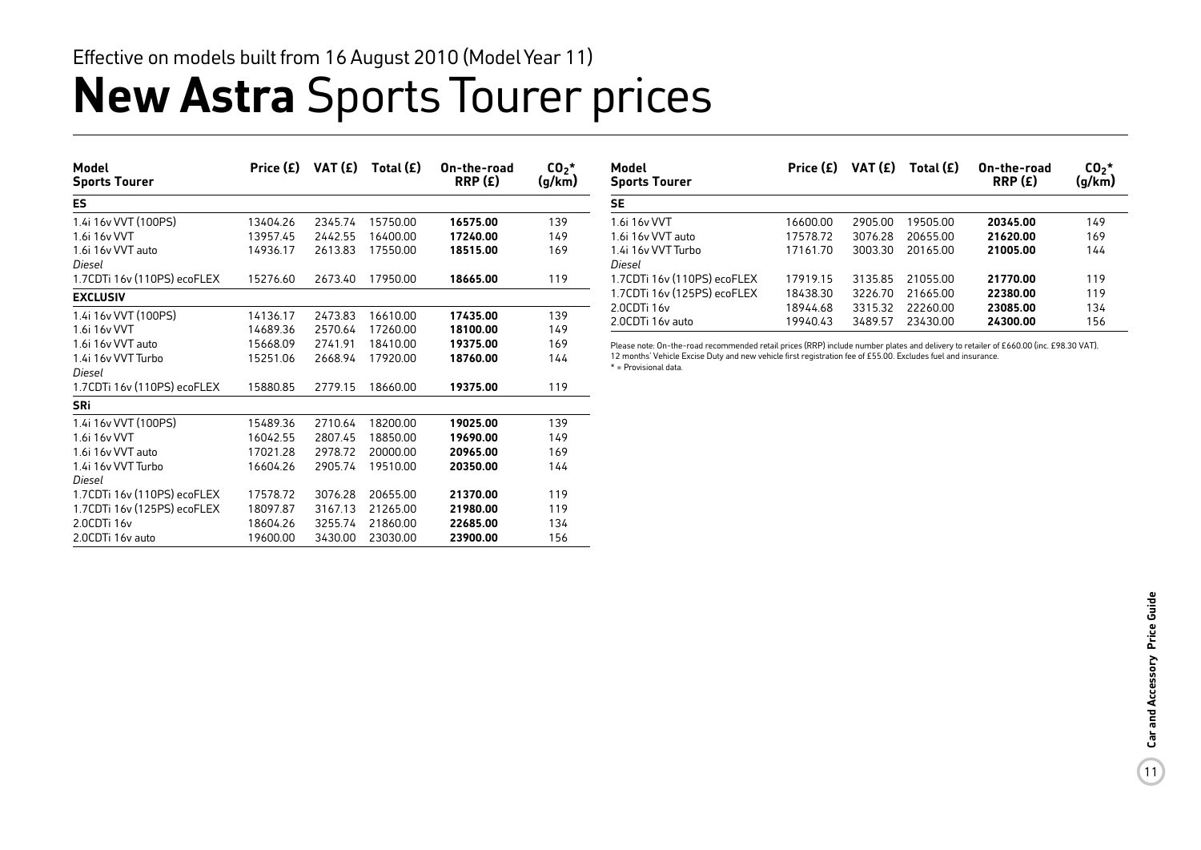Effective on models built from 16 August 2010 (Model Year 11)

# **New Astra** Sports Tourer prices

| Model Sports Tourer | Price (£) | VAT (£) | Total (£) | On-the-road RRP (£) | $CO_2$* (g/km) |
|---|---|---|---|---|---|
| **ES** | | | | | |
| 1.4i 16v VVT (100PS) | 13404.26 | 2345.74 | 15750.00 | **16575.00** | 139 |
| 1.6i 16v VVT | 13957.45 | 2442.55 | 16400.00 | **17240.00** | 149 |
| 1.6i 16v VVT auto | 14936.17 | 2613.83 | 17550.00 | **18515.00** | 169 |
| *Diesel* | | | | | |
| 1.7CDTi 16v (110PS) ecoFLEX | 15276.60 | 2673.40 | 17950.00 | **18665.00** | 119 |
| **EXCLUSIV** | | | | | |
| 1.4i 16v VVT (100PS) | 14136.17 | 2473.83 | 16610.00 | **17435.00** | 139 |
| 1.6i 16v VVT | 14689.36 | 2570.64 | 17260.00 | **18100.00** | 149 |
| 1.6i 16v VVT auto | 15668.09 | 2741.91 | 18410.00 | **19375.00** | 169 |
| 1.4i 16v VVT Turbo | 15251.06 | 2668.94 | 17920.00 | **18760.00** | 144 |
| *Diesel* | | | | | |
| 1.7CDTi 16v (110PS) ecoFLEX | 15880.85 | 2779.15 | 18660.00 | **19375.00** | 119 |
| **SRi** | | | | | |
| 1.4i 16v VVT (100PS) | 15489.36 | 2710.64 | 18200.00 | **19025.00** | 139 |
| 1.6i 16v VVT | 16042.55 | 2807.45 | 18850.00 | **19690.00** | 149 |
| 1.6i 16v VVT auto | 17021.28 | 2978.72 | 20000.00 | **20965.00** | 169 |
| 1.4i 16v VVT Turbo | 16604.26 | 2905.74 | 19510.00 | **20350.00** | 144 |
| *Diesel* | | | | | |
| 1.7CDTi 16v (110PS) ecoFLEX | 17578.72 | 3076.28 | 20655.00 | **21370.00** | 119 |
| 1.7CDTi 16v (125PS) ecoFLEX | 18097.87 | 3167.13 | 21265.00 | **21980.00** | 119 |
| 2.0CDTi 16v | 18604.26 | 3255.74 | 21860.00 | **22685.00** | 134 |
| 2.0CDTi 16v auto | 19600.00 | 3430.00 | 23030.00 | **23900.00** | 156 |

| Model Sports Tourer | Price (£) | VAT (£) | Total (£) | On-the-road RRP (£) | $CO_2$* (g/km) |
|---|---|---|---|---|---|
| **SE** | | | | | |
| 1.6i 16v VVT | 16600.00 | 2905.00 | 19505.00 | **20345.00** | 149 |
| 1.6i 16v VVT auto | 17578.72 | 3076.28 | 20655.00 | **21620.00** | 169 |
| 1.4i 16v VVT Turbo | 17161.70 | 3003.30 | 20165.00 | **21005.00** | 144 |
| *Diesel* | | | | | |
| 1.7CDTi 16v (110PS) ecoFLEX | 17919.15 | 3135.85 | 21055.00 | **21770.00** | 119 |
| 1.7CDTi 16v (125PS) ecoFLEX | 18438.30 | 3226.70 | 21665.00 | **22380.00** | 119 |
| 2.0CDTi 16v | 18944.68 | 3315.32 | 22260.00 | **23085.00** | 134 |
| 2.0CDTi 16v auto | 19940.43 | 3489.57 | 23430.00 | **24300.00** | 156 |

Please note: On-the-road recommended retail prices (RRP) include number plates and delivery to retailer of £660.00 (inc. £98.30 VAT), 12 months' Vehicle Excise Duty and new vehicle first registration fee of £55.00. Excludes fuel and insurance.
* = Provisional data.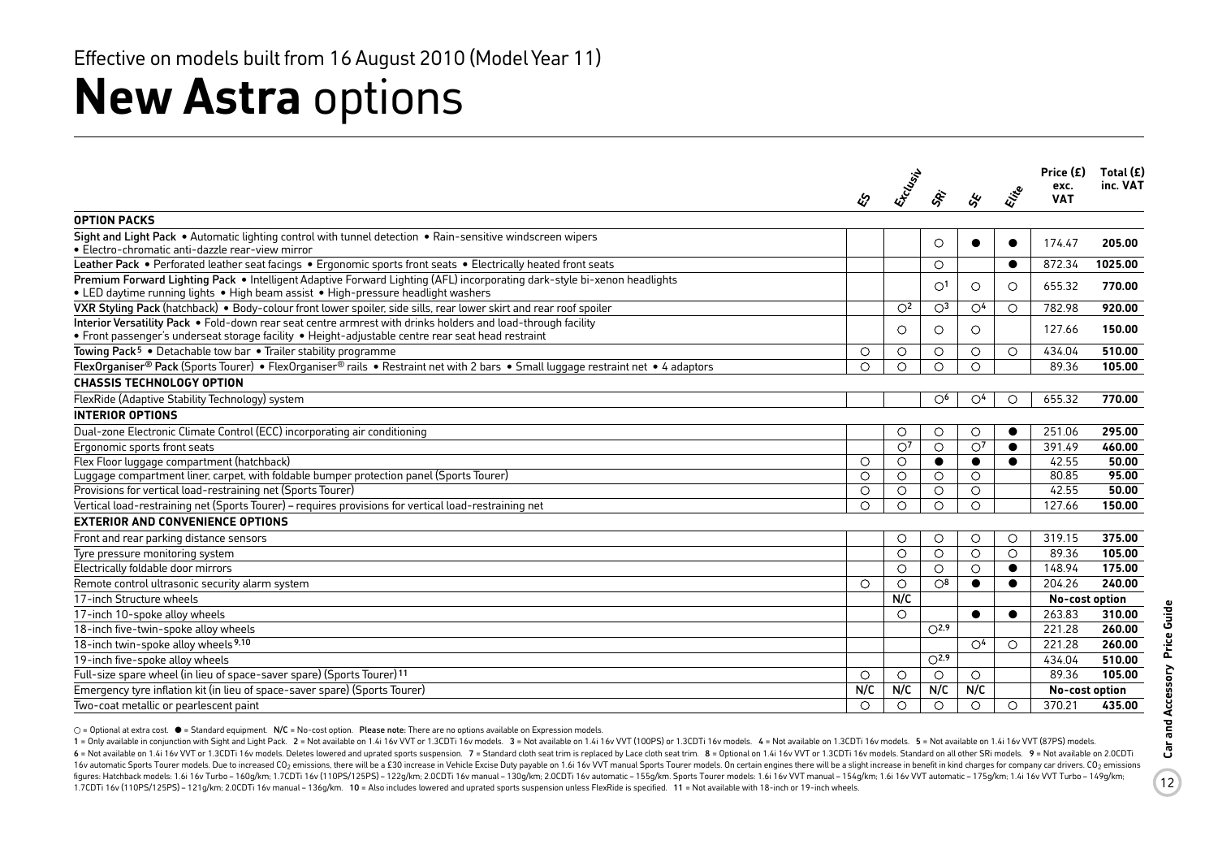Effective on models built from 16 August 2010 (Model Year 11)

# **New Astra** options

| | ES | Exclusiv | SRi | SE | Elite | Price (£) exc. VAT | Total (£) inc. VAT |
|---|---|---|---|---|---|---|---|
| **OPTION PACKS** | | | | | | | |
| **Sight and Light Pack** • Automatic lighting control with tunnel detection • Rain-sensitive windscreen wipers • Electro-chromatic anti-dazzle rear-view mirror | | | ○ | ● | ● | 174.47 | **205.00** |
| **Leather Pack** • Perforated leather seat facings • Ergonomic sports front seats • Electrically heated front seats | | | ○ | | ● | 872.34 | **1025.00** |
| **Premium Forward Lighting Pack** • Intelligent Adaptive Forward Lighting (AFL) incorporating dark-style bi-xenon headlights • LED daytime running lights • High beam assist • High-pressure headlight washers | | | ○[1] | ○ | ○ | 655.32 | **770.00** |
| **VXR Styling Pack** (hatchback) • Body-colour front lower spoiler, side sills, rear lower skirt and rear roof spoiler | | ○[2] | ○[3] | ○[4] | ○ | 782.98 | **920.00** |
| **Interior Versatility Pack** • Fold-down rear seat centre armrest with drinks holders and load-through facility • Front passenger's underseat storage facility • Height-adjustable centre rear seat head restraint | | ○ | ○ | ○ | | 127.66 | **150.00** |
| **Towing Pack**[5] • Detachable tow bar • Trailer stability programme | ○ | ○ | ○ | ○ | ○ | 434.04 | **510.00** |
| **FlexOrganiser® Pack** (Sports Tourer) • FlexOrganiser® rails • Restraint net with 2 bars • Small luggage restraint net • 4 adaptors | ○ | ○ | ○ | ○ | | 89.36 | **105.00** |
| **CHASSIS TECHNOLOGY OPTION** | | | | | | | |
| FlexRide (Adaptive Stability Technology) system | | | ○[6] | ○[4] | ○ | 655.32 | **770.00** |
| **INTERIOR OPTIONS** | | | | | | | |
| Dual-zone Electronic Climate Control (ECC) incorporating air conditioning | | ○ | ○ | ○ | ● | 251.06 | **295.00** |
| Ergonomic sports front seats | | ○[7] | ○ | ○[7] | ● | 391.49 | **460.00** |
| Flex Floor luggage compartment (hatchback) | ○ | ○ | ● | ● | ● | 42.55 | **50.00** |
| Luggage compartment liner, carpet, with foldable bumper protection panel (Sports Tourer) | ○ | ○ | ○ | ○ | | 80.85 | **95.00** |
| Provisions for vertical load-restraining net (Sports Tourer) | ○ | ○ | ○ | ○ | | 42.55 | **50.00** |
| Vertical load-restraining net (Sports Tourer) – requires provisions for vertical load-restraining net | ○ | ○ | ○ | ○ | | 127.66 | **150.00** |
| **EXTERIOR AND CONVENIENCE OPTIONS** | | | | | | | |
| Front and rear parking distance sensors | | ○ | ○ | ○ | ○ | 319.15 | **375.00** |
| Tyre pressure monitoring system | | ○ | ○ | ○ | ○ | 89.36 | **105.00** |
| Electrically foldable door mirrors | | ○ | ○ | ○ | ● | 148.94 | **175.00** |
| Remote control ultrasonic security alarm system | ○ | ○ | ○[8] | ● | ● | 204.26 | **240.00** |
| 17-inch Structure wheels | | N/C | | | | **No-cost option** | |
| 17-inch 10-spoke alloy wheels | | ○ | | ● | ● | 263.83 | **310.00** |
| 18-inch five-twin-spoke alloy wheels | | | ○[2,9] | | | 221.28 | **260.00** |
| 18-inch twin-spoke alloy wheels[9,10] | | | | ○[4] | ○ | 221.28 | **260.00** |
| 19-inch five-spoke alloy wheels | | | ○[2,9] | | | 434.04 | **510.00** |
| Full-size spare wheel (in lieu of space-saver spare) (Sports Tourer)[11] | ○ | ○ | ○ | ○ | | 89.36 | **105.00** |
| Emergency tyre inflation kit (in lieu of space-saver spare) (Sports Tourer) | N/C | N/C | N/C | N/C | | **No-cost option** | |
| Two-coat metallic or pearlescent paint | ○ | ○ | ○ | ○ | ○ | 370.21 | **435.00** |

○ = Optional at extra cost. ● = Standard equipment. N/C = No-cost option. **Please note:** There are no options available on Expression models.

1 = Only available in conjunction with Sight and Light Pack. 2 = Not available on 1.4i 16v VVT or 1.3CDTi 16v models. 3 = Not available on 1.4i 16v VVT (100PS) or 1.3CDTi 16v models. 4 = Not available on 1.3CDTi 16v models. 5 = Not available on 1.4i 16v VVT (87PS) models. 6 = Not available on 1.4i 16v VVT or 1.3CDTi 16v models. Deletes lowered and uprated sports suspension. 7 = Standard cloth seat trim is replaced by Lace cloth seat trim. 8 = Optional on 1.4i 16v VVT or 1.3CDTi 16v models. Standard on all other SRi models. 9 = Not available on 2.0CDTi 16v automatic Sports Tourer models. Due to increased $CO_2$ emissions, there will be a £30 increase in Vehicle Excise Duty payable on 1.6i 16v VVT manual Sports Tourer models. On certain engines there will be a slight increase in benefit in kind charges for company car drivers. $CO_2$ emissions figures: Hatchback models: 1.6i 16v Turbo – 160g/km; 1.7CDTi 16v (110PS/125PS) – 122g/km; 2.0CDTi 16v manual – 130g/km; 2.0CDTi 16v automatic – 155g/km. Sports Tourer models: 1.6i 16v VVT manual – 154g/km; 1.6i 16v VVT automatic – 175g/km; 1.4i 16v VVT Turbo – 149g/km; 1.7CDTi 16v (110PS/125PS) – 121g/km; 2.0CDTi 16v manual – 136g/km. 10 = Also includes lowered and uprated sports suspension unless FlexRide is specified. 11 = Not available with 18-inch or 19-inch wheels.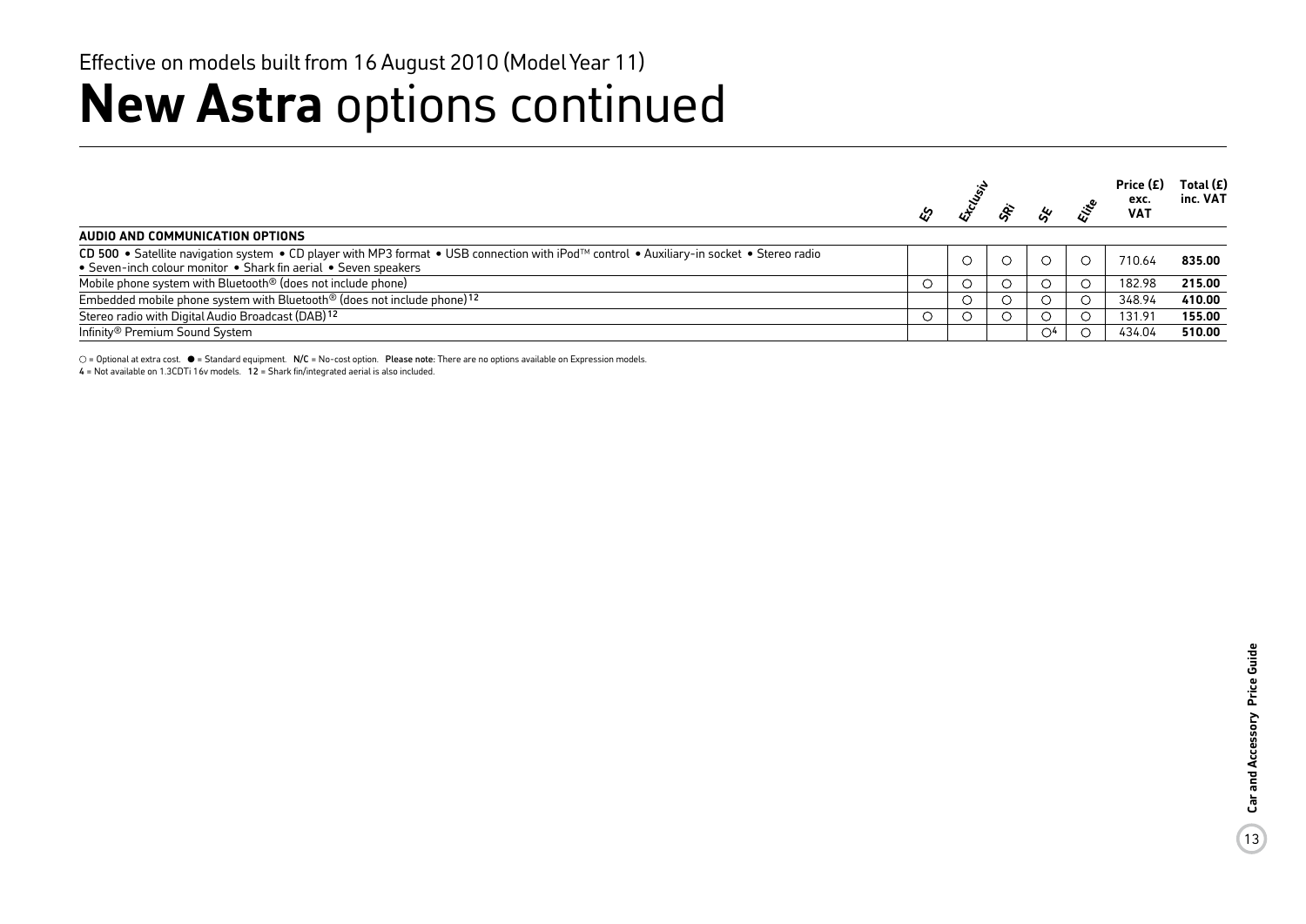Effective on models built from 16 August 2010 (Model Year 11)

# **New Astra** options continued

| | ES | Exclusiv | SRi | SE | Elite | Price (£) exc. VAT | Total (£) inc. VAT |
|---|---|---|---|---|---|---|---|
| **AUDIO AND COMMUNICATION OPTIONS** | | | | | | | |
| **CD 500** • Satellite navigation system • CD player with MP3 format • USB connection with iPod™ control • Auxiliary-in socket • Stereo radio • Seven-inch colour monitor • Shark fin aerial • Seven speakers | | ○ | ○ | ○ | ○ | 710.64 | **835.00** |
| Mobile phone system with Bluetooth® (does not include phone) | ○ | ○ | ○ | ○ | ○ | 182.98 | **215.00** |
| Embedded mobile phone system with Bluetooth® (does not include phone)[12] | | ○ | ○ | ○ | ○ | 348.94 | **410.00** |
| Stereo radio with Digital Audio Broadcast (DAB)[12] | ○ | ○ | ○ | ○ | ○ | 131.91 | **155.00** |
| Infinity® Premium Sound System | | | | ○[4] | ○ | 434.04 | **510.00** |

○ = Optional at extra cost. ● = Standard equipment. **N/C** = No-cost option. **Please note:** There are no options available on Expression models.
**4** = Not available on 1.3CDTi 16v models. **12** = Shark fin/integrated aerial is also included.

**Car and Accessory Price Guide**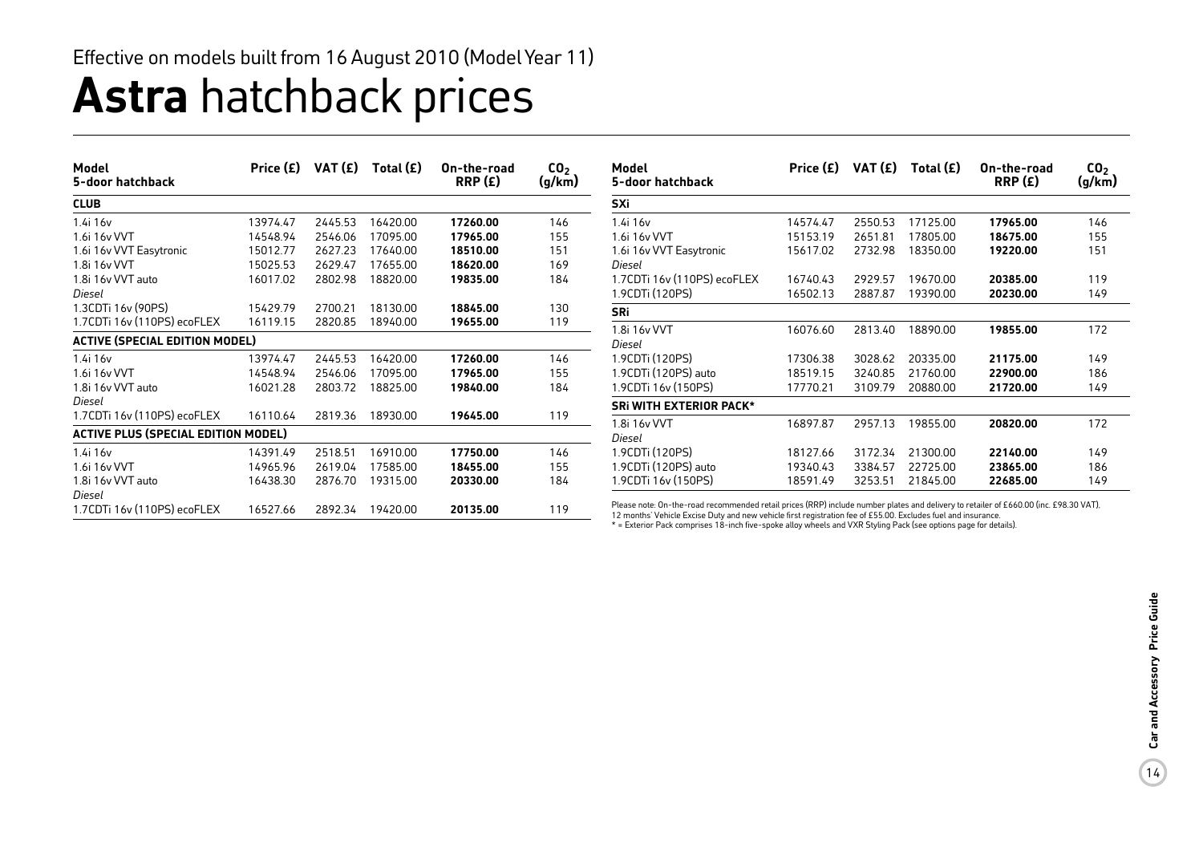Effective on models built from 16 August 2010 (Model Year 11)

# **Astra** hatchback prices

| Model 5-door hatchback | Price (£) | VAT (£) | Total (£) | On-the-road RRP (£) | $CO_2$ (g/km) |
|---|---|---|---|---|---|
| **CLUB** | | | | | |
| 1.4i 16v | 13974.47 | 2445.53 | 16420.00 | **17260.00** | 146 |
| 1.6i 16v VVT | 14548.94 | 2546.06 | 17095.00 | **17965.00** | 155 |
| 1.6i 16v VVT Easytronic | 15012.77 | 2627.23 | 17640.00 | **18510.00** | 151 |
| 1.8i 16v VVT | 15025.53 | 2629.47 | 17655.00 | **18620.00** | 169 |
| 1.8i 16v VVT auto | 16017.02 | 2802.98 | 18820.00 | **19835.00** | 184 |
| *Diesel* | | | | | |
| 1.3CDTi 16v (90PS) | 15429.79 | 2700.21 | 18130.00 | **18845.00** | 130 |
| 1.7CDTi 16v (110PS) ecoFLEX | 16119.15 | 2820.85 | 18940.00 | **19655.00** | 119 |
| **ACTIVE (SPECIAL EDITION MODEL)** | | | | | |
| 1.4i 16v | 13974.47 | 2445.53 | 16420.00 | **17260.00** | 146 |
| 1.6i 16v VVT | 14548.94 | 2546.06 | 17095.00 | **17965.00** | 155 |
| 1.8i 16v VVT auto | 16021.28 | 2803.72 | 18825.00 | **19840.00** | 184 |
| *Diesel* | | | | | |
| 1.7CDTi 16v (110PS) ecoFLEX | 16110.64 | 2819.36 | 18930.00 | **19645.00** | 119 |
| **ACTIVE PLUS (SPECIAL EDITION MODEL)** | | | | | |
| 1.4i 16v | 14391.49 | 2518.51 | 16910.00 | **17750.00** | 146 |
| 1.6i 16v VVT | 14965.96 | 2619.04 | 17585.00 | **18455.00** | 155 |
| 1.8i 16v VVT auto | 16438.30 | 2876.70 | 19315.00 | **20330.00** | 184 |
| *Diesel* | | | | | |
| 1.7CDTi 16v (110PS) ecoFLEX | 16527.66 | 2892.34 | 19420.00 | **20135.00** | 119 |

| Model 5-door hatchback | Price (£) | VAT (£) | Total (£) | On-the-road RRP (£) | $CO_2$ (g/km) |
|---|---|---|---|---|---|
| **SXi** | | | | | |
| 1.4i 16v | 14574.47 | 2550.53 | 17125.00 | **17965.00** | 146 |
| 1.6i 16v VVT | 15153.19 | 2651.81 | 17805.00 | **18675.00** | 155 |
| 1.6i 16v VVT Easytronic | 15617.02 | 2732.98 | 18350.00 | **19220.00** | 151 |
| *Diesel* | | | | | |
| 1.7CDTi 16v (110PS) ecoFLEX | 16740.43 | 2929.57 | 19670.00 | **20385.00** | 119 |
| 1.9CDTi (120PS) | 16502.13 | 2887.87 | 19390.00 | **20230.00** | 149 |
| **SRi** | | | | | |
| 1.8i 16v VVT | 16076.60 | 2813.40 | 18890.00 | **19855.00** | 172 |
| *Diesel* | | | | | |
| 1.9CDTi (120PS) | 17306.38 | 3028.62 | 20335.00 | **21175.00** | 149 |
| 1.9CDTi (120PS) auto | 18519.15 | 3240.85 | 21760.00 | **22900.00** | 186 |
| 1.9CDTi 16v (150PS) | 17770.21 | 3109.79 | 20880.00 | **21720.00** | 149 |
| **SRi WITH EXTERIOR PACK*** | | | | | |
| 1.8i 16v VVT | 16897.87 | 2957.13 | 19855.00 | **20820.00** | 172 |
| *Diesel* | | | | | |
| 1.9CDTi (120PS) | 18127.66 | 3172.34 | 21300.00 | **22140.00** | 149 |
| 1.9CDTi (120PS) auto | 19340.43 | 3384.57 | 22725.00 | **23865.00** | 186 |
| 1.9CDTi 16v (150PS) | 18591.49 | 3253.51 | 21845.00 | **22685.00** | 149 |

Please note: On-the-road recommended retail prices (RRP) include number plates and delivery to retailer of £660.00 (inc. £98.30 VAT), 12 months' Vehicle Excise Duty and new vehicle first registration fee of £55.00. Excludes fuel and insurance.
* = Exterior Pack comprises 18-inch five-spoke alloy wheels and VXR Styling Pack (see options page for details).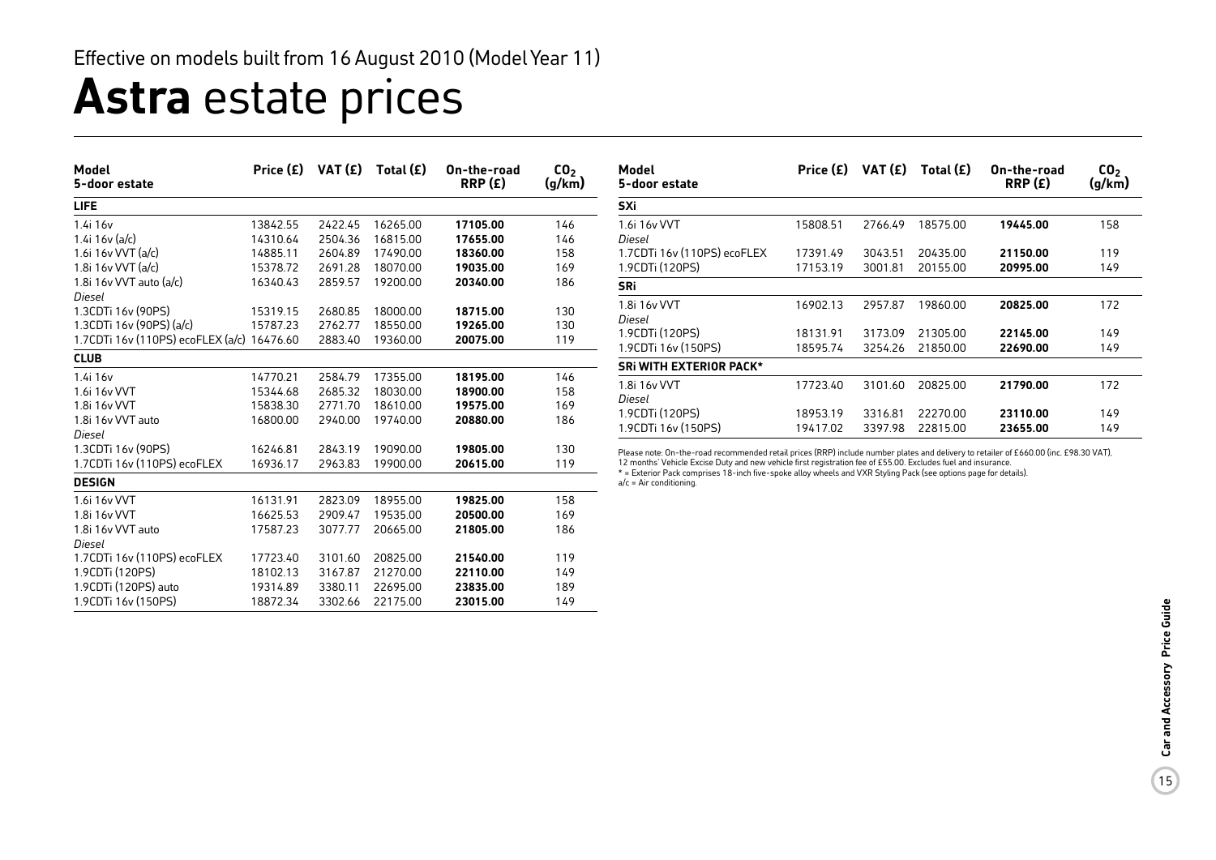Effective on models built from 16 August 2010 (Model Year 11)

# **Astra** estate prices

| Model<br>5-door estate | Price (£) | VAT (£) | Total (£) | On-the-road RRP (£) | $CO_2$ (g/km) |
|---|---|---|---|---|---|
| **LIFE** | | | | | |
| 1.4i 16v | 13842.55 | 2422.45 | 16265.00 | **17105.00** | 146 |
| 1.4i 16v (a/c) | 14310.64 | 2504.36 | 16815.00 | **17655.00** | 146 |
| 1.6i 16v VVT (a/c) | 14885.11 | 2604.89 | 17490.00 | **18360.00** | 158 |
| 1.8i 16v VVT (a/c) | 15378.72 | 2691.28 | 18070.00 | **19035.00** | 169 |
| 1.8i 16v VVT auto (a/c) | 16340.43 | 2859.57 | 19200.00 | **20340.00** | 186 |
| *Diesel* | | | | | |
| 1.3CDTi 16v (90PS) | 15319.15 | 2680.85 | 18000.00 | **18715.00** | 130 |
| 1.3CDTi 16v (90PS) (a/c) | 15787.23 | 2762.77 | 18550.00 | **19265.00** | 130 |
| 1.7CDTi 16v (110PS) ecoFLEX (a/c) | 16476.60 | 2883.40 | 19360.00 | **20075.00** | 119 |
| **CLUB** | | | | | |
| 1.4i 16v | 14770.21 | 2584.79 | 17355.00 | **18195.00** | 146 |
| 1.6i 16v VVT | 15344.68 | 2685.32 | 18030.00 | **18900.00** | 158 |
| 1.8i 16v VVT | 15838.30 | 2771.70 | 18610.00 | **19575.00** | 169 |
| 1.8i 16v VVT auto | 16800.00 | 2940.00 | 19740.00 | **20880.00** | 186 |
| *Diesel* | | | | | |
| 1.3CDTi 16v (90PS) | 16246.81 | 2843.19 | 19090.00 | **19805.00** | 130 |
| 1.7CDTi 16v (110PS) ecoFLEX | 16936.17 | 2963.83 | 19900.00 | **20615.00** | 119 |
| **DESIGN** | | | | | |
| 1.6i 16v VVT | 16131.91 | 2823.09 | 18955.00 | **19825.00** | 158 |
| 1.8i 16v VVT | 16625.53 | 2909.47 | 19535.00 | **20500.00** | 169 |
| 1.8i 16v VVT auto | 17587.23 | 3077.77 | 20665.00 | **21805.00** | 186 |
| *Diesel* | | | | | |
| 1.7CDTi 16v (110PS) ecoFLEX | 17723.40 | 3101.60 | 20825.00 | **21540.00** | 119 |
| 1.9CDTi (120PS) | 18102.13 | 3167.87 | 21270.00 | **22110.00** | 149 |
| 1.9CDTi (120PS) auto | 19314.89 | 3380.11 | 22695.00 | **23835.00** | 189 |
| 1.9CDTi 16v (150PS) | 18872.34 | 3302.66 | 22175.00 | **23015.00** | 149 |

| Model<br>5-door estate | Price (£) | VAT (£) | Total (£) | On-the-road RRP (£) | $CO_2$ (g/km) |
|---|---|---|---|---|---|
| **SXi** | | | | | |
| 1.6i 16v VVT | 15808.51 | 2766.49 | 18575.00 | **19445.00** | 158 |
| *Diesel* | | | | | |
| 1.7CDTi 16v (110PS) ecoFLEX | 17391.49 | 3043.51 | 20435.00 | **21150.00** | 119 |
| 1.9CDTi (120PS) | 17153.19 | 3001.81 | 20155.00 | **20995.00** | 149 |
| **SRi** | | | | | |
| 1.8i 16v VVT | 16902.13 | 2957.87 | 19860.00 | **20825.00** | 172 |
| *Diesel* | | | | | |
| 1.9CDTi (120PS) | 18131.91 | 3173.09 | 21305.00 | **22145.00** | 149 |
| 1.9CDTi 16v (150PS) | 18595.74 | 3254.26 | 21850.00 | **22690.00** | 149 |
| **SRi WITH EXTERIOR PACK*** | | | | | |
| 1.8i 16v VVT | 17723.40 | 3101.60 | 20825.00 | **21790.00** | 172 |
| *Diesel* | | | | | |
| 1.9CDTi (120PS) | 18953.19 | 3316.81 | 22270.00 | **23110.00** | 149 |
| 1.9CDTi 16v (150PS) | 19417.02 | 3397.98 | 22815.00 | **23655.00** | 149 |

Please note: On-the-road recommended retail prices (RRP) include number plates and delivery to retailer of £660.00 (inc. £98.30 VAT), 12 months' Vehicle Excise Duty and new vehicle first registration fee of £55.00. Excludes fuel and insurance.
* = Exterior Pack comprises 18-inch five-spoke alloy wheels and VXR Styling Pack (see options page for details).
a/c = Air conditioning.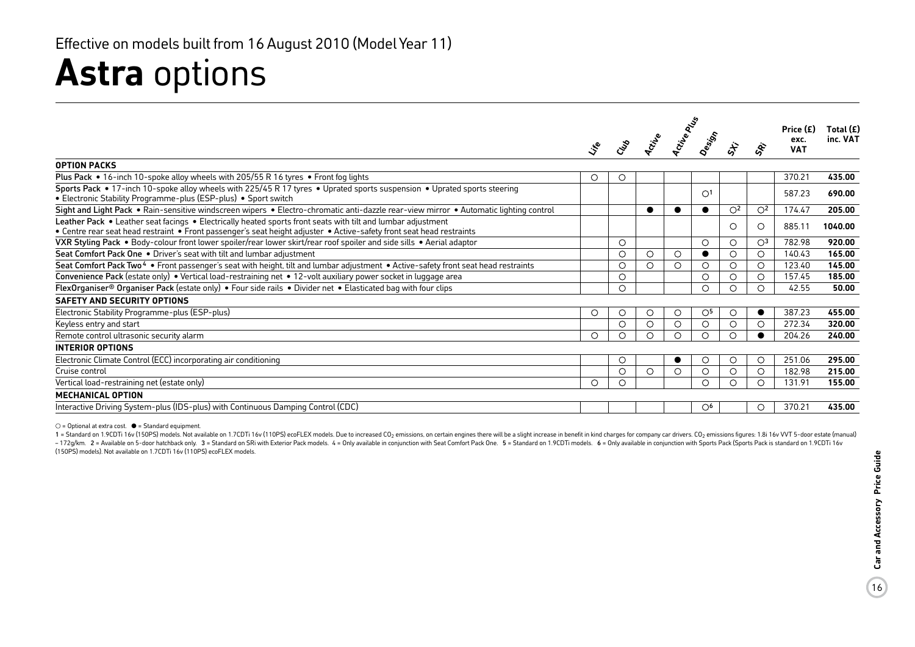Effective on models built from 16 August 2010 (Model Year 11)

# **Astra** options

| | Life | Club | Active | Active Plus | Design | SXi | SRi | Price (£) exc. VAT | Total (£) inc. VAT |
|---|---|---|---|---|---|---|---|---|---|
| **OPTION PACKS** | | | | | | | | | |
| Plus Pack • 16-inch 10-spoke alloy wheels with 205/55 R 16 tyres • Front fog lights | ○ | ○ | | | | | | 370.21 | **435.00** |
| Sports Pack • 17-inch 10-spoke alloy wheels with 225/45 R 17 tyres • Uprated sports suspension • Uprated sports steering • Electronic Stability Programme-plus (ESP-plus) • Sport switch | | | | | ○[1] | | | 587.23 | **690.00** |
| Sight and Light Pack • Rain-sensitive windscreen wipers • Electro-chromatic anti-dazzle rear-view mirror • Automatic lighting control | | | ● | ● | ● | ○[2] | ○[2] | 174.47 | **205.00** |
| Leather Pack • Leather seat facings • Electrically heated sports front seats with tilt and lumbar adjustment • Centre rear seat head restraint • Front passenger's seat height adjuster • Active-safety front seat head restraints | | | | | | ○ | ○ | 885.11 | **1040.00** |
| VXR Styling Pack • Body-colour front lower spoiler/rear lower skirt/rear roof spoiler and side sills • Aerial adaptor | | ○ | | | ○ | ○ | ○[3] | 782.98 | **920.00** |
| Seat Comfort Pack One • Driver's seat with tilt and lumbar adjustment | | ○ | ○ | ○ | ● | ○ | ○ | 140.43 | **165.00** |
| Seat Comfort Pack Two[4] • Front passenger's seat with height, tilt and lumbar adjustment • Active-safety front seat head restraints | | ○ | ○ | ○ | ○ | ○ | ○ | 123.40 | **145.00** |
| Convenience Pack (estate only) • Vertical load-restraining net • 12-volt auxiliary power socket in luggage area | | ○ | | | ○ | ○ | ○ | 157.45 | **185.00** |
| FlexOrganiser® Organiser Pack (estate only) • Four side rails • Divider net • Elasticated bag with four clips | | ○ | | | ○ | ○ | ○ | 42.55 | **50.00** |
| **SAFETY AND SECURITY OPTIONS** | | | | | | | | | |
| Electronic Stability Programme-plus (ESP-plus) | ○ | ○ | ○ | ○ | ○[5] | ○ | ● | 387.23 | **455.00** |
| Keyless entry and start | | ○ | ○ | ○ | ○ | ○ | ○ | 272.34 | **320.00** |
| Remote control ultrasonic security alarm | ○ | ○ | ○ | ○ | ○ | ○ | ● | 204.26 | **240.00** |
| **INTERIOR OPTIONS** | | | | | | | | | |
| Electronic Climate Control (ECC) incorporating air conditioning | | ○ | | ● | ○ | ○ | ○ | 251.06 | **295.00** |
| Cruise control | | ○ | ○ | ○ | ○ | ○ | ○ | 182.98 | **215.00** |
| Vertical load-restraining net (estate only) | ○ | ○ | | | ○ | ○ | ○ | 131.91 | **155.00** |
| **MECHANICAL OPTION** | | | | | | | | | |
| Interactive Driving System-plus (IDS-plus) with Continuous Damping Control (CDC) | | | | | ○[6] | | ○ | 370.21 | **435.00** |

○ = Optional at extra cost. ● = Standard equipment.

1 = Standard on 1.9CDTi 16v (150PS) models. Not available on 1.7CDTi 16v (110PS) ecoFLEX models. Due to increased $CO_2$ emissions, on certain engines there will be a slight increase in benefit in kind charges for company car drivers. $CO_2$ emissions figures: 1.8i 16v VVT 5-door estate (manual) – 172g/km. 2 = Available on 5-door hatchback only. 3 = Standard on SRi with Exterior Pack models. 4 = Only available in conjunction with Seat Comfort Pack One. 5 = Standard on 1.9CDTi models. 6 = Only available in conjunction with Sports Pack (Sports Pack is standard on 1.9CDTi 16v (150PS) models). Not available on 1.7CDTi 16v (110PS) ecoFLEX models.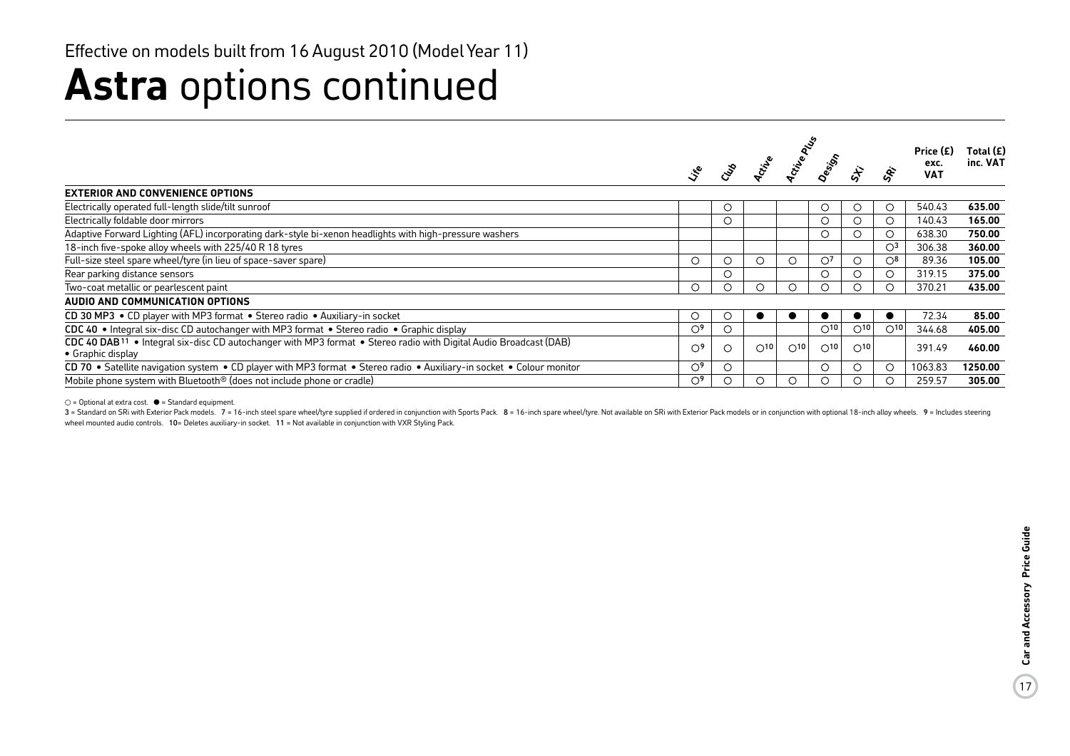Effective on models built from 16 August 2010 (Model Year 11)

# **Astra** options continued

| | Life | Club | Active | Active Plus | Design | SXi | SRi | Price (£) exc. VAT | Total (£) inc. VAT |
|---|---|---|---|---|---|---|---|---|---|
| **EXTERIOR AND CONVENIENCE OPTIONS** | | | | | | | | | |
| Electrically operated full-length slide/tilt sunroof | | ○ | | | ○ | ○ | ○ | 540.43 | **635.00** |
| Electrically foldable door mirrors | | ○ | | | ○ | ○ | ○ | 140.43 | **165.00** |
| Adaptive Forward Lighting (AFL) incorporating dark-style bi-xenon headlights with high-pressure washers | | | | | ○ | ○ | ○ | 638.30 | **750.00** |
| 18-inch five-spoke alloy wheels with 225/40 R 18 tyres | | | | | | | ○[3] | 306.38 | **360.00** |
| Full-size steel spare wheel/tyre (in lieu of space-saver spare) | ○ | ○ | ○ | ○ | ○[7] | ○ | ○[8] | 89.36 | **105.00** |
| Rear parking distance sensors | | ○ | | | ○ | ○ | ○ | 319.15 | **375.00** |
| Two-coat metallic or pearlescent paint | ○ | ○ | ○ | ○ | ○ | ○ | ○ | 370.21 | **435.00** |
| **AUDIO AND COMMUNICATION OPTIONS** | | | | | | | | | |
| CD 30 MP3 • CD player with MP3 format • Stereo radio • Auxiliary-in socket | ○ | ○ | ● | ● | ● | ● | ● | 72.34 | **85.00** |
| CDC 40 • Integral six-disc CD autochanger with MP3 format • Stereo radio • Graphic display | ○[9] | ○ | | | ○[10] | ○[10] | ○[10] | 344.68 | **405.00** |
| CDC 40 DAB[11] • Integral six-disc CD autochanger with MP3 format • Stereo radio with Digital Audio Broadcast (DAB) • Graphic display | ○[9] | ○ | ○[10] | ○[10] | ○[10] | ○[10] | | 391.49 | **460.00** |
| CD 70 • Satellite navigation system • CD player with MP3 format • Stereo radio • Auxiliary-in socket • Colour monitor | ○[9] | ○ | | | ○ | ○ | ○ | 1063.83 | **1250.00** |
| Mobile phone system with Bluetooth® (does not include phone or cradle) | ○[9] | ○ | ○ | ○ | ○ | ○ | ○ | 259.57 | **305.00** |

○ = Optional at extra cost. ● = Standard equipment.

3 = Standard on SRi with Exterior Pack models. 7 = 16-inch steel spare wheel/tyre supplied if ordered in conjunction with Sports Pack. 8 = 16-inch spare wheel/tyre. Not available on SRi with Exterior Pack models or in conjunction with optional 18-inch alloy wheels. 9 = Includes steering wheel mounted audio controls. 10= Deletes auxiliary-in socket. 11 = Not available in conjunction with VXR Styling Pack.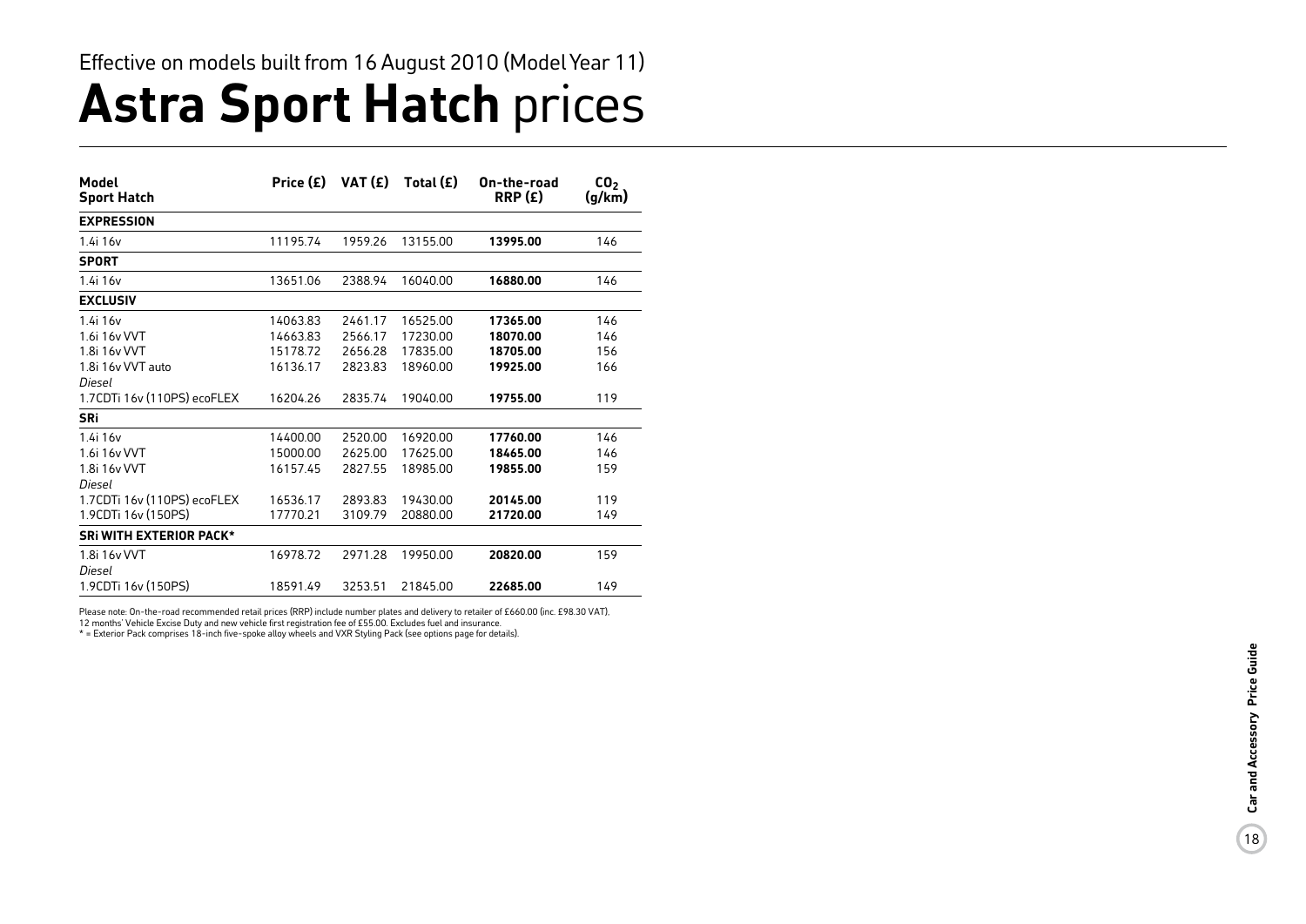Effective on models built from 16 August 2010 (Model Year 11)

# **Astra Sport Hatch** prices

| **Model** **Sport Hatch** | **Price (£)** | **VAT (£)** | **Total (£)** | **On-the-road RRP (£)** | **$CO_2$ (g/km)** |
|---|---|---|---|---|---|
| **EXPRESSION** | | | | | |
| 1.4i 16v | 11195.74 | 1959.26 | 13155.00 | **13995.00** | 146 |
| **SPORT** | | | | | |
| 1.4i 16v | 13651.06 | 2388.94 | 16040.00 | **16880.00** | 146 |
| **EXCLUSIV** | | | | | |
| 1.4i 16v | 14063.83 | 2461.17 | 16525.00 | **17365.00** | 146 |
| 1.6i 16v VVT | 14663.83 | 2566.17 | 17230.00 | **18070.00** | 146 |
| 1.8i 16v VVT | 15178.72 | 2656.28 | 17835.00 | **18705.00** | 156 |
| 1.8i 16v VVT auto | 16136.17 | 2823.83 | 18960.00 | **19925.00** | 166 |
| *Diesel* | | | | | |
| 1.7CDTi 16v (110PS) ecoFLEX | 16204.26 | 2835.74 | 19040.00 | **19755.00** | 119 |
| **SRi** | | | | | |
| 1.4i 16v | 14400.00 | 2520.00 | 16920.00 | **17760.00** | 146 |
| 1.6i 16v VVT | 15000.00 | 2625.00 | 17625.00 | **18465.00** | 146 |
| 1.8i 16v VVT | 16157.45 | 2827.55 | 18985.00 | **19855.00** | 159 |
| *Diesel* | | | | | |
| 1.7CDTi 16v (110PS) ecoFLEX | 16536.17 | 2893.83 | 19430.00 | **20145.00** | 119 |
| 1.9CDTi 16v (150PS) | 17770.21 | 3109.79 | 20880.00 | **21720.00** | 149 |
| **SRi WITH EXTERIOR PACK*** | | | | | |
| 1.8i 16v VVT | 16978.72 | 2971.28 | 19950.00 | **20820.00** | 159 |
| *Diesel* | | | | | |
| 1.9CDTi 16v (150PS) | 18591.49 | 3253.51 | 21845.00 | **22685.00** | 149 |

Please note: On-the-road recommended retail prices (RRP) include number plates and delivery to retailer of £660.00 (inc. £98.30 VAT), 12 months' Vehicle Excise Duty and new vehicle first registration fee of £55.00. Excludes fuel and insurance.

* = Exterior Pack comprises 18-inch five-spoke alloy wheels and VXR Styling Pack (see options page for details).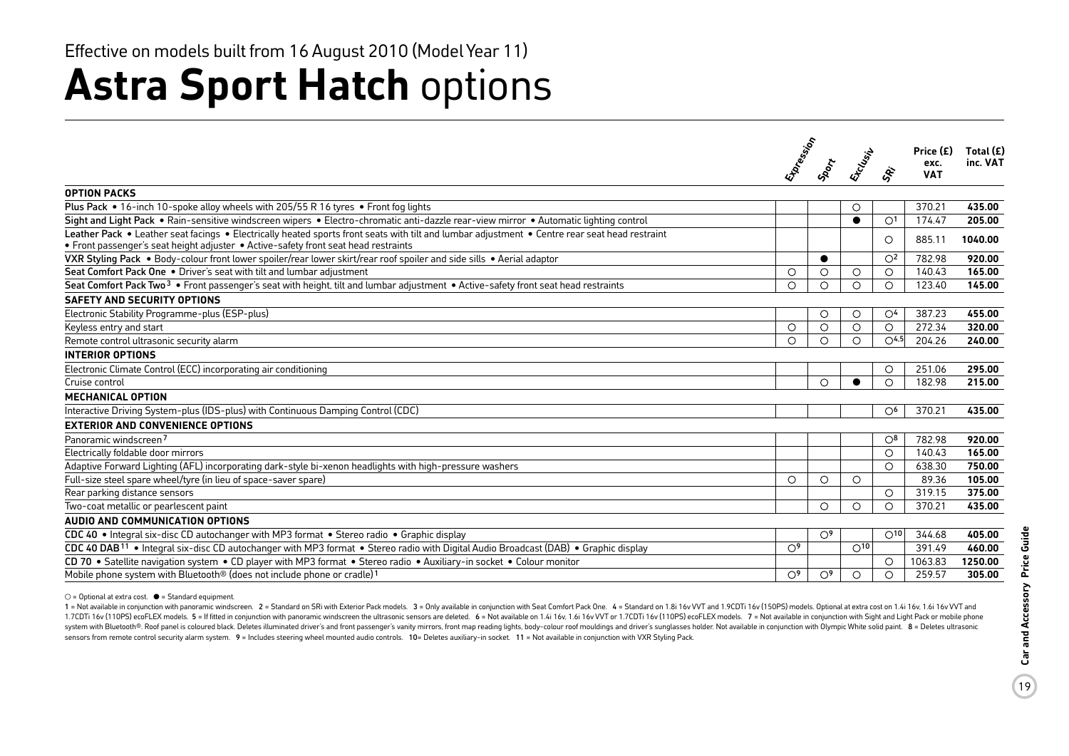Effective on models built from 16 August 2010 (Model Year 11)

# **Astra Sport Hatch** options

| | Expression | Sport | Exclusiv | SRi | Price (£) exc. VAT | Total (£) inc. VAT |
|---|---|---|---|---|---|---|
| **OPTION PACKS** | | | | | | |
| **Plus Pack** • 16-inch 10-spoke alloy wheels with 205/55 R 16 tyres • Front fog lights | | | ○ | | 370.21 | **435.00** |
| **Sight and Light Pack** • Rain-sensitive windscreen wipers • Electro-chromatic anti-dazzle rear-view mirror • Automatic lighting control | | | ● | ○[1] | 174.47 | **205.00** |
| **Leather Pack** • Leather seat facings • Electrically heated sports front seats with tilt and lumbar adjustment • Centre rear seat head restraint • Front passenger's seat height adjuster • Active-safety front seat head restraints | | | | ○ | 885.11 | **1040.00** |
| **VXR Styling Pack** • Body-colour front lower spoiler/rear lower skirt/rear roof spoiler and side sills • Aerial adaptor | | ● | | ○[2] | 782.98 | **920.00** |
| **Seat Comfort Pack One** • Driver's seat with tilt and lumbar adjustment | ○ | ○ | ○ | ○ | 140.43 | **165.00** |
| **Seat Comfort Pack Two**[3] • Front passenger's seat with height, tilt and lumbar adjustment • Active-safety front seat head restraints | ○ | ○ | ○ | ○ | 123.40 | **145.00** |
| **SAFETY AND SECURITY OPTIONS** | | | | | | |
| Electronic Stability Programme-plus (ESP-plus) | | ○ | ○ | ○[4] | 387.23 | **455.00** |
| Keyless entry and start | ○ | ○ | ○ | ○ | 272.34 | **320.00** |
| Remote control ultrasonic security alarm | ○ | ○ | ○ | ○[4,5] | 204.26 | **240.00** |
| **INTERIOR OPTIONS** | | | | | | |
| Electronic Climate Control (ECC) incorporating air conditioning | | | | ○ | 251.06 | **295.00** |
| Cruise control | | ○ | ● | ○ | 182.98 | **215.00** |
| **MECHANICAL OPTION** | | | | | | |
| Interactive Driving System-plus (IDS-plus) with Continuous Damping Control (CDC) | | | | ○[6] | 370.21 | **435.00** |
| **EXTERIOR AND CONVENIENCE OPTIONS** | | | | | | |
| Panoramic windscreen[7] | | | | ○[8] | 782.98 | **920.00** |
| Electrically foldable door mirrors | | | | ○ | 140.43 | **165.00** |
| Adaptive Forward Lighting (AFL) incorporating dark-style bi-xenon headlights with high-pressure washers | | | | ○ | 638.30 | **750.00** |
| Full-size steel spare wheel/tyre (in lieu of space-saver spare) | ○ | ○ | ○ | | 89.36 | **105.00** |
| Rear parking distance sensors | | | | ○ | 319.15 | **375.00** |
| Two-coat metallic or pearlescent paint | | ○ | ○ | ○ | 370.21 | **435.00** |
| **AUDIO AND COMMUNICATION OPTIONS** | | | | | | |
| **CDC 40** • Integral six-disc CD autochanger with MP3 format • Stereo radio • Graphic display | | ○[9] | | ○[10] | 344.68 | **405.00** |
| **CDC 40 DAB**[11] • Integral six-disc CD autochanger with MP3 format • Stereo radio with Digital Audio Broadcast (DAB) • Graphic display | ○[9] | | ○[10] | | 391.49 | **460.00** |
| **CD 70** • Satellite navigation system • CD player with MP3 format • Stereo radio • Auxiliary-in socket • Colour monitor | | | | ○ | 1063.83 | **1250.00** |
| Mobile phone system with Bluetooth® (does not include phone or cradle)[1] | ○[9] | ○[9] | ○ | ○ | 259.57 | **305.00** |

○ = Optional at extra cost. ● = Standard equipment.

1 = Not available in conjunction with panoramic windscreen. 2 = Standard on SRi with Exterior Pack models. 3 = Only available in conjunction with Seat Comfort Pack One. 4 = Standard on 1.8i 16v VVT and 1.9CDTi 16v (150PS) models. Optional at extra cost on 1.4i 16v, 1.6i 16v VVT and 1.7CDTi 16v (110PS) ecoFLEX models. 5 = If fitted in conjunction with panoramic windscreen the ultrasonic sensors are deleted. 6 = Not available on 1.4i 16v, 1.6i 16v VVT or 1.7CDTi 16v (110PS) ecoFLEX models. 7 = Not available in conjunction with Sight and Light Pack or mobile phone system with Bluetooth®. Roof panel is coloured black. Deletes illuminated driver's and front passenger's vanity mirrors, front map reading lights, body-colour roof mouldings and driver's sunglasses holder. Not available in conjunction with Olympic White solid paint. 8 = Deletes ultrasonic sensors from remote control security alarm system. 9 = Includes steering wheel mounted audio controls. 10= Deletes auxiliary-in socket. 11 = Not available in conjunction with VXR Styling Pack.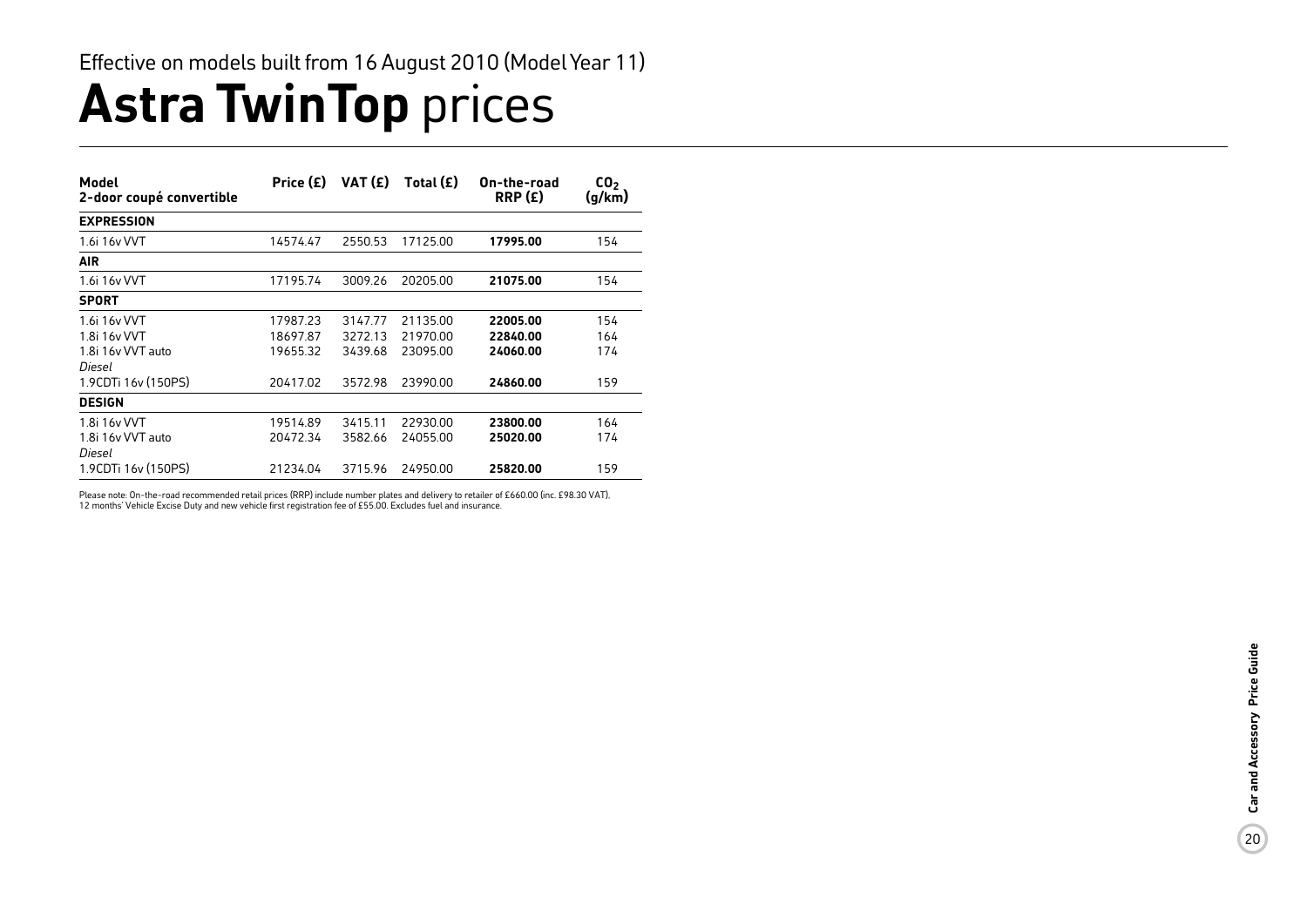Effective on models built from 16 August 2010 (Model Year 11)

# **Astra TwinTop** prices

| Model<br>2-door coupé convertible | Price (£) | VAT (£) | Total (£) | On-the-road RRP (£) | $CO_2$ (g/km) |
|---|---|---|---|---|---|
| **EXPRESSION** | | | | | |
| 1.6i 16v VVT | 14574.47 | 2550.53 | 17125.00 | **17995.00** | 154 |
| **AIR** | | | | | |
| 1.6i 16v VVT | 17195.74 | 3009.26 | 20205.00 | **21075.00** | 154 |
| **SPORT** | | | | | |
| 1.6i 16v VVT | 17987.23 | 3147.77 | 21135.00 | **22005.00** | 154 |
| 1.8i 16v VVT | 18697.87 | 3272.13 | 21970.00 | **22840.00** | 164 |
| 1.8i 16v VVT auto | 19655.32 | 3439.68 | 23095.00 | **24060.00** | 174 |
| *Diesel* | | | | | |
| 1.9CDTi 16v (150PS) | 20417.02 | 3572.98 | 23990.00 | **24860.00** | 159 |
| **DESIGN** | | | | | |
| 1.8i 16v VVT | 19514.89 | 3415.11 | 22930.00 | **23800.00** | 164 |
| 1.8i 16v VVT auto | 20472.34 | 3582.66 | 24055.00 | **25020.00** | 174 |
| *Diesel* | | | | | |
| 1.9CDTi 16v (150PS) | 21234.04 | 3715.96 | 24950.00 | **25820.00** | 159 |

Please note: On-the-road recommended retail prices (RRP) include number plates and delivery to retailer of £660.00 (inc. £98.30 VAT), 12 months' Vehicle Excise Duty and new vehicle first registration fee of £55.00. Excludes fuel and insurance.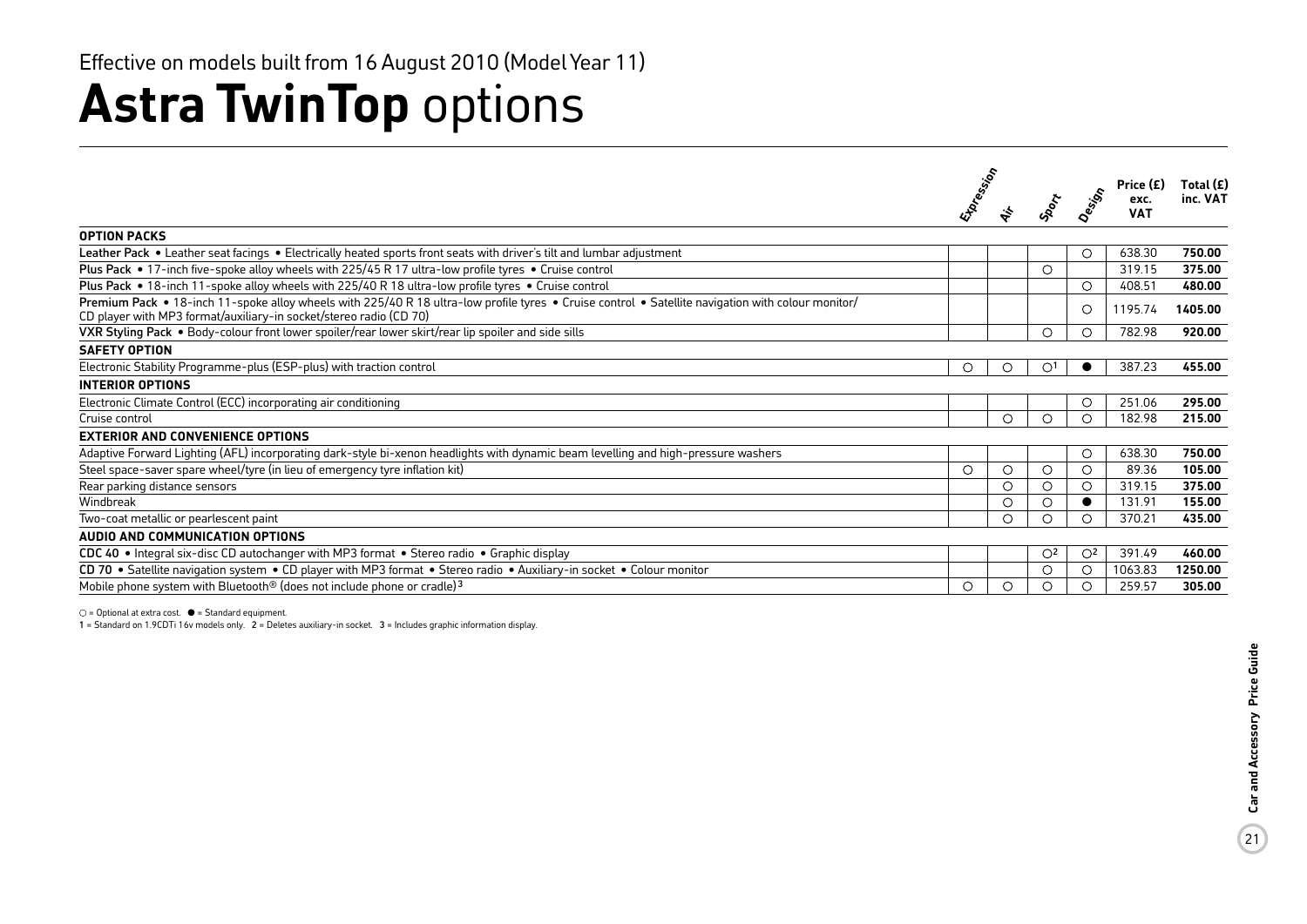Effective on models built from 16 August 2010 (Model Year 11)

# **Astra TwinTop** options

| | Expression | Air | Sport | Design | Price (£) exc. VAT | Total (£) inc. VAT |
|---|---|---|---|---|---|---|
| **OPTION PACKS** | | | | | | |
| **Leather Pack** • Leather seat facings • Electrically heated sports front seats with driver's tilt and lumbar adjustment | | | | ○ | 638.30 | **750.00** |
| **Plus Pack** • 17-inch five-spoke alloy wheels with 225/45 R 17 ultra-low profile tyres • Cruise control | | | ○ | | 319.15 | **375.00** |
| **Plus Pack** • 18-inch 11-spoke alloy wheels with 225/40 R 18 ultra-low profile tyres • Cruise control | | | | ○ | 408.51 | **480.00** |
| **Premium Pack** • 18-inch 11-spoke alloy wheels with 225/40 R 18 ultra-low profile tyres • Cruise control • Satellite navigation with colour monitor/ CD player with MP3 format/auxiliary-in socket/stereo radio (CD 70) | | | | ○ | 1195.74 | **1405.00** |
| **VXR Styling Pack** • Body-colour front lower spoiler/rear lower skirt/rear lip spoiler and side sills | | | ○ | ○ | 782.98 | **920.00** |
| **SAFETY OPTION** | | | | | | |
| Electronic Stability Programme-plus (ESP-plus) with traction control | ○ | ○ | ○[1] | ● | 387.23 | **455.00** |
| **INTERIOR OPTIONS** | | | | | | |
| Electronic Climate Control (ECC) incorporating air conditioning | | | | ○ | 251.06 | **295.00** |
| Cruise control | | ○ | ○ | ○ | 182.98 | **215.00** |
| **EXTERIOR AND CONVENIENCE OPTIONS** | | | | | | |
| Adaptive Forward Lighting (AFL) incorporating dark-style bi-xenon headlights with dynamic beam levelling and high-pressure washers | | | | ○ | 638.30 | **750.00** |
| Steel space-saver spare wheel/tyre (in lieu of emergency tyre inflation kit) | ○ | ○ | ○ | ○ | 89.36 | **105.00** |
| Rear parking distance sensors | | ○ | ○ | ○ | 319.15 | **375.00** |
| Windbreak | | ○ | ○ | ● | 131.91 | **155.00** |
| Two-coat metallic or pearlescent paint | | ○ | ○ | ○ | 370.21 | **435.00** |
| **AUDIO AND COMMUNICATION OPTIONS** | | | | | | |
| **CDC 40** • Integral six-disc CD autochanger with MP3 format • Stereo radio • Graphic display | | | ○[2] | ○[2] | 391.49 | **460.00** |
| **CD 70** • Satellite navigation system • CD player with MP3 format • Stereo radio • Auxiliary-in socket • Colour monitor | | | ○ | ○ | 1063.83 | **1250.00** |
| Mobile phone system with Bluetooth® (does not include phone or cradle)[3] | ○ | ○ | ○ | ○ | 259.57 | **305.00** |

○ = Optional at extra cost. ● = Standard equipment.

1 = Standard on 1.9CDTi 16v models only. 2 = Deletes auxiliary-in socket. 3 = Includes graphic information display.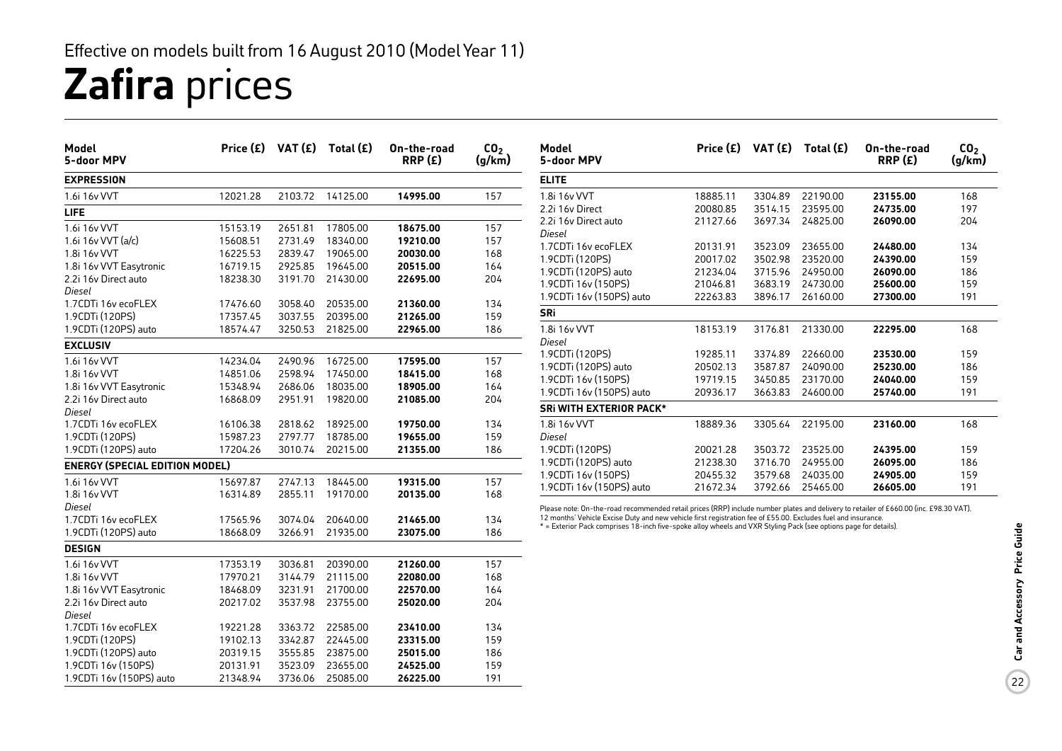Effective on models built from 16 August 2010 (Model Year 11)

# **Zafira** prices

| Model 5-door MPV | Price (£) | VAT (£) | Total (£) | On-the-road RRP (£) | $CO_2$ (g/km) |
|---|---|---|---|---|---|
| **EXPRESSION** | | | | | |
| 1.6i 16v VVT | 12021.28 | 2103.72 | 14125.00 | **14995.00** | 157 |
| **LIFE** | | | | | |
| 1.6i 16v VVT | 15153.19 | 2651.81 | 17805.00 | **18675.00** | 157 |
| 1.6i 16v VVT (a/c) | 15608.51 | 2731.49 | 18340.00 | **19210.00** | 157 |
| 1.8i 16v VVT | 16225.53 | 2839.47 | 19065.00 | **20030.00** | 168 |
| 1.8i 16v VVT Easytronic | 16719.15 | 2925.85 | 19645.00 | **20515.00** | 164 |
| 2.2i 16v Direct auto | 18238.30 | 3191.70 | 21430.00 | **22695.00** | 204 |
| *Diesel* | | | | | |
| 1.7CDTi 16v ecoFLEX | 17476.60 | 3058.40 | 20535.00 | **21360.00** | 134 |
| 1.9CDTi (120PS) | 17357.45 | 3037.55 | 20395.00 | **21265.00** | 159 |
| 1.9CDTi (120PS) auto | 18574.47 | 3250.53 | 21825.00 | **22965.00** | 186 |
| **EXCLUSIV** | | | | | |
| 1.6i 16v VVT | 14234.04 | 2490.96 | 16725.00 | **17595.00** | 157 |
| 1.8i 16v VVT | 14851.06 | 2598.94 | 17450.00 | **18415.00** | 168 |
| 1.8i 16v VVT Easytronic | 15348.94 | 2686.06 | 18035.00 | **18905.00** | 164 |
| 2.2i 16v Direct auto | 16868.09 | 2951.91 | 19820.00 | **21085.00** | 204 |
| *Diesel* | | | | | |
| 1.7CDTi 16v ecoFLEX | 16106.38 | 2818.62 | 18925.00 | **19750.00** | 134 |
| 1.9CDTi (120PS) | 15987.23 | 2797.77 | 18785.00 | **19655.00** | 159 |
| 1.9CDTi (120PS) auto | 17204.26 | 3010.74 | 20215.00 | **21355.00** | 186 |
| **ENERGY (SPECIAL EDITION MODEL)** | | | | | |
| 1.6i 16v VVT | 15697.87 | 2747.13 | 18445.00 | **19315.00** | 157 |
| 1.8i 16v VVT | 16314.89 | 2855.11 | 19170.00 | **20135.00** | 168 |
| *Diesel* | | | | | |
| 1.7CDTi 16v ecoFLEX | 17565.96 | 3074.04 | 20640.00 | **21465.00** | 134 |
| 1.9CDTi (120PS) auto | 18668.09 | 3266.91 | 21935.00 | **23075.00** | 186 |
| **DESIGN** | | | | | |
| 1.6i 16v VVT | 17353.19 | 3036.81 | 20390.00 | **21260.00** | 157 |
| 1.8i 16v VVT | 17970.21 | 3144.79 | 21115.00 | **22080.00** | 168 |
| 1.8i 16v VVT Easytronic | 18468.09 | 3231.91 | 21700.00 | **22570.00** | 164 |
| 2.2i 16v Direct auto | 20217.02 | 3537.98 | 23755.00 | **25020.00** | 204 |
| *Diesel* | | | | | |
| 1.7CDTi 16v ecoFLEX | 19221.28 | 3363.72 | 22585.00 | **23410.00** | 134 |
| 1.9CDTi (120PS) | 19102.13 | 3342.87 | 22445.00 | **23315.00** | 159 |
| 1.9CDTi (120PS) auto | 20319.15 | 3555.85 | 23875.00 | **25015.00** | 186 |
| 1.9CDTi 16v (150PS) | 20131.91 | 3523.09 | 23655.00 | **24525.00** | 159 |
| 1.9CDTi 16v (150PS) auto | 21348.94 | 3736.06 | 25085.00 | **26225.00** | 191 |
| **ELITE** | | | | | |
| 1.8i 16v VVT | 18885.11 | 3304.89 | 22190.00 | **23155.00** | 168 |
| 2.2i 16v Direct | 20080.85 | 3514.15 | 23595.00 | **24735.00** | 197 |
| 2.2i 16v Direct auto | 21127.66 | 3697.34 | 24825.00 | **26090.00** | 204 |
| *Diesel* | | | | | |
| 1.7CDTi 16v ecoFLEX | 20131.91 | 3523.09 | 23655.00 | **24480.00** | 134 |
| 1.9CDTi (120PS) | 20017.02 | 3502.98 | 23520.00 | **24390.00** | 159 |
| 1.9CDTi (120PS) auto | 21234.04 | 3715.96 | 24950.00 | **26090.00** | 186 |
| 1.9CDTi 16v (150PS) | 21046.81 | 3683.19 | 24730.00 | **25600.00** | 159 |
| 1.9CDTi 16v (150PS) auto | 22263.83 | 3896.17 | 26160.00 | **27300.00** | 191 |
| **SRi** | | | | | |
| 1.8i 16v VVT | 18153.19 | 3176.81 | 21330.00 | **22295.00** | 168 |
| *Diesel* | | | | | |
| 1.9CDTi (120PS) | 19285.11 | 3374.89 | 22660.00 | **23530.00** | 159 |
| 1.9CDTi (120PS) auto | 20502.13 | 3587.87 | 24090.00 | **25230.00** | 186 |
| 1.9CDTi 16v (150PS) | 19719.15 | 3450.85 | 23170.00 | **24040.00** | 159 |
| 1.9CDTi 16v (150PS) auto | 20936.17 | 3663.83 | 24600.00 | **25740.00** | 191 |
| **SRi WITH EXTERIOR PACK*** | | | | | |
| 1.8i 16v VVT | 18889.36 | 3305.64 | 22195.00 | **23160.00** | 168 |
| *Diesel* | | | | | |
| 1.9CDTi (120PS) | 20021.28 | 3503.72 | 23525.00 | **24395.00** | 159 |
| 1.9CDTi (120PS) auto | 21238.30 | 3716.70 | 24955.00 | **26095.00** | 186 |
| 1.9CDTi 16v (150PS) | 20455.32 | 3579.68 | 24035.00 | **24905.00** | 159 |
| 1.9CDTi 16v (150PS) auto | 21672.34 | 3792.66 | 25465.00 | **26605.00** | 191 |

Please note: On-the-road recommended retail prices (RRP) include number plates and delivery to retailer of £660.00 (inc. £98.30 VAT). 12 months' Vehicle Excise Duty and new vehicle first registration fee of £55.00. Excludes fuel and insurance.
* = Exterior Pack comprises 18-inch five-spoke alloy wheels and VXR Styling Pack (see options page for details).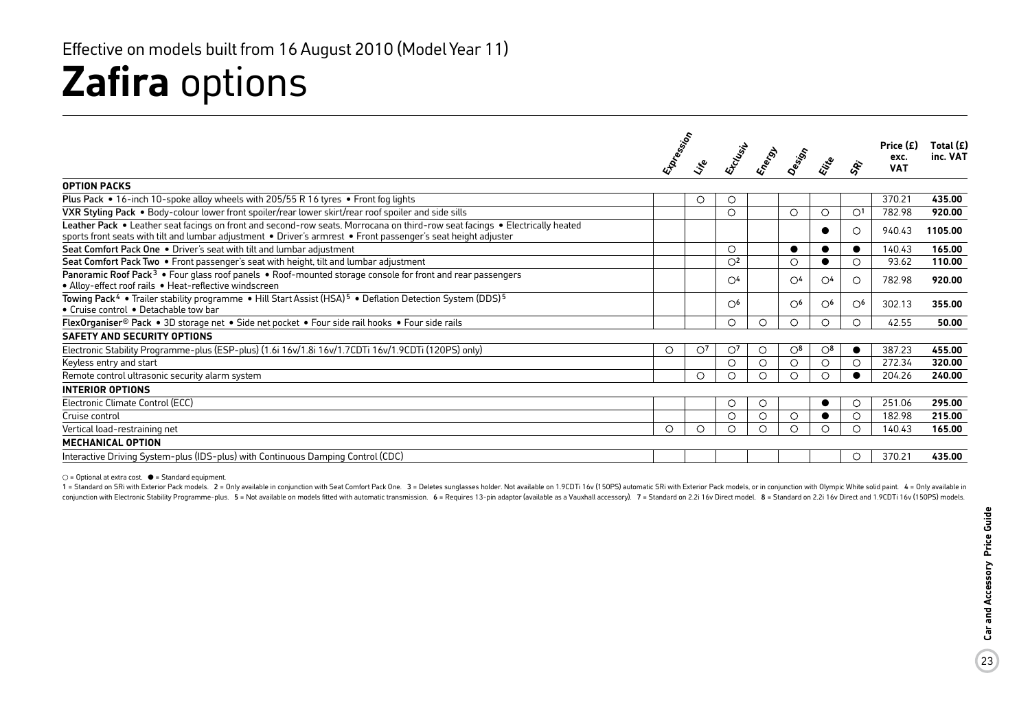Effective on models built from 16 August 2010 (Model Year 11)

# **Zafira** options

| | Expression | Life | Exclusiv | Energy | Design | Elite | SRi | Price (£) exc. VAT | Total (£) inc. VAT |
|---|---|---|---|---|---|---|---|---|---|
| **OPTION PACKS** | | | | | | | | | |
| Plus Pack • 16-inch 10-spoke alloy wheels with 205/55 R 16 tyres • Front fog lights | | ○ | ○ | | | | | 370.21 | **435.00** |
| VXR Styling Pack • Body-colour lower front spoiler/rear lower skirt/rear roof spoiler and side sills | | | ○ | | ○ | ○ | ○[1] | 782.98 | **920.00** |
| Leather Pack • Leather seat facings on front and second-row seats, Morrocana on third-row seat facings • Electrically heated sports front seats with tilt and lumbar adjustment • Driver's armrest • Front passenger's seat height adjuster | | | | | | ● | ○ | 940.43 | **1105.00** |
| Seat Comfort Pack One • Driver's seat with tilt and lumbar adjustment | | | ○ | | ● | ● | ● | 140.43 | **165.00** |
| Seat Comfort Pack Two • Front passenger's seat with height, tilt and lumbar adjustment | | | ○[2] | | ○ | ● | ○ | 93.62 | **110.00** |
| Panoramic Roof Pack[3] • Four glass roof panels • Roof-mounted storage console for front and rear passengers • Alloy-effect roof rails • Heat-reflective windscreen | | | ○[4] | | ○[4] | ○[4] | ○ | 782.98 | **920.00** |
| Towing Pack[4] • Trailer stability programme • Hill Start Assist (HSA)[5] • Deflation Detection System (DDS)[5] • Cruise control • Detachable tow bar | | | ○[6] | | ○[6] | ○[6] | ○[6] | 302.13 | **355.00** |
| FlexOrganiser® Pack • 3D storage net • Side net pocket • Four side rail hooks • Four side rails | | | ○ | ○ | ○ | ○ | ○ | 42.55 | **50.00** |
| **SAFETY AND SECURITY OPTIONS** | | | | | | | | | |
| Electronic Stability Programme-plus (ESP-plus) (1.6i 16v/1.8i 16v/1.7CDTi 16v/1.9CDTi (120PS) only) | ○ | ○[7] | ○[7] | ○ | ○[8] | ○[8] | ● | 387.23 | **455.00** |
| Keyless entry and start | | | ○ | ○ | ○ | ○ | ○ | 272.34 | **320.00** |
| Remote control ultrasonic security alarm system | | ○ | ○ | ○ | ○ | ○ | ● | 204.26 | **240.00** |
| **INTERIOR OPTIONS** | | | | | | | | | |
| Electronic Climate Control (ECC) | | | ○ | ○ | | ● | ○ | 251.06 | **295.00** |
| Cruise control | | | ○ | ○ | ○ | ● | ○ | 182.98 | **215.00** |
| Vertical load-restraining net | ○ | ○ | ○ | ○ | ○ | ○ | ○ | 140.43 | **165.00** |
| **MECHANICAL OPTION** | | | | | | | | | |
| Interactive Driving System-plus (IDS-plus) with Continuous Damping Control (CDC) | | | | | | | ○ | 370.21 | **435.00** |

○ = Optional at extra cost. ● = Standard equipment.

1 = Standard on SRi with Exterior Pack models. 2 = Only available in conjunction with Seat Comfort Pack One. 3 = Deletes sunglasses holder. Not available on 1.9CDTi 16v (150PS) automatic SRi with Exterior Pack models, or in conjunction with Olympic White solid paint. 4 = Only available in conjunction with Electronic Stability Programme-plus. 5 = Not available on models fitted with automatic transmission. 6 = Requires 13-pin adaptor (available as a Vauxhall accessory). 7 = Standard on 2.2i 16v Direct model. 8 = Standard on 2.2i 16v Direct and 1.9CDTi 16v (150PS) models.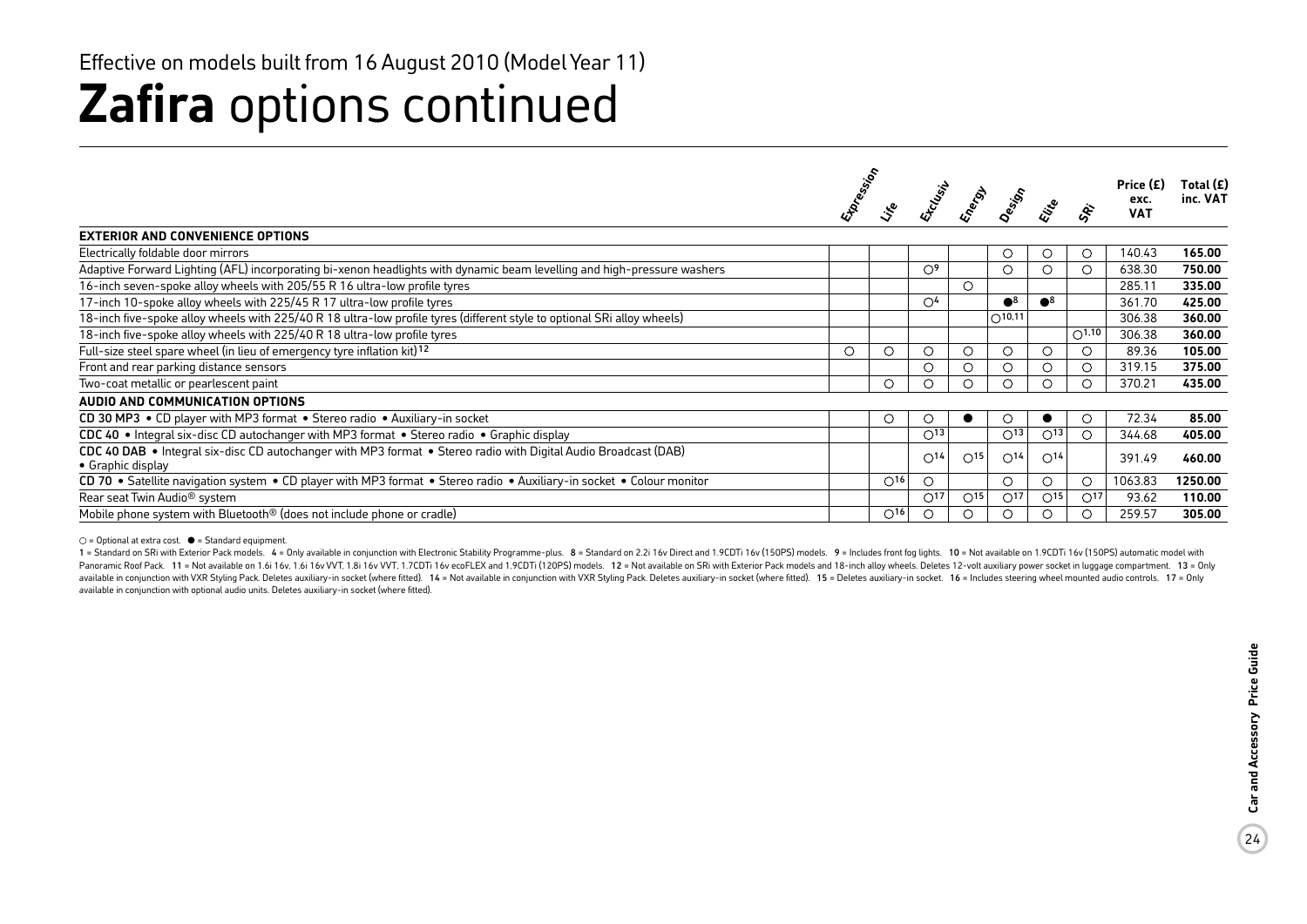Effective on models built from 16 August 2010 (Model Year 11)

# **Zafira** options continued

| | Expression | Life | Exclusiv | Energy | Design | Elite | SRi | Price (£) exc. VAT | Total (£) inc. VAT |
|---|---|---|---|---|---|---|---|---|---|
| **EXTERIOR AND CONVENIENCE OPTIONS** | | | | | | | | | |
| Electrically foldable door mirrors | | | | | ○ | ○ | ○ | 140.43 | **165.00** |
| Adaptive Forward Lighting (AFL) incorporating bi-xenon headlights with dynamic beam levelling and high-pressure washers | | | ○[9] | | ○ | ○ | ○ | 638.30 | **750.00** |
| 16-inch seven-spoke alloy wheels with 205/55 R 16 ultra-low profile tyres | | | | ○ | | | | 285.11 | **335.00** |
| 17-inch 10-spoke alloy wheels with 225/45 R 17 ultra-low profile tyres | | | ○[4] | | ●[8] | ●[8] | | 361.70 | **425.00** |
| 18-inch five-spoke alloy wheels with 225/40 R 18 ultra-low profile tyres (different style to optional SRi alloy wheels) | | | | | ○[10,11] | | | 306.38 | **360.00** |
| 18-inch five-spoke alloy wheels with 225/40 R 18 ultra-low profile tyres | | | | | | | ○[1,10] | 306.38 | **360.00** |
| Full-size steel spare wheel (in lieu of emergency tyre inflation kit)[12] | ○ | ○ | ○ | ○ | ○ | ○ | ○ | 89.36 | **105.00** |
| Front and rear parking distance sensors | | | ○ | ○ | ○ | ○ | ○ | 319.15 | **375.00** |
| Two-coat metallic or pearlescent paint | | ○ | ○ | ○ | ○ | ○ | ○ | 370.21 | **435.00** |
| **AUDIO AND COMMUNICATION OPTIONS** | | | | | | | | | |
| CD 30 MP3 • CD player with MP3 format • Stereo radio • Auxiliary-in socket | | ○ | ○ | ● | ○ | ● | ○ | 72.34 | **85.00** |
| CDC 40 • Integral six-disc CD autochanger with MP3 format • Stereo radio • Graphic display | | | ○[13] | | ○[13] | ○[13] | ○ | 344.68 | **405.00** |
| CDC 40 DAB • Integral six-disc CD autochanger with MP3 format • Stereo radio with Digital Audio Broadcast (DAB) • Graphic display | | | ○[14] | ○[15] | ○[14] | ○[14] | | 391.49 | **460.00** |
| CD 70 • Satellite navigation system • CD player with MP3 format • Stereo radio • Auxiliary-in socket • Colour monitor | | ○[16] | ○ | | ○ | ○ | ○ | 1063.83 | **1250.00** |
| Rear seat Twin Audio® system | | | ○[17] | ○[15] | ○[17] | ○[15] | ○[17] | 93.62 | **110.00** |
| Mobile phone system with Bluetooth® (does not include phone or cradle) | | ○[16] | ○ | ○ | ○ | ○ | ○ | 259.57 | **305.00** |

○ = Optional at extra cost. ● = Standard equipment.

1 = Standard on SRi with Exterior Pack models. 4 = Only available in conjunction with Electronic Stability Programme-plus. 8 = Standard on 2.2i 16v Direct and 1.9CDTi 16v (150PS) models. 9 = Includes front fog lights. 10 = Not available on 1.9CDTi 16v (150PS) automatic model with Panoramic Roof Pack. 11 = Not available on 1.6i 16v, 1.6i 16v VVT, 1.8i 16v VVT, 1.7CDTi 16v ecoFLEX and 1.9CDTi (120PS) models. 12 = Not available on SRi with Exterior Pack models and 18-inch alloy wheels. Deletes 12-volt auxiliary power socket in luggage compartment. 13 = Only available in conjunction with VXR Styling Pack. Deletes auxiliary-in socket (where fitted). 14 = Not available in conjunction with VXR Styling Pack. Deletes auxiliary-in socket (where fitted). 15 = Deletes auxiliary-in socket. 16 = Includes steering wheel mounted audio controls. 17 = Only available in conjunction with optional audio units. Deletes auxiliary-in socket (where fitted).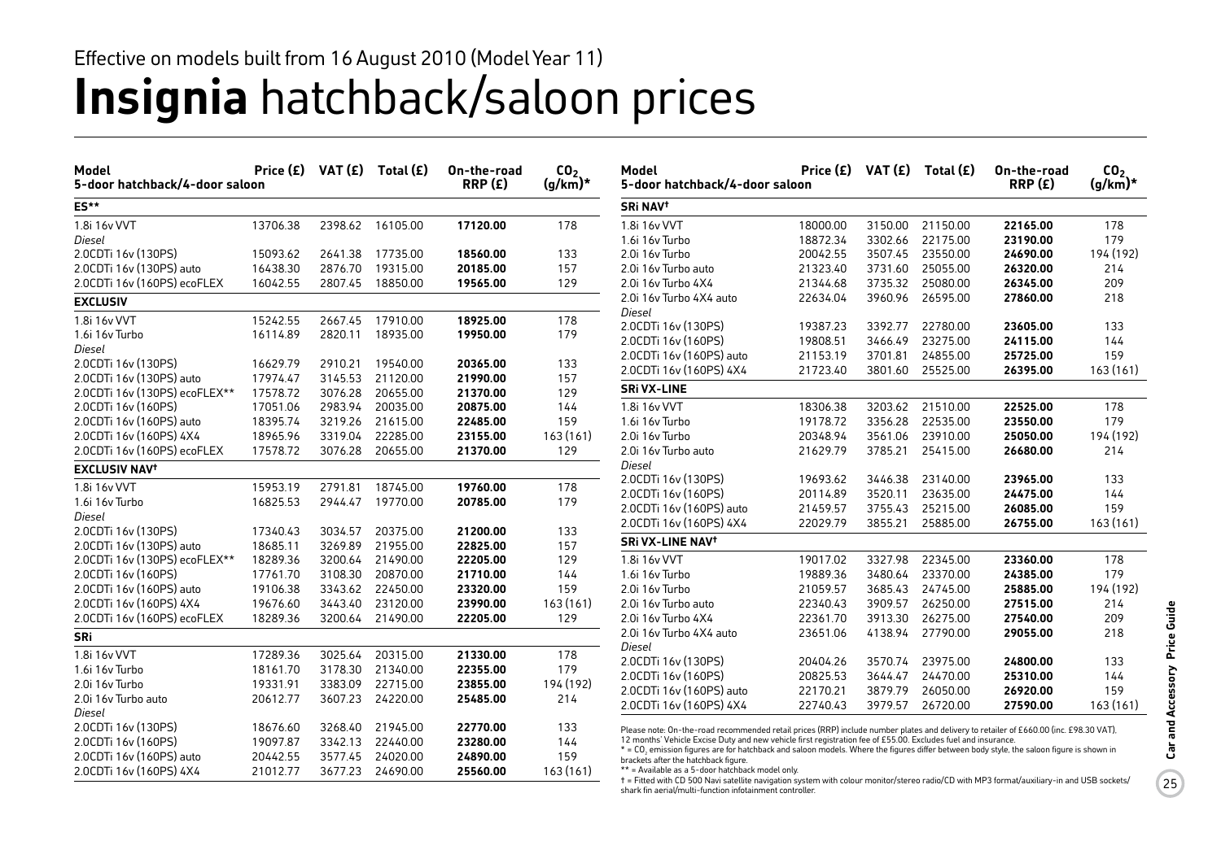Effective on models built from 16 August 2010 (Model Year 11)

# **Insignia** hatchback/saloon prices

| Model<br>5-door hatchback/4-door saloon | Price (£) | VAT (£) | Total (£) | On-the-road RRP (£) | $CO_2$ (g/km)* |
|---|---|---|---|---|---|
| **ES**** | | | | | |
| 1.8i 16v VVT | 13706.38 | 2398.62 | 16105.00 | **17120.00** | 178 |
| *Diesel* | | | | | |
| 2.0CDTi 16v (130PS) | 15093.62 | 2641.38 | 17735.00 | **18560.00** | 133 |
| 2.0CDTi 16v (130PS) auto | 16438.30 | 2876.70 | 19315.00 | **20185.00** | 157 |
| 2.0CDTi 16v (160PS) ecoFLEX | 16042.55 | 2807.45 | 18850.00 | **19565.00** | 129 |
| **EXCLUSIV** | | | | | |
| 1.8i 16v VVT | 15242.55 | 2667.45 | 17910.00 | **18925.00** | 178 |
| 1.6i 16v Turbo | 16114.89 | 2820.11 | 18935.00 | **19950.00** | 179 |
| *Diesel* | | | | | |
| 2.0CDTi 16v (130PS) | 16629.79 | 2910.21 | 19540.00 | **20365.00** | 133 |
| 2.0CDTi 16v (130PS) auto | 17974.47 | 3145.53 | 21120.00 | **21990.00** | 157 |
| 2.0CDTi 16v (130PS) ecoFLEX** | 17578.72 | 3076.28 | 20655.00 | **21370.00** | 129 |
| 2.0CDTi 16v (160PS) | 17051.06 | 2983.94 | 20035.00 | **20875.00** | 144 |
| 2.0CDTi 16v (160PS) auto | 18395.74 | 3219.26 | 21615.00 | **22485.00** | 159 |
| 2.0CDTi 16v (160PS) 4X4 | 18965.96 | 3319.04 | 22285.00 | **23155.00** | 163 (161) |
| 2.0CDTi 16v (160PS) ecoFLEX | 17578.72 | 3076.28 | 20655.00 | **21370.00** | 129 |
| **EXCLUSIV NAV†** | | | | | |
| 1.8i 16v VVT | 15953.19 | 2791.81 | 18745.00 | **19760.00** | 178 |
| 1.6i 16v Turbo | 16825.53 | 2944.47 | 19770.00 | **20785.00** | 179 |
| *Diesel* | | | | | |
| 2.0CDTi 16v (130PS) | 17340.43 | 3034.57 | 20375.00 | **21200.00** | 133 |
| 2.0CDTi 16v (130PS) auto | 18685.11 | 3269.89 | 21955.00 | **22825.00** | 157 |
| 2.0CDTi 16v (130PS) ecoFLEX** | 18289.36 | 3200.64 | 21490.00 | **22205.00** | 129 |
| 2.0CDTi 16v (160PS) | 17761.70 | 3108.30 | 20870.00 | **21710.00** | 144 |
| 2.0CDTi 16v (160PS) auto | 19106.38 | 3343.62 | 22450.00 | **23320.00** | 159 |
| 2.0CDTi 16v (160PS) 4X4 | 19676.60 | 3443.40 | 23120.00 | **23990.00** | 163 (161) |
| 2.0CDTi 16v (160PS) ecoFLEX | 18289.36 | 3200.64 | 21490.00 | **22205.00** | 129 |
| **SRi** | | | | | |
| 1.8i 16v VVT | 17289.36 | 3025.64 | 20315.00 | **21330.00** | 178 |
| 1.6i 16v Turbo | 18161.70 | 3178.30 | 21340.00 | **22355.00** | 179 |
| 2.0i 16v Turbo | 19331.91 | 3383.09 | 22715.00 | **23855.00** | 194 (192) |
| 2.0i 16v Turbo auto | 20612.77 | 3607.23 | 24220.00 | **25485.00** | 214 |
| *Diesel* | | | | | |
| 2.0CDTi 16v (130PS) | 18676.60 | 3268.40 | 21945.00 | **22770.00** | 133 |
| 2.0CDTi 16v (160PS) | 19097.87 | 3342.13 | 22440.00 | **23280.00** | 144 |
| 2.0CDTi 16v (160PS) auto | 20442.55 | 3577.45 | 24020.00 | **24890.00** | 159 |
| 2.0CDTi 16v (160PS) 4X4 | 21012.77 | 3677.23 | 24690.00 | **25560.00** | 163 (161) |
| **SRi NAV†** | | | | | |
| 1.8i 16v VVT | 18000.00 | 3150.00 | 21150.00 | **22165.00** | 178 |
| 1.6i 16v Turbo | 18872.34 | 3302.66 | 22175.00 | **23190.00** | 179 |
| 2.0i 16v Turbo | 20042.55 | 3507.45 | 23550.00 | **24690.00** | 194 (192) |
| 2.0i 16v Turbo auto | 21323.40 | 3731.60 | 25055.00 | **26320.00** | 214 |
| 2.0i 16v Turbo 4X4 | 21344.68 | 3735.32 | 25080.00 | **26345.00** | 209 |
| 2.0i 16v Turbo 4X4 auto | 22634.04 | 3960.96 | 26595.00 | **27860.00** | 218 |
| *Diesel* | | | | | |
| 2.0CDTi 16v (130PS) | 19387.23 | 3392.77 | 22780.00 | **23605.00** | 133 |
| 2.0CDTi 16v (160PS) | 19808.51 | 3466.49 | 23275.00 | **24115.00** | 144 |
| 2.0CDTi 16v (160PS) auto | 21153.19 | 3701.81 | 24855.00 | **25725.00** | 159 |
| 2.0CDTi 16v (160PS) 4X4 | 21723.40 | 3801.60 | 25525.00 | **26395.00** | 163 (161) |
| **SRi VX-LINE** | | | | | |
| 1.8i 16v VVT | 18306.38 | 3203.62 | 21510.00 | **22525.00** | 178 |
| 1.6i 16v Turbo | 19178.72 | 3356.28 | 22535.00 | **23550.00** | 179 |
| 2.0i 16v Turbo | 20348.94 | 3561.06 | 23910.00 | **25050.00** | 194 (192) |
| 2.0i 16v Turbo auto | 21629.79 | 3785.21 | 25415.00 | **26680.00** | 214 |
| *Diesel* | | | | | |
| 2.0CDTi 16v (130PS) | 19693.62 | 3446.38 | 23140.00 | **23965.00** | 133 |
| 2.0CDTi 16v (160PS) | 20114.89 | 3520.11 | 23635.00 | **24475.00** | 144 |
| 2.0CDTi 16v (160PS) auto | 21459.57 | 3755.43 | 25215.00 | **26085.00** | 159 |
| 2.0CDTi 16v (160PS) 4X4 | 22029.79 | 3855.21 | 25885.00 | **26755.00** | 163 (161) |
| **SRi VX-LINE NAV†** | | | | | |
| 1.8i 16v VVT | 19017.02 | 3327.98 | 22345.00 | **23360.00** | 178 |
| 1.6i 16v Turbo | 19889.36 | 3480.64 | 23370.00 | **24385.00** | 179 |
| 2.0i 16v Turbo | 21059.57 | 3685.43 | 24745.00 | **25885.00** | 194 (192) |
| 2.0i 16v Turbo auto | 22340.43 | 3909.57 | 26250.00 | **27515.00** | 214 |
| 2.0i 16v Turbo 4X4 | 22361.70 | 3913.30 | 26275.00 | **27540.00** | 209 |
| 2.0i 16v Turbo 4X4 auto | 23651.06 | 4138.94 | 27790.00 | **29055.00** | 218 |
| *Diesel* | | | | | |
| 2.0CDTi 16v (130PS) | 20404.26 | 3570.74 | 23975.00 | **24800.00** | 133 |
| 2.0CDTi 16v (160PS) | 20825.53 | 3644.47 | 24470.00 | **25310.00** | 144 |
| 2.0CDTi 16v (160PS) auto | 22170.21 | 3879.79 | 26050.00 | **26920.00** | 159 |
| 2.0CDTi 16v (160PS) 4X4 | 22740.43 | 3979.57 | 26720.00 | **27590.00** | 163 (161) |

Please note: On-the-road recommended retail prices (RRP) include number plates and delivery to retailer of £660.00 (inc. £98.30 VAT), 12 months' Vehicle Excise Duty and new vehicle first registration fee of £55.00. Excludes fuel and insurance.

* = $CO_2$ emission figures are for hatchback and saloon models. Where the figures differ between body style, the saloon figure is shown in brackets after the hatchback figure.

** = Available as a 5-door hatchback model only.

† = Fitted with CD 500 Navi satellite navigation system with colour monitor/stereo radio/CD with MP3 format/auxiliary-in and USB sockets/ shark fin aerial/multi-function infotainment controller.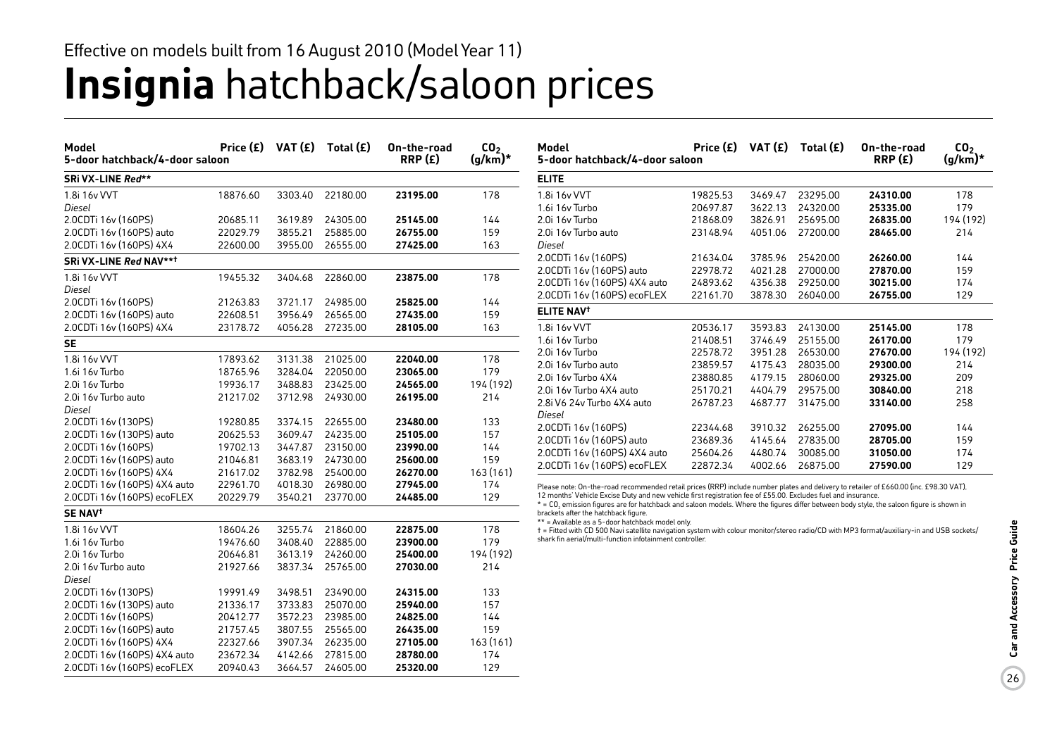Effective on models built from 16 August 2010 (Model Year 11)

# **Insignia** hatchback/saloon prices

| Model 5-door hatchback/4-door saloon | Price (£) | VAT (£) | Total (£) | On-the-road RRP (£) | $CO_2$ (g/km)* |
|---|---|---|---|---|---|
| **SRi VX-LINE *Red*\*\*** | | | | | |
| 1.8i 16v VVT | 18876.60 | 3303.40 | 22180.00 | **23195.00** | 178 |
| *Diesel* | | | | | |
| 2.0CDTi 16v (160PS) | 20685.11 | 3619.89 | 24305.00 | **25145.00** | 144 |
| 2.0CDTi 16v (160PS) auto | 22029.79 | 3855.21 | 25885.00 | **26755.00** | 159 |
| 2.0CDTi 16v (160PS) 4X4 | 22600.00 | 3955.00 | 26555.00 | **27425.00** | 163 |
| **SRi VX-LINE *Red* NAV\*\*†** | | | | | |
| 1.8i 16v VVT | 19455.32 | 3404.68 | 22860.00 | **23875.00** | 178 |
| *Diesel* | | | | | |
| 2.0CDTi 16v (160PS) | 21263.83 | 3721.17 | 24985.00 | **25825.00** | 144 |
| 2.0CDTi 16v (160PS) auto | 22608.51 | 3956.49 | 26565.00 | **27435.00** | 159 |
| 2.0CDTi 16v (160PS) 4X4 | 23178.72 | 4056.28 | 27235.00 | **28105.00** | 163 |
| **SE** | | | | | |
| 1.8i 16v VVT | 17893.62 | 3131.38 | 21025.00 | **22040.00** | 178 |
| 1.6i 16v Turbo | 18765.96 | 3284.04 | 22050.00 | **23065.00** | 179 |
| 2.0i 16v Turbo | 19936.17 | 3488.83 | 23425.00 | **24565.00** | 194 (192) |
| 2.0i 16v Turbo auto | 21217.02 | 3712.98 | 24930.00 | **26195.00** | 214 |
| *Diesel* | | | | | |
| 2.0CDTi 16v (130PS) | 19280.85 | 3374.15 | 22655.00 | **23480.00** | 133 |
| 2.0CDTi 16v (130PS) auto | 20625.53 | 3609.47 | 24235.00 | **25105.00** | 157 |
| 2.0CDTi 16v (160PS) | 19702.13 | 3447.87 | 23150.00 | **23990.00** | 144 |
| 2.0CDTi 16v (160PS) auto | 21046.81 | 3683.19 | 24730.00 | **25600.00** | 159 |
| 2.0CDTi 16v (160PS) 4X4 | 21617.02 | 3782.98 | 25400.00 | **26270.00** | 163 (161) |
| 2.0CDTi 16v (160PS) 4X4 auto | 22961.70 | 4018.30 | 26980.00 | **27945.00** | 174 |
| 2.0CDTi 16v (160PS) ecoFLEX | 20229.79 | 3540.21 | 23770.00 | **24485.00** | 129 |
| **SE NAV†** | | | | | |
| 1.8i 16v VVT | 18604.26 | 3255.74 | 21860.00 | **22875.00** | 178 |
| 1.6i 16v Turbo | 19476.60 | 3408.40 | 22885.00 | **23900.00** | 179 |
| 2.0i 16v Turbo | 20646.81 | 3613.19 | 24260.00 | **25400.00** | 194 (192) |
| 2.0i 16v Turbo auto | 21927.66 | 3837.34 | 25765.00 | **27030.00** | 214 |
| *Diesel* | | | | | |
| 2.0CDTi 16v (130PS) | 19991.49 | 3498.51 | 23490.00 | **24315.00** | 133 |
| 2.0CDTi 16v (130PS) auto | 21336.17 | 3733.83 | 25070.00 | **25940.00** | 157 |
| 2.0CDTi 16v (160PS) | 20412.77 | 3572.23 | 23985.00 | **24825.00** | 144 |
| 2.0CDTi 16v (160PS) auto | 21757.45 | 3807.55 | 25565.00 | **26435.00** | 159 |
| 2.0CDTi 16v (160PS) 4X4 | 22327.66 | 3907.34 | 26235.00 | **27105.00** | 163 (161) |
| 2.0CDTi 16v (160PS) 4X4 auto | 23672.34 | 4142.66 | 27815.00 | **28780.00** | 174 |
| 2.0CDTi 16v (160PS) ecoFLEX | 20940.43 | 3664.57 | 24605.00 | **25320.00** | 129 |

| Model 5-door hatchback/4-door saloon | Price (£) | VAT (£) | Total (£) | On-the-road RRP (£) | $CO_2$ (g/km)* |
|---|---|---|---|---|---|
| **ELITE** | | | | | |
| 1.8i 16v VVT | 19825.53 | 3469.47 | 23295.00 | **24310.00** | 178 |
| 1.6i 16v Turbo | 20697.87 | 3622.13 | 24320.00 | **25335.00** | 179 |
| 2.0i 16v Turbo | 21868.09 | 3826.91 | 25695.00 | **26835.00** | 194 (192) |
| 2.0i 16v Turbo auto | 23148.94 | 4051.06 | 27200.00 | **28465.00** | 214 |
| *Diesel* | | | | | |
| 2.0CDTi 16v (160PS) | 21634.04 | 3785.96 | 25420.00 | **26260.00** | 144 |
| 2.0CDTi 16v (160PS) auto | 22978.72 | 4021.28 | 27000.00 | **27870.00** | 159 |
| 2.0CDTi 16v (160PS) 4X4 auto | 24893.62 | 4356.38 | 29250.00 | **30215.00** | 174 |
| 2.0CDTi 16v (160PS) ecoFLEX | 22161.70 | 3878.30 | 26040.00 | **26755.00** | 129 |
| **ELITE NAV†** | | | | | |
| 1.8i 16v VVT | 20536.17 | 3593.83 | 24130.00 | **25145.00** | 178 |
| 1.6i 16v Turbo | 21408.51 | 3746.49 | 25155.00 | **26170.00** | 179 |
| 2.0i 16v Turbo | 22578.72 | 3951.28 | 26530.00 | **27670.00** | 194 (192) |
| 2.0i 16v Turbo auto | 23859.57 | 4175.43 | 28035.00 | **29300.00** | 214 |
| 2.0i 16v Turbo 4X4 | 23880.85 | 4179.15 | 28060.00 | **29325.00** | 209 |
| 2.0i 16v Turbo 4X4 auto | 25170.21 | 4404.79 | 29575.00 | **30840.00** | 218 |
| 2.8i V6 24v Turbo 4X4 auto | 26787.23 | 4687.77 | 31475.00 | **33140.00** | 258 |
| *Diesel* | | | | | |
| 2.0CDTi 16v (160PS) | 22344.68 | 3910.32 | 26255.00 | **27095.00** | 144 |
| 2.0CDTi 16v (160PS) auto | 23689.36 | 4145.64 | 27835.00 | **28705.00** | 159 |
| 2.0CDTi 16v (160PS) 4X4 auto | 25604.26 | 4480.74 | 30085.00 | **31050.00** | 174 |
| 2.0CDTi 16v (160PS) ecoFLEX | 22872.34 | 4002.66 | 26875.00 | **27590.00** | 129 |

Please note: On-the-road recommended retail prices (RRP) include number plates and delivery to retailer of £660.00 (inc. £98.30 VAT), 12 months' Vehicle Excise Duty and new vehicle first registration fee of £55.00. Excludes fuel and insurance.

* = $CO_2$ emission figures are for hatchback and saloon models. Where the figures differ between body style, the saloon figure is shown in brackets after the hatchback figure.

** = Available as a 5-door hatchback model only.

† = Fitted with CD 500 Navi satellite navigation system with colour monitor/stereo radio/CD with MP3 format/auxiliary-in and USB sockets/shark fin aerial/multi-function infotainment controller.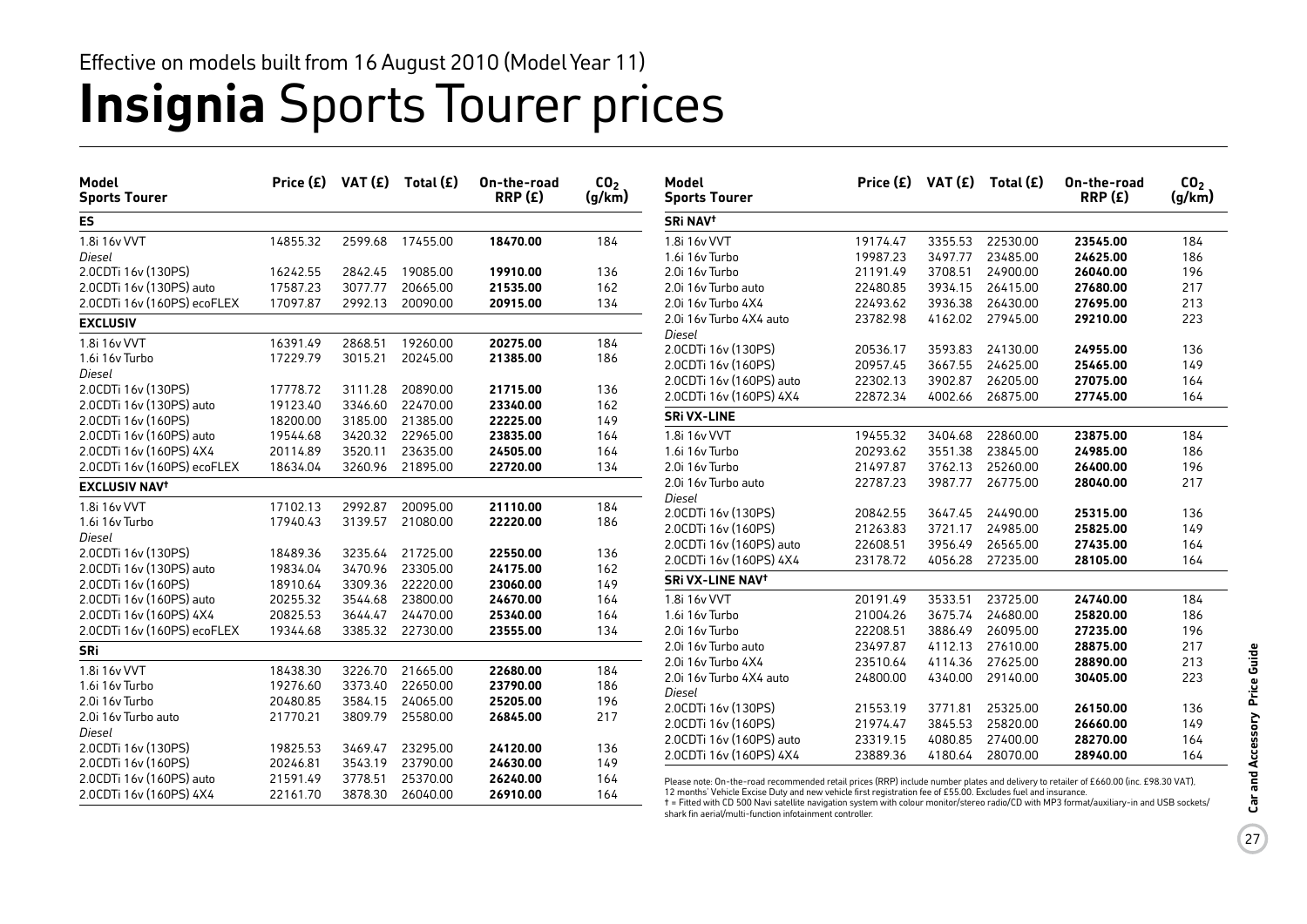Effective on models built from 16 August 2010 (Model Year 11)

# **Insignia** Sports Tourer prices

| Model Sports Tourer | Price (£) | VAT (£) | Total (£) | On-the-road RRP (£) | $CO_2$ (g/km) |
|---|---|---|---|---|---|
| **ES** | | | | | |
| 1.8i 16v VVT | 14855.32 | 2599.68 | 17455.00 | **18470.00** | 184 |
| *Diesel* | | | | | |
| 2.0CDTi 16v (130PS) | 16242.55 | 2842.45 | 19085.00 | **19910.00** | 136 |
| 2.0CDTi 16v (130PS) auto | 17587.23 | 3077.77 | 20665.00 | **21535.00** | 162 |
| 2.0CDTi 16v (160PS) ecoFLEX | 17097.87 | 2992.13 | 20090.00 | **20915.00** | 134 |
| **EXCLUSIV** | | | | | |
| 1.8i 16v VVT | 16391.49 | 2868.51 | 19260.00 | **20275.00** | 184 |
| 1.6i 16v Turbo | 17229.79 | 3015.21 | 20245.00 | **21385.00** | 186 |
| *Diesel* | | | | | |
| 2.0CDTi 16v (130PS) | 17778.72 | 3111.28 | 20890.00 | **21715.00** | 136 |
| 2.0CDTi 16v (130PS) auto | 19123.40 | 3346.60 | 22470.00 | **23340.00** | 162 |
| 2.0CDTi 16v (160PS) | 18200.00 | 3185.00 | 21385.00 | **22225.00** | 149 |
| 2.0CDTi 16v (160PS) auto | 19544.68 | 3420.32 | 22965.00 | **23835.00** | 164 |
| 2.0CDTi 16v (160PS) 4X4 | 20114.89 | 3520.11 | 23635.00 | **24505.00** | 164 |
| 2.0CDTi 16v (160PS) ecoFLEX | 18634.04 | 3260.96 | 21895.00 | **22720.00** | 134 |
| **EXCLUSIV NAV†** | | | | | |
| 1.8i 16v VVT | 17102.13 | 2992.87 | 20095.00 | **21110.00** | 184 |
| 1.6i 16v Turbo | 17940.43 | 3139.57 | 21080.00 | **22220.00** | 186 |
| *Diesel* | | | | | |
| 2.0CDTi 16v (130PS) | 18489.36 | 3235.64 | 21725.00 | **22550.00** | 136 |
| 2.0CDTi 16v (130PS) auto | 19834.04 | 3470.96 | 23305.00 | **24175.00** | 162 |
| 2.0CDTi 16v (160PS) | 18910.64 | 3309.36 | 22220.00 | **23060.00** | 149 |
| 2.0CDTi 16v (160PS) auto | 20255.32 | 3544.68 | 23800.00 | **24670.00** | 164 |
| 2.0CDTi 16v (160PS) 4X4 | 20825.53 | 3644.47 | 24470.00 | **25340.00** | 164 |
| 2.0CDTi 16v (160PS) ecoFLEX | 19344.68 | 3385.32 | 22730.00 | **23555.00** | 134 |
| **SRi** | | | | | |
| 1.8i 16v VVT | 18438.30 | 3226.70 | 21665.00 | **22680.00** | 184 |
| 1.6i 16v Turbo | 19276.60 | 3373.40 | 22650.00 | **23790.00** | 186 |
| 2.0i 16v Turbo | 20480.85 | 3584.15 | 24065.00 | **25205.00** | 196 |
| 2.0i 16v Turbo auto | 21770.21 | 3809.79 | 25580.00 | **26845.00** | 217 |
| *Diesel* | | | | | |
| 2.0CDTi 16v (130PS) | 19825.53 | 3469.47 | 23295.00 | **24120.00** | 136 |
| 2.0CDTi 16v (160PS) | 20246.81 | 3543.19 | 23790.00 | **24630.00** | 149 |
| 2.0CDTi 16v (160PS) auto | 21591.49 | 3778.51 | 25370.00 | **26240.00** | 164 |
| 2.0CDTi 16v (160PS) 4X4 | 22161.70 | 3878.30 | 26040.00 | **26910.00** | 164 |
| **SRi NAV†** | | | | | |
| 1.8i 16v VVT | 19174.47 | 3355.53 | 22530.00 | **23545.00** | 184 |
| 1.6i 16v Turbo | 19987.23 | 3497.77 | 23485.00 | **24625.00** | 186 |
| 2.0i 16v Turbo | 21191.49 | 3708.51 | 24900.00 | **26040.00** | 196 |
| 2.0i 16v Turbo auto | 22480.85 | 3934.15 | 26415.00 | **27680.00** | 217 |
| 2.0i 16v Turbo 4X4 | 22493.62 | 3936.38 | 26430.00 | **27695.00** | 213 |
| 2.0i 16v Turbo 4X4 auto | 23782.98 | 4162.02 | 27945.00 | **29210.00** | 223 |
| *Diesel* | | | | | |
| 2.0CDTi 16v (130PS) | 20536.17 | 3593.83 | 24130.00 | **24955.00** | 136 |
| 2.0CDTi 16v (160PS) | 20957.45 | 3667.55 | 24625.00 | **25465.00** | 149 |
| 2.0CDTi 16v (160PS) auto | 22302.13 | 3902.87 | 26205.00 | **27075.00** | 164 |
| 2.0CDTi 16v (160PS) 4X4 | 22872.34 | 4002.66 | 26875.00 | **27745.00** | 164 |
| **SRi VX-LINE** | | | | | |
| 1.8i 16v VVT | 19455.32 | 3404.68 | 22860.00 | **23875.00** | 184 |
| 1.6i 16v Turbo | 20293.62 | 3551.38 | 23845.00 | **24985.00** | 186 |
| 2.0i 16v Turbo | 21497.87 | 3762.13 | 25260.00 | **26400.00** | 196 |
| 2.0i 16v Turbo auto | 22787.23 | 3987.77 | 26775.00 | **28040.00** | 217 |
| *Diesel* | | | | | |
| 2.0CDTi 16v (130PS) | 20842.55 | 3647.45 | 24490.00 | **25315.00** | 136 |
| 2.0CDTi 16v (160PS) | 21263.83 | 3721.17 | 24985.00 | **25825.00** | 149 |
| 2.0CDTi 16v (160PS) auto | 22608.51 | 3956.49 | 26565.00 | **27435.00** | 164 |
| 2.0CDTi 16v (160PS) 4X4 | 23178.72 | 4056.28 | 27235.00 | **28105.00** | 164 |
| **SRi VX-LINE NAV†** | | | | | |
| 1.8i 16v VVT | 20191.49 | 3533.51 | 23725.00 | **24740.00** | 184 |
| 1.6i 16v Turbo | 21004.26 | 3675.74 | 24680.00 | **25820.00** | 186 |
| 2.0i 16v Turbo | 22208.51 | 3886.49 | 26095.00 | **27235.00** | 196 |
| 2.0i 16v Turbo auto | 23497.87 | 4112.13 | 27610.00 | **28875.00** | 217 |
| 2.0i 16v Turbo 4X4 | 23510.64 | 4114.36 | 27625.00 | **28890.00** | 213 |
| 2.0i 16v Turbo 4X4 auto | 24800.00 | 4340.00 | 29140.00 | **30405.00** | 223 |
| *Diesel* | | | | | |
| 2.0CDTi 16v (130PS) | 21553.19 | 3771.81 | 25325.00 | **26150.00** | 136 |
| 2.0CDTi 16v (160PS) | 21974.47 | 3845.53 | 25820.00 | **26660.00** | 149 |
| 2.0CDTi 16v (160PS) auto | 23319.15 | 4080.85 | 27400.00 | **28270.00** | 164 |
| 2.0CDTi 16v (160PS) 4X4 | 23889.36 | 4180.64 | 28070.00 | **28940.00** | 164 |

Please note: On-the-road recommended retail prices (RRP) include number plates and delivery to retailer of £660.00 (inc. £98.30 VAT), 12 months' Vehicle Excise Duty and new vehicle first registration fee of £55.00. Excludes fuel and insurance.
† = Fitted with CD 500 Navi satellite navigation system with colour monitor/stereo radio/CD with MP3 format/auxiliary-in and USB sockets/ shark fin aerial/multi-function infotainment controller.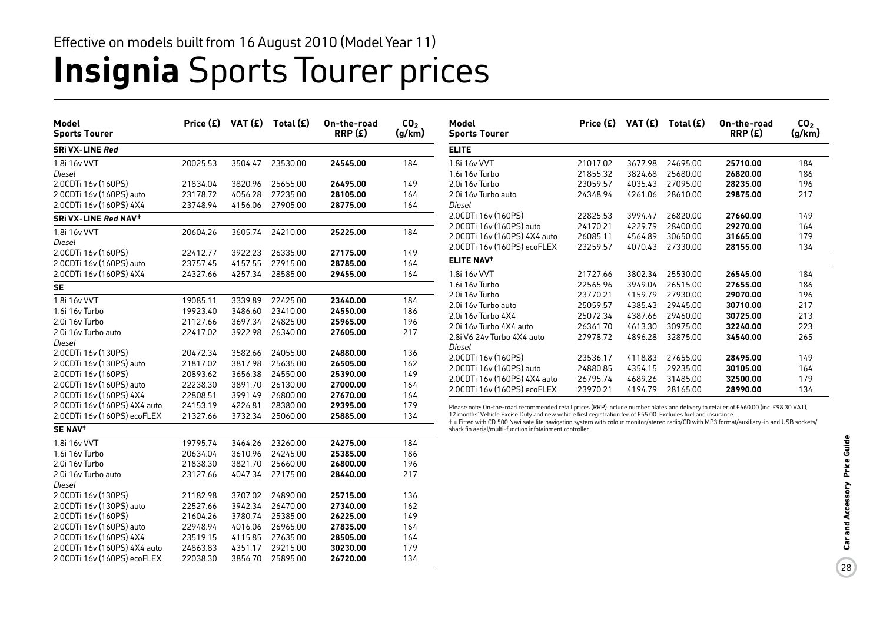Effective on models built from 16 August 2010 (Model Year 11)

# **Insignia** Sports Tourer prices

| Model Sports Tourer | Price (£) | VAT (£) | Total (£) | On-the-road RRP (£) | $CO_2$ (g/km) |
|---|---|---|---|---|---|
| **SRi VX-LINE *Red*** | | | | | |
| 1.8i 16v VVT | 20025.53 | 3504.47 | 23530.00 | **24545.00** | 184 |
| *Diesel* | | | | | |
| 2.0CDTi 16v (160PS) | 21834.04 | 3820.96 | 25655.00 | **26495.00** | 149 |
| 2.0CDTi 16v (160PS) auto | 23178.72 | 4056.28 | 27235.00 | **28105.00** | 164 |
| 2.0CDTi 16v (160PS) 4X4 | 23748.94 | 4156.06 | 27905.00 | **28775.00** | 164 |
| **SRi VX-LINE *Red* NAV†** | | | | | |
| 1.8i 16v VVT | 20604.26 | 3605.74 | 24210.00 | **25225.00** | 184 |
| *Diesel* | | | | | |
| 2.0CDTi 16v (160PS) | 22412.77 | 3922.23 | 26335.00 | **27175.00** | 149 |
| 2.0CDTi 16v (160PS) auto | 23757.45 | 4157.55 | 27915.00 | **28785.00** | 164 |
| 2.0CDTi 16v (160PS) 4X4 | 24327.66 | 4257.34 | 28585.00 | **29455.00** | 164 |
| **SE** | | | | | |
| 1.8i 16v VVT | 19085.11 | 3339.89 | 22425.00 | **23440.00** | 184 |
| 1.6i 16v Turbo | 19923.40 | 3486.60 | 23410.00 | **24550.00** | 186 |
| 2.0i 16v Turbo | 21127.66 | 3697.34 | 24825.00 | **25965.00** | 196 |
| 2.0i 16v Turbo auto | 22417.02 | 3922.98 | 26340.00 | **27605.00** | 217 |
| *Diesel* | | | | | |
| 2.0CDTi 16v (130PS) | 20472.34 | 3582.66 | 24055.00 | **24880.00** | 136 |
| 2.0CDTi 16v (130PS) auto | 21817.02 | 3817.98 | 25635.00 | **26505.00** | 162 |
| 2.0CDTi 16v (160PS) | 20893.62 | 3656.38 | 24550.00 | **25390.00** | 149 |
| 2.0CDTi 16v (160PS) auto | 22238.30 | 3891.70 | 26130.00 | **27000.00** | 164 |
| 2.0CDTi 16v (160PS) 4X4 | 22808.51 | 3991.49 | 26800.00 | **27670.00** | 164 |
| 2.0CDTi 16v (160PS) 4X4 auto | 24153.19 | 4226.81 | 28380.00 | **29395.00** | 179 |
| 2.0CDTi 16v (160PS) ecoFLEX | 21327.66 | 3732.34 | 25060.00 | **25885.00** | 134 |
| **SE NAV†** | | | | | |
| 1.8i 16v VVT | 19795.74 | 3464.26 | 23260.00 | **24275.00** | 184 |
| 1.6i 16v Turbo | 20634.04 | 3610.96 | 24245.00 | **25385.00** | 186 |
| 2.0i 16v Turbo | 21838.30 | 3821.70 | 25660.00 | **26800.00** | 196 |
| 2.0i 16v Turbo auto | 23127.66 | 4047.34 | 27175.00 | **28440.00** | 217 |
| *Diesel* | | | | | |
| 2.0CDTi 16v (130PS) | 21182.98 | 3707.02 | 24890.00 | **25715.00** | 136 |
| 2.0CDTi 16v (130PS) auto | 22527.66 | 3942.34 | 26470.00 | **27340.00** | 162 |
| 2.0CDTi 16v (160PS) | 21604.26 | 3780.74 | 25385.00 | **26225.00** | 149 |
| 2.0CDTi 16v (160PS) auto | 22948.94 | 4016.06 | 26965.00 | **27835.00** | 164 |
| 2.0CDTi 16v (160PS) 4X4 | 23519.15 | 4115.85 | 27635.00 | **28505.00** | 164 |
| 2.0CDTi 16v (160PS) 4X4 auto | 24863.83 | 4351.17 | 29215.00 | **30230.00** | 179 |
| 2.0CDTi 16v (160PS) ecoFLEX | 22038.30 | 3856.70 | 25895.00 | **26720.00** | 134 |

| Model Sports Tourer | Price (£) | VAT (£) | Total (£) | On-the-road RRP (£) | $CO_2$ (g/km) |
|---|---|---|---|---|---|
| **ELITE** | | | | | |
| 1.8i 16v VVT | 21017.02 | 3677.98 | 24695.00 | **25710.00** | 184 |
| 1.6i 16v Turbo | 21855.32 | 3824.68 | 25680.00 | **26820.00** | 186 |
| 2.0i 16v Turbo | 23059.57 | 4035.43 | 27095.00 | **28235.00** | 196 |
| 2.0i 16v Turbo auto | 24348.94 | 4261.06 | 28610.00 | **29875.00** | 217 |
| *Diesel* | | | | | |
| 2.0CDTi 16v (160PS) | 22825.53 | 3994.47 | 26820.00 | **27660.00** | 149 |
| 2.0CDTi 16v (160PS) auto | 24170.21 | 4229.79 | 28400.00 | **29270.00** | 164 |
| 2.0CDTi 16v (160PS) 4X4 auto | 26085.11 | 4564.89 | 30650.00 | **31665.00** | 179 |
| 2.0CDTi 16v (160PS) ecoFLEX | 23259.57 | 4070.43 | 27330.00 | **28155.00** | 134 |
| **ELITE NAV†** | | | | | |
| 1.8i 16v VVT | 21727.66 | 3802.34 | 25530.00 | **26545.00** | 184 |
| 1.6i 16v Turbo | 22565.96 | 3949.04 | 26515.00 | **27655.00** | 186 |
| 2.0i 16v Turbo | 23770.21 | 4159.79 | 27930.00 | **29070.00** | 196 |
| 2.0i 16v Turbo auto | 25059.57 | 4385.43 | 29445.00 | **30710.00** | 217 |
| 2.0i 16v Turbo 4X4 | 25072.34 | 4387.66 | 29460.00 | **30725.00** | 213 |
| 2.0i 16v Turbo 4X4 auto | 26361.70 | 4613.30 | 30975.00 | **32240.00** | 223 |
| 2.8i V6 24v Turbo 4X4 auto | 27978.72 | 4896.28 | 32875.00 | **34540.00** | 265 |
| *Diesel* | | | | | |
| 2.0CDTi 16v (160PS) | 23536.17 | 4118.83 | 27655.00 | **28495.00** | 149 |
| 2.0CDTi 16v (160PS) auto | 24880.85 | 4354.15 | 29235.00 | **30105.00** | 164 |
| 2.0CDTi 16v (160PS) 4X4 auto | 26795.74 | 4689.26 | 31485.00 | **32500.00** | 179 |
| 2.0CDTi 16v (160PS) ecoFLEX | 23970.21 | 4194.79 | 28165.00 | **28990.00** | 134 |

Please note: On-the-road recommended retail prices (RRP) include number plates and delivery to retailer of £660.00 (inc. £98.30 VAT), 12 months' Vehicle Excise Duty and new vehicle first registration fee of £55.00. Excludes fuel and insurance.

† = Fitted with CD 500 Navi satellite navigation system with colour monitor/stereo radio/CD with MP3 format/auxiliary-in and USB sockets/shark fin aerial/multi-function infotainment controller.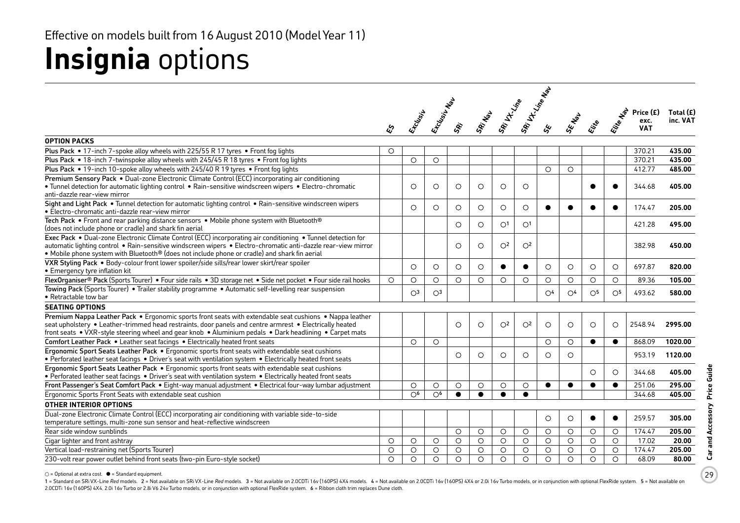Effective on models built from 16 August 2010 (Model Year 11)

# **Insignia** options

| | ES | Exclusiv | Exclusiv Nav | SRi | SRi Nav | SRi VX-Line | SRi VX-Line Nav | SE | SE Nav | Elite | Elite Nav | Price (£) exc. VAT | Total (£) inc. VAT |
|---|---|---|---|---|---|---|---|---|---|---|---|---|---|
| **OPTION PACKS** | | | | | | | | | | | | | |
| Plus Pack • 17-inch 7-spoke alloy wheels with 225/55 R 17 tyres • Front fog lights | ○ | | | | | | | | | | | 370.21 | **435.00** |
| Plus Pack • 18-inch 7-twinspoke alloy wheels with 245/45 R 18 tyres • Front fog lights | | ○ | ○ | | | | | | | | | 370.21 | **435.00** |
| Plus Pack • 19-inch 10-spoke alloy wheels with 245/40 R 19 tyres • Front fog lights | | | | | | | | ○ | ○ | | | 412.77 | **485.00** |
| Premium Sensory Pack • Dual-zone Electronic Climate Control (ECC) incorporating air conditioning • Tunnel detection for automatic lighting control • Rain-sensitive windscreen wipers • Electro-chromatic anti-dazzle rear-view mirror | | ○ | ○ | ○ | ○ | ○ | ○ | | | ● | ● | 344.68 | **405.00** |
| Sight and Light Pack • Tunnel detection for automatic lighting control • Rain-sensitive windscreen wipers • Electro-chromatic anti-dazzle rear-view mirror | | ○ | ○ | ○ | ○ | ○ | ○ | ● | ● | ● | ● | 174.47 | **205.00** |
| Tech Pack • Front and rear parking distance sensors • Mobile phone system with Bluetooth® (does not include phone or cradle) and shark fin aerial | | | | ○ | ○ | ○[1] | ○[1] | | | | | 421.28 | **495.00** |
| Exec Pack • Dual-zone Electronic Climate Control (ECC) incorporating air conditioning • Tunnel detection for automatic lighting control • Rain-sensitive windscreen wipers • Electro-chromatic anti-dazzle rear-view mirror • Mobile phone system with Bluetooth® (does not include phone or cradle) and shark fin aerial | | | | ○ | ○ | ○[2] | ○[2] | | | | | 382.98 | **450.00** |
| VXR Styling Pack • Body-colour front lower spoiler/side sills/rear lower skirt/rear spoiler • Emergency tyre inflation kit | | ○ | ○ | ○ | ○ | ● | ● | ○ | ○ | ○ | ○ | 697.87 | **820.00** |
| FlexOrganiser® Pack (Sports Tourer) • Four side rails • 3D storage net • Side net pocket • Four side rail hooks | ○ | ○ | ○ | ○ | ○ | ○ | ○ | ○ | ○ | ○ | ○ | 89.36 | **105.00** |
| Towing Pack (Sports Tourer) • Trailer stability programme • Automatic self-levelling rear suspension • Retractable tow bar | | ○[3] | ○[3] | | | | | ○[4] | ○[4] | ○[5] | ○[5] | 493.62 | **580.00** |
| **SEATING OPTIONS** | | | | | | | | | | | | | |
| Premium Nappa Leather Pack • Ergonomic sports front seats with extendable seat cushions • Nappa leather seat upholstery • Leather-trimmed head restraints, door panels and centre armrest • Electrically heated front seats • VXR-style steering wheel and gear knob • Aluminium pedals • Dark headlining • Carpet mats | | | | ○ | ○ | ○[2] | ○[2] | ○ | ○ | ○ | ○ | 2548.94 | **2995.00** |
| Comfort Leather Pack • Leather seat facings • Electrically heated front seats | | ○ | ○ | | | | | ○ | ○ | ● | ● | 868.09 | **1020.00** |
| Ergonomic Sport Seats Leather Pack • Ergonomic sports front seats with extendable seat cushions • Perforated leather seat facings • Driver's seat with ventilation system • Electrically heated front seats | | | | ○ | ○ | ○ | ○ | ○ | ○ | | | 953.19 | **1120.00** |
| Ergonomic Sport Seats Leather Pack • Ergonomic sports front seats with extendable seat cushions • Perforated leather seat facings • Driver's seat with ventilation system • Electrically heated front seats | | | | | | | | | | ○ | ○ | 344.68 | **405.00** |
| Front Passenger's Seat Comfort Pack • Eight-way manual adjustment • Electrical four-way lumbar adjustment | | ○ | ○ | ○ | ○ | ○ | ○ | ● | ● | ● | ● | 251.06 | **295.00** |
| Ergonomic Sports Front Seats with extendable seat cushion | | ○[6] | ○[6] | ● | ● | ● | ● | | | | | 344.68 | **405.00** |
| **OTHER INTERIOR OPTIONS** | | | | | | | | | | | | | |
| Dual-zone Electronic Climate Control (ECC) incorporating air conditioning with variable side-to-side temperature settings, multi-zone sun sensor and heat-reflective windscreen | | | | | | | | ○ | ○ | ● | ● | 259.57 | **305.00** |
| Rear side window sunblinds | | | | ○ | ○ | ○ | ○ | ○ | ○ | ○ | ○ | 174.47 | **205.00** |
| Cigar lighter and front ashtray | ○ | ○ | ○ | ○ | ○ | ○ | ○ | ○ | ○ | ○ | ○ | 17.02 | **20.00** |
| Vertical load-restraining net (Sports Tourer) | ○ | ○ | ○ | ○ | ○ | ○ | ○ | ○ | ○ | ○ | ○ | 174.47 | **205.00** |
| 230-volt rear power outlet behind front seats (two-pin Euro-style socket) | ○ | ○ | ○ | ○ | ○ | ○ | ○ | ○ | ○ | ○ | ○ | 68.09 | **80.00** |

○ = Optional at extra cost. ● = Standard equipment.

1 = Standard on SRi VX-Line *Red* models. 2 = Not available on SRi VX-Line *Red* models. 3 = Not available on 2.0CDTi 16v (160PS) 4X4 models. 4 = Not available on 2.0CDTi 16v (160PS) 4X4 or 2.0i 16v Turbo models, or in conjunction with optional FlexRide system. 5 = Not available on 2.0CDTi 16v (160PS) 4X4, 2.0i 16v Turbo or 2.8i V6 24v Turbo models, or in conjunction with optional FlexRide system. 6 = Ribbon cloth trim replaces Dune cloth.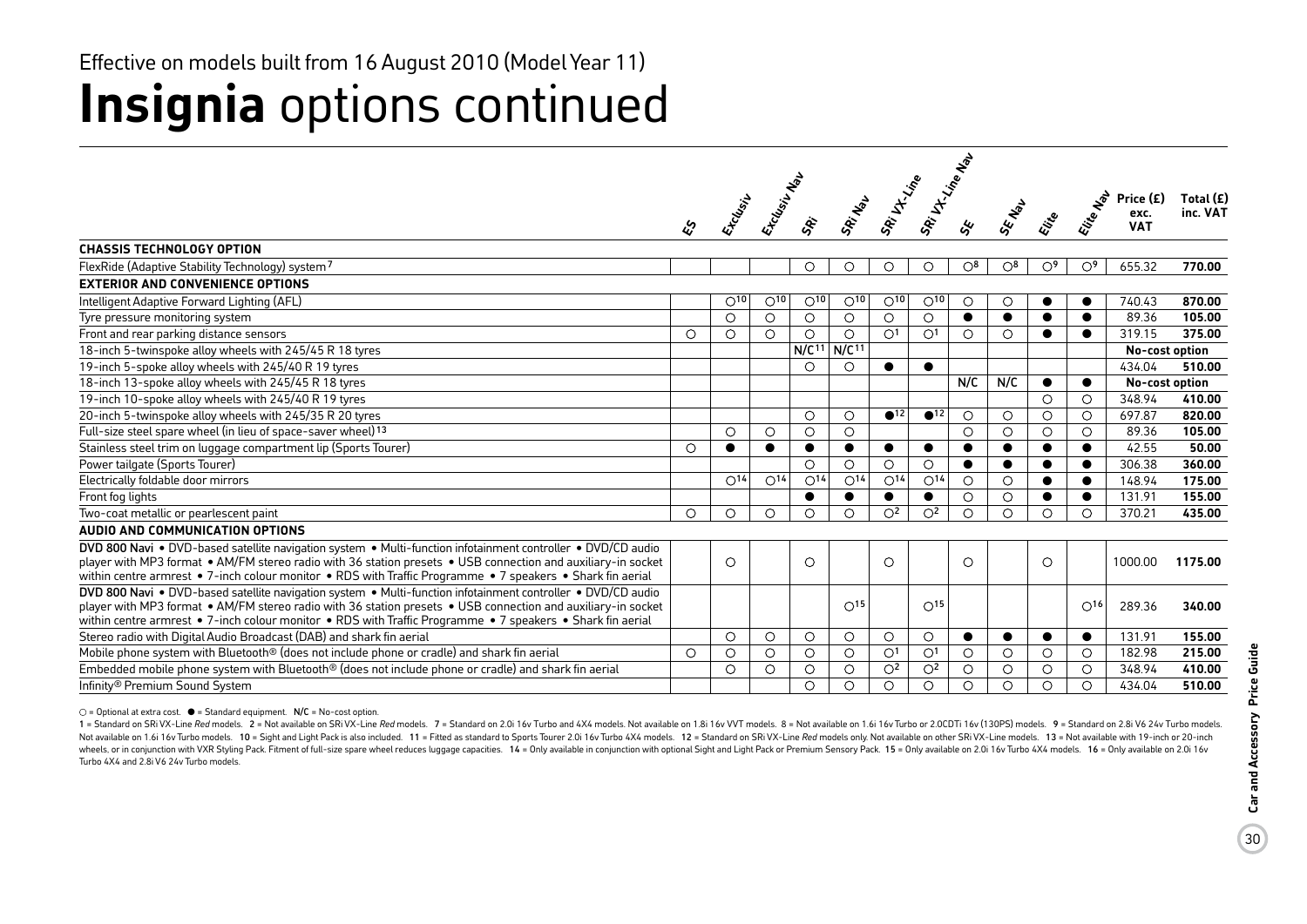Effective on models built from 16 August 2010 (Model Year 11)

# **Insignia** options continued

| | ES | Exclusiv | Exclusiv Nav | SRi | SRi Nav | SRi VX-Line | SRi VX-Line Nav | SE | SE Nav | Elite | Elite Nav | Price (£) exc. VAT | Total (£) inc. VAT |
|---|---|---|---|---|---|---|---|---|---|---|---|---|---|
| **CHASSIS TECHNOLOGY OPTION** | | | | | | | | | | | | | |
| FlexRide (Adaptive Stability Technology) system[7] | | | | ○ | ○ | ○ | ○ | ○[8] | ○[8] | ○[9] | ○[9] | 655.32 | **770.00** |
| **EXTERIOR AND CONVENIENCE OPTIONS** | | | | | | | | | | | | | |
| Intelligent Adaptive Forward Lighting (AFL) | | ○[10] | ○[10] | ○[10] | ○[10] | ○[10] | ○[10] | ○ | ○ | ● | ● | 740.43 | **870.00** |
| Tyre pressure monitoring system | | ○ | ○ | ○ | ○ | ○ | ○ | ● | ● | ● | ● | 89.36 | **105.00** |
| Front and rear parking distance sensors | ○ | ○ | ○ | ○ | ○ | ○[1] | ○[1] | ○ | ○ | ● | ● | 319.15 | **375.00** |
| 18-inch 5-twinspoke alloy wheels with 245/45 R 18 tyres | | | | N/C[11] | N/C[11] | | | | | | | **No-cost option** | |
| 19-inch 5-spoke alloy wheels with 245/40 R 19 tyres | | | | ○ | ○ | ● | ● | | | | | 434.04 | **510.00** |
| 18-inch 13-spoke alloy wheels with 245/45 R 18 tyres | | | | | | | | N/C | N/C | ● | ● | **No-cost option** | |
| 19-inch 10-spoke alloy wheels with 245/40 R 19 tyres | | | | | | | | | | ○ | ○ | 348.94 | **410.00** |
| 20-inch 5-twinspoke alloy wheels with 245/35 R 20 tyres | | | | ○ | ○ | ●[12] | ●[12] | ○ | ○ | ○ | ○ | 697.87 | **820.00** |
| Full-size steel spare wheel (in lieu of space-saver wheel)[13] | | ○ | ○ | ○ | ○ | | | ○ | ○ | ○ | ○ | 89.36 | **105.00** |
| Stainless steel trim on luggage compartment lip (Sports Tourer) | ○ | ● | ● | ● | ● | ● | ● | ● | ● | ● | ● | 42.55 | **50.00** |
| Power tailgate (Sports Tourer) | | | | ○ | ○ | ○ | ○ | ● | ● | ● | ● | 306.38 | **360.00** |
| Electrically foldable door mirrors | | ○[14] | ○[14] | ○[14] | ○[14] | ○[14] | ○[14] | ○ | ○ | ● | ● | 148.94 | **175.00** |
| Front fog lights | | | | ● | ● | ● | ● | ○ | ○ | ● | ● | 131.91 | **155.00** |
| Two-coat metallic or pearlescent paint | ○ | ○ | ○ | ○ | ○ | ○[2] | ○[2] | ○ | ○ | ○ | ○ | 370.21 | **435.00** |
| **AUDIO AND COMMUNICATION OPTIONS** | | | | | | | | | | | | | |
| **DVD 800 Navi** • DVD-based satellite navigation system • Multi-function infotainment controller • DVD/CD audio player with MP3 format • AM/FM stereo radio with 36 station presets • USB connection and auxiliary-in socket within centre armrest • 7-inch colour monitor • RDS with Traffic Programme • 7 speakers • Shark fin aerial | | ○ | | ○ | | ○ | | ○ | | ○ | | 1000.00 | **1175.00** |
| **DVD 800 Navi** • DVD-based satellite navigation system • Multi-function infotainment controller • DVD/CD audio player with MP3 format • AM/FM stereo radio with 36 station presets • USB connection and auxiliary-in socket within centre armrest • 7-inch colour monitor • RDS with Traffic Programme • 7 speakers • Shark fin aerial | | | | | ○[15] | | ○[15] | | | | ○[16] | 289.36 | **340.00** |
| Stereo radio with Digital Audio Broadcast (DAB) and shark fin aerial | | ○ | ○ | ○ | ○ | ○ | ○ | ● | ● | ● | ● | 131.91 | **155.00** |
| Mobile phone system with Bluetooth® (does not include phone or cradle) and shark fin aerial | ○ | ○ | ○ | ○ | ○ | ○[1] | ○[1] | ○ | ○ | ○ | ○ | 182.98 | **215.00** |
| Embedded mobile phone system with Bluetooth® (does not include phone or cradle) and shark fin aerial | | ○ | ○ | ○ | ○ | ○[2] | ○[2] | ○ | ○ | ○ | ○ | 348.94 | **410.00** |
| Infinity® Premium Sound System | | | | ○ | ○ | ○ | ○ | ○ | ○ | ○ | ○ | 434.04 | **510.00** |

○ = Optional at extra cost. ● = Standard equipment. N/C = No-cost option.

1 = Standard on SRi VX-Line *Red* models. 2 = Not available on SRi VX-Line *Red* models. 7 = Standard on 2.0i 16v Turbo and 4X4 models. Not available on 1.8i 16v VVT models. 8 = Not available on 1.6i 16v Turbo or 2.0CDTi 16v (130PS) models. 9 = Standard on 2.8i V6 24v Turbo models. Not available on 1.6i 16v Turbo models. 10 = Sight and Light Pack is also included. 11 = Fitted as standard to Sports Tourer 2.0i 16v Turbo 4X4 models. 12 = Standard on SRi VX-Line *Red* models only. Not available on other SRi VX-Line models. 13 = Not available with 19-inch or 20-inch wheels, or in conjunction with VXR Styling Pack. Fitment of full-size spare wheel reduces luggage capacities. 14 = Only available in conjunction with optional Sight and Light Pack or Premium Sensory Pack. 15 = Only available on 2.0i 16v Turbo 4X4 models. 16 = Only available on 2.0i 16v Turbo 4X4 and 2.8i V6 24v Turbo models.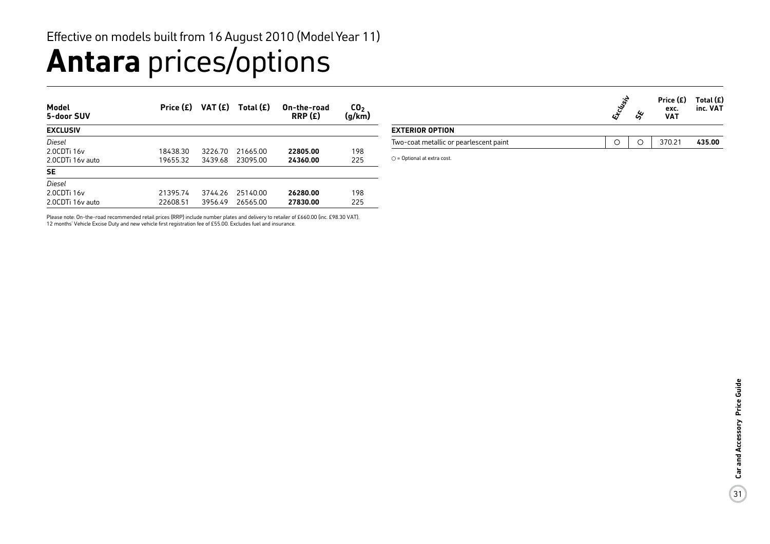Effective on models built from 16 August 2010 (Model Year 11)

# **Antara** prices/options

| Model 5-door SUV | Price (£) | VAT (£) | Total (£) | On-the-road RRP (£) | $CO_2$ (g/km) |
|---|---|---|---|---|---|
| **EXCLUSIV** | | | | | |
| *Diesel* | | | | | |
| 2.0CDTi 16v | 18438.30 | 3226.70 | 21665.00 | **22805.00** | 198 |
| 2.0CDTi 16v auto | 19655.32 | 3439.68 | 23095.00 | **24360.00** | 225 |
| **SE** | | | | | |
| *Diesel* | | | | | |
| 2.0CDTi 16v | 21395.74 | 3744.26 | 25140.00 | **26280.00** | 198 |
| 2.0CDTi 16v auto | 22608.51 | 3956.49 | 26565.00 | **27830.00** | 225 |

Please note: On-the-road recommended retail prices (RRP) include number plates and delivery to retailer of £660.00 (inc. £98.30 VAT), 12 months' Vehicle Excise Duty and new vehicle first registration fee of £55.00. Excludes fuel and insurance.

| | Exclusiv | SE | Price (£) exc. VAT | Total (£) inc. VAT |
|---|---|---|---|---|
| **EXTERIOR OPTION** | | | | |
| Two-coat metallic or pearlescent paint | ○ | ○ | 370.21 | **435.00** |

○ = Optional at extra cost.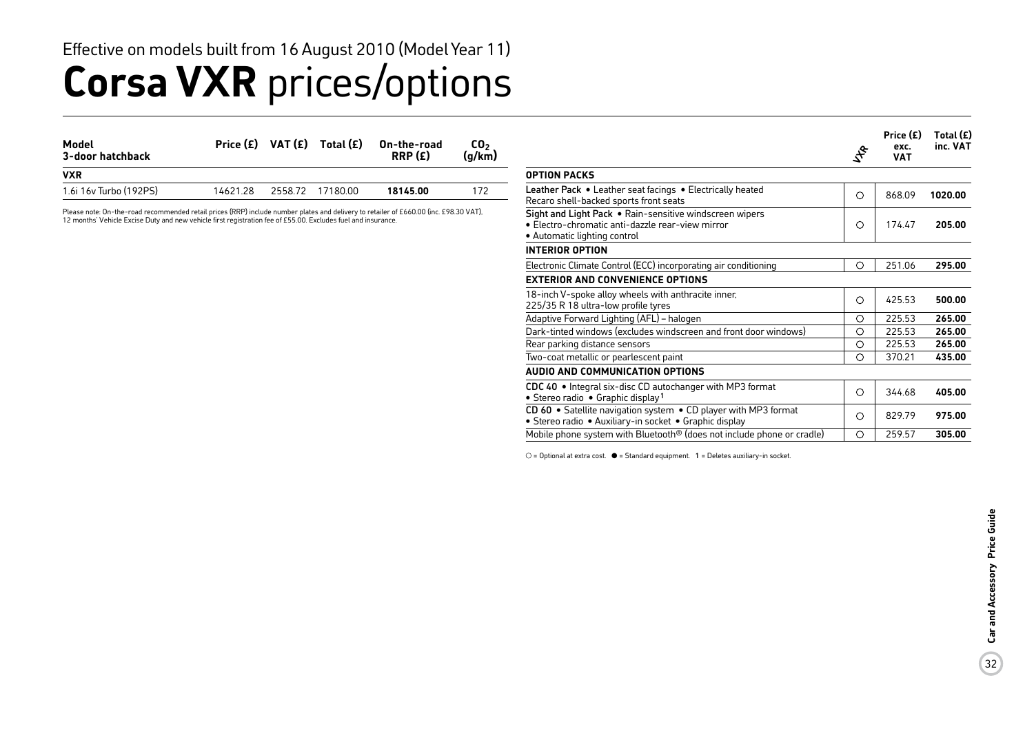Effective on models built from 16 August 2010 (Model Year 11)

# Corsa VXR prices/options

| Model 3-door hatchback | Price (£) | VAT (£) | Total (£) | On-the-road RRP (£) | $CO_2$ (g/km) |
|---|---|---|---|---|---|
| **VXR** | | | | | |
| 1.6i 16v Turbo (192PS) | 14621.28 | 2558.72 | 17180.00 | **18145.00** | 172 |

Please note: On-the-road recommended retail prices (RRP) include number plates and delivery to retailer of £660.00 (inc. £98.30 VAT), 12 months' Vehicle Excise Duty and new vehicle first registration fee of £55.00. Excludes fuel and insurance.

| | VXR | Price (£) exc. VAT | Total (£) inc. VAT |
|---|---|---|---|
| **OPTION PACKS** | | | |
| **Leather Pack** • Leather seat facings • Electrically heated Recaro shell-backed sports front seats | ○ | 868.09 | **1020.00** |
| **Sight and Light Pack** • Rain-sensitive windscreen wipers • Electro-chromatic anti-dazzle rear-view mirror • Automatic lighting control | ○ | 174.47 | **205.00** |
| **INTERIOR OPTION** | | | |
| Electronic Climate Control (ECC) incorporating air conditioning | ○ | 251.06 | **295.00** |
| **EXTERIOR AND CONVENIENCE OPTIONS** | | | |
| 18-inch V-spoke alloy wheels with anthracite inner, 225/35 R 18 ultra-low profile tyres | ○ | 425.53 | **500.00** |
| Adaptive Forward Lighting (AFL) – halogen | ○ | 225.53 | **265.00** |
| Dark-tinted windows (excludes windscreen and front door windows) | ○ | 225.53 | **265.00** |
| Rear parking distance sensors | ○ | 225.53 | **265.00** |
| Two-coat metallic or pearlescent paint | ○ | 370.21 | **435.00** |
| **AUDIO AND COMMUNICATION OPTIONS** | | | |
| **CDC 40** • Integral six-disc CD autochanger with MP3 format • Stereo radio • Graphic display[1] | ○ | 344.68 | **405.00** |
| **CD 60** • Satellite navigation system • CD player with MP3 format • Stereo radio • Auxiliary-in socket • Graphic display | ○ | 829.79 | **975.00** |
| Mobile phone system with Bluetooth® (does not include phone or cradle) | ○ | 259.57 | **305.00** |

○ = Optional at extra cost. ● = Standard equipment. 1 = Deletes auxiliary-in socket.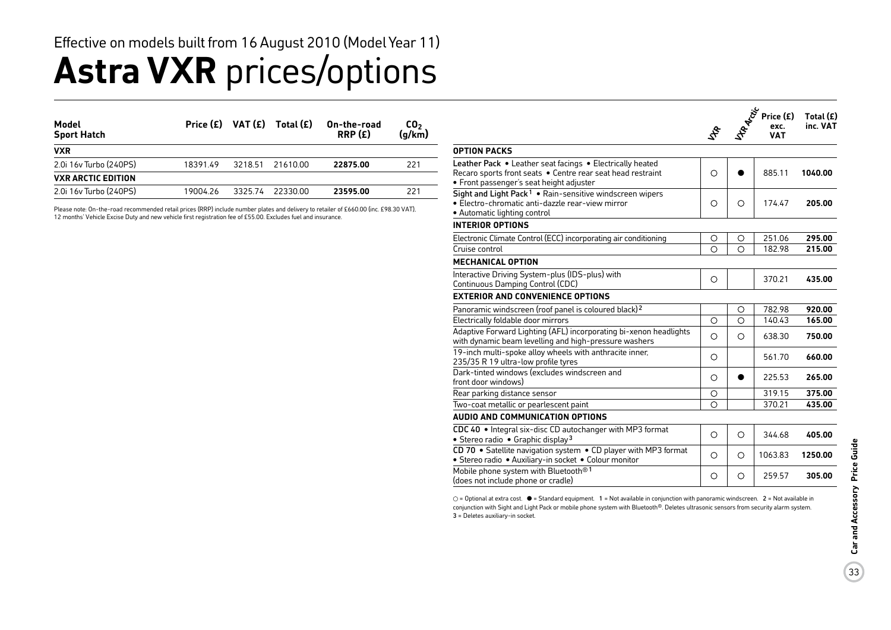Effective on models built from 16 August 2010 (Model Year 11)

# **Astra VXR** prices/options

| Model Sport Hatch | Price (£) | VAT (£) | Total (£) | On-the-road RRP (£) | $CO_2$ (g/km) |
|---|---|---|---|---|---|
| **VXR** | | | | | |
| 2.0i 16v Turbo (240PS) | 18391.49 | 3218.51 | 21610.00 | **22875.00** | 221 |
| **VXR ARCTIC EDITION** | | | | | |
| 2.0i 16v Turbo (240PS) | 19004.26 | 3325.74 | 22330.00 | **23595.00** | 221 |

Please note: On-the-road recommended retail prices (RRP) include number plates and delivery to retailer of £660.00 (inc. £98.30 VAT), 12 months' Vehicle Excise Duty and new vehicle first registration fee of £55.00. Excludes fuel and insurance.

| | VXR | VXR Arctic | Price (£) exc. VAT | Total (£) inc. VAT |
|---|---|---|---|---|
| **OPTION PACKS** | | | | |
| **Leather Pack** • Leather seat facings • Electrically heated Recaro sports front seats • Centre rear seat head restraint • Front passenger's seat height adjuster | ○ | ● | 885.11 | **1040.00** |
| **Sight and Light Pack**[1] • Rain-sensitive windscreen wipers • Electro-chromatic anti-dazzle rear-view mirror • Automatic lighting control | ○ | ○ | 174.47 | **205.00** |
| **INTERIOR OPTIONS** | | | | |
| Electronic Climate Control (ECC) incorporating air conditioning | ○ | ○ | 251.06 | **295.00** |
| Cruise control | ○ | ○ | 182.98 | **215.00** |
| **MECHANICAL OPTION** | | | | |
| Interactive Driving System-plus (IDS-plus) with Continuous Damping Control (CDC) | ○ | | 370.21 | **435.00** |
| **EXTERIOR AND CONVENIENCE OPTIONS** | | | | |
| Panoramic windscreen (roof panel is coloured black)[2] | | ○ | 782.98 | **920.00** |
| Electrically foldable door mirrors | ○ | ○ | 140.43 | **165.00** |
| Adaptive Forward Lighting (AFL) incorporating bi-xenon headlights with dynamic beam levelling and high-pressure washers | ○ | ○ | 638.30 | **750.00** |
| 19-inch multi-spoke alloy wheels with anthracite inner, 235/35 R 19 ultra-low profile tyres | ○ | | 561.70 | **660.00** |
| Dark-tinted windows (excludes windscreen and front door windows) | ○ | ● | 225.53 | **265.00** |
| Rear parking distance sensor | ○ | | 319.15 | **375.00** |
| Two-coat metallic or pearlescent paint | ○ | | 370.21 | **435.00** |
| **AUDIO AND COMMUNICATION OPTIONS** | | | | |
| **CDC 40** • Integral six-disc CD autochanger with MP3 format • Stereo radio • Graphic display[3] | ○ | ○ | 344.68 | **405.00** |
| **CD 70** • Satellite navigation system • CD player with MP3 format • Stereo radio • Auxiliary-in socket • Colour monitor | ○ | ○ | 1063.83 | **1250.00** |
| Mobile phone system with Bluetooth®[1] (does not include phone or cradle) | ○ | ○ | 259.57 | **305.00** |

○ = Optional at extra cost. ● = Standard equipment. 1 = Not available in conjunction with panoramic windscreen. 2 = Not available in conjunction with Sight and Light Pack or mobile phone system with Bluetooth®. Deletes ultrasonic sensors from security alarm system. 3 = Deletes auxiliary-in socket.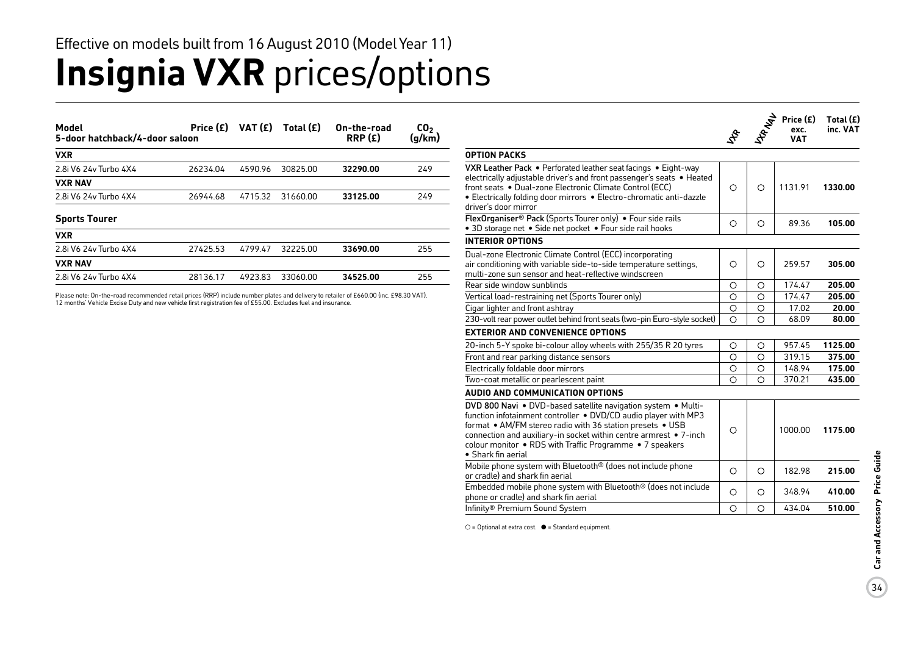Effective on models built from 16 August 2010 (Model Year 11)

# Insignia VXR prices/options

| Model 5-door hatchback/4-door saloon | Price (£) | VAT (£) | Total (£) | On-the-road RRP (£) | $CO_2$ (g/km) |
|---|---|---|---|---|---|
| **VXR** | | | | | |
| 2.8i V6 24v Turbo 4X4 | 26234.04 | 4590.96 | 30825.00 | **32290.00** | 249 |
| **VXR NAV** | | | | | |
| 2.8i V6 24v Turbo 4X4 | 26944.68 | 4715.32 | 31660.00 | **33125.00** | 249 |
| **Sports Tourer** | | | | | |
| **VXR** | | | | | |
| 2.8i V6 24v Turbo 4X4 | 27425.53 | 4799.47 | 32225.00 | **33690.00** | 255 |
| **VXR NAV** | | | | | |
| 2.8i V6 24v Turbo 4X4 | 28136.17 | 4923.83 | 33060.00 | **34525.00** | 255 |

Please note: On-the-road recommended retail prices (RRP) include number plates and delivery to retailer of £660.00 (inc. £98.30 VAT). 12 months' Vehicle Excise Duty and new vehicle first registration fee of £55.00. Excludes fuel and insurance.

| | VXR | VXR NAV | Price (£) exc. VAT | Total (£) inc. VAT |
|---|---|---|---|---|
| **OPTION PACKS** | | | | |
| **VXR Leather Pack** • Perforated leather seat facings • Eight-way electrically adjustable driver's and front passenger's seats • Heated front seats • Dual-zone Electronic Climate Control (ECC) • Electrically folding door mirrors • Electro-chromatic anti-dazzle driver's door mirror | ○ | ○ | 1131.91 | **1330.00** |
| **FlexOrganiser® Pack** (Sports Tourer only) • Four side rails • 3D storage net • Side net pocket • Four side rail hooks | ○ | ○ | 89.36 | **105.00** |
| **INTERIOR OPTIONS** | | | | |
| Dual-zone Electronic Climate Control (ECC) incorporating air conditioning with variable side-to-side temperature settings, multi-zone sun sensor and heat-reflective windscreen | ○ | ○ | 259.57 | **305.00** |
| Rear side window sunblinds | ○ | ○ | 174.47 | **205.00** |
| Vertical load-restraining net (Sports Tourer only) | ○ | ○ | 174.47 | **205.00** |
| Cigar lighter and front ashtray | ○ | ○ | 17.02 | **20.00** |
| 230-volt rear power outlet behind front seats (two-pin Euro-style socket) | ○ | ○ | 68.09 | **80.00** |
| **EXTERIOR AND CONVENIENCE OPTIONS** | | | | |
| 20-inch 5-Y spoke bi-colour alloy wheels with 255/35 R 20 tyres | ○ | ○ | 957.45 | **1125.00** |
| Front and rear parking distance sensors | ○ | ○ | 319.15 | **375.00** |
| Electrically foldable door mirrors | ○ | ○ | 148.94 | **175.00** |
| Two-coat metallic or pearlescent paint | ○ | ○ | 370.21 | **435.00** |
| **AUDIO AND COMMUNICATION OPTIONS** | | | | |
| **DVD 800 Navi** • DVD-based satellite navigation system • Multi-function infotainment controller • DVD/CD audio player with MP3 format • AM/FM stereo radio with 36 station presets • USB connection and auxiliary-in socket within centre armrest • 7-inch colour monitor • RDS with Traffic Programme • 7 speakers • Shark fin aerial | ○ | | 1000.00 | **1175.00** |
| Mobile phone system with Bluetooth® (does not include phone or cradle) and shark fin aerial | ○ | ○ | 182.98 | **215.00** |
| Embedded mobile phone system with Bluetooth® (does not include phone or cradle) and shark fin aerial | ○ | ○ | 348.94 | **410.00** |
| Infinity® Premium Sound System | ○ | ○ | 434.04 | **510.00** |

○ = Optional at extra cost. ● = Standard equipment.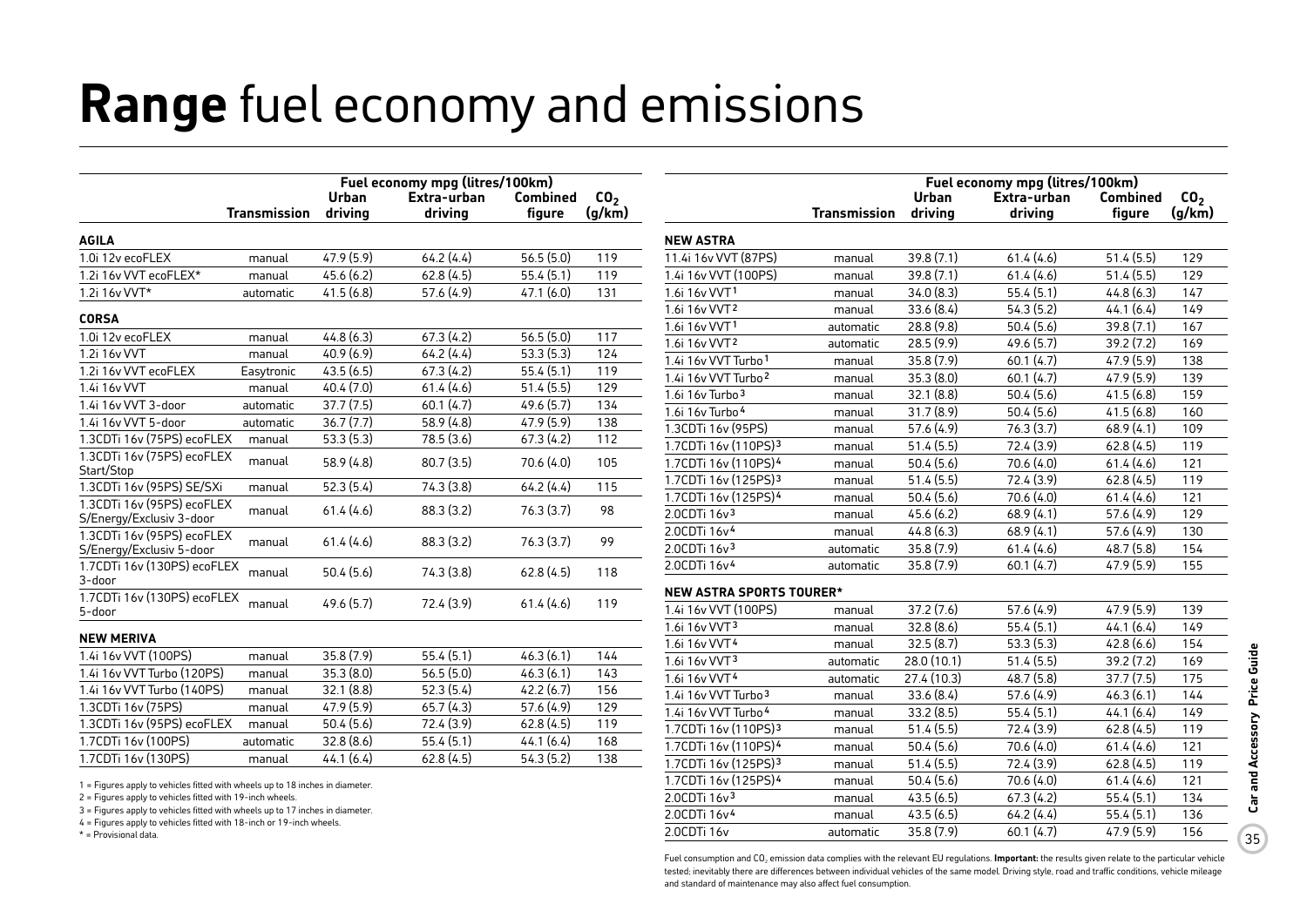# **Range** fuel economy and emissions

| | Transmission | Fuel economy mpg (litres/100km) Urban driving | Extra-urban driving | Combined figure | $CO_2$ (g/km) |
|---|---|---|---|---|---|
| **AGILA** | | | | | |
| 1.0i 12v ecoFLEX | manual | 47.9 (5.9) | 64.2 (4.4) | 56.5 (5.0) | 119 |
| 1.2i 16v VVT ecoFLEX* | manual | 45.6 (6.2) | 62.8 (4.5) | 55.4 (5.1) | 119 |
| 1.2i 16v VVT* | automatic | 41.5 (6.8) | 57.6 (4.9) | 47.1 (6.0) | 131 |
| **CORSA** | | | | | |
| 1.0i 12v ecoFLEX | manual | 44.8 (6.3) | 67.3 (4.2) | 56.5 (5.0) | 117 |
| 1.2i 16v VVT | manual | 40.9 (6.9) | 64.2 (4.4) | 53.3 (5.3) | 124 |
| 1.2i 16v VVT ecoFLEX | Easytronic | 43.5 (6.5) | 67.3 (4.2) | 55.4 (5.1) | 119 |
| 1.4i 16v VVT | manual | 40.4 (7.0) | 61.4 (4.6) | 51.4 (5.5) | 129 |
| 1.4i 16v VVT 3-door | automatic | 37.7 (7.5) | 60.1 (4.7) | 49.6 (5.7) | 134 |
| 1.4i 16v VVT 5-door | automatic | 36.7 (7.7) | 58.9 (4.8) | 47.9 (5.9) | 138 |
| 1.3CDTi 16v (75PS) ecoFLEX | manual | 53.3 (5.3) | 78.5 (3.6) | 67.3 (4.2) | 112 |
| 1.3CDTi 16v (75PS) ecoFLEX Start/Stop | manual | 58.9 (4.8) | 80.7 (3.5) | 70.6 (4.0) | 105 |
| 1.3CDTi 16v (95PS) SE/SXi | manual | 52.3 (5.4) | 74.3 (3.8) | 64.2 (4.4) | 115 |
| 1.3CDTi 16v (95PS) ecoFLEX S/Energy/Exclusiv 3-door | manual | 61.4 (4.6) | 88.3 (3.2) | 76.3 (3.7) | 98 |
| 1.3CDTi 16v (95PS) ecoFLEX S/Energy/Exclusiv 5-door | manual | 61.4 (4.6) | 88.3 (3.2) | 76.3 (3.7) | 99 |
| 1.7CDTi 16v (130PS) ecoFLEX 3-door | manual | 50.4 (5.6) | 74.3 (3.8) | 62.8 (4.5) | 118 |
| 1.7CDTi 16v (130PS) ecoFLEX 5-door | manual | 49.6 (5.7) | 72.4 (3.9) | 61.4 (4.6) | 119 |
| **NEW MERIVA** | | | | | |
| 1.4i 16v VVT (100PS) | manual | 35.8 (7.9) | 55.4 (5.1) | 46.3 (6.1) | 144 |
| 1.4i 16v VVT Turbo (120PS) | manual | 35.3 (8.0) | 56.5 (5.0) | 46.3 (6.1) | 143 |
| 1.4i 16v VVT Turbo (140PS) | manual | 32.1 (8.8) | 52.3 (5.4) | 42.2 (6.7) | 156 |
| 1.3CDTi 16v (75PS) | manual | 47.9 (5.9) | 65.7 (4.3) | 57.6 (4.9) | 129 |
| 1.3CDTi 16v (95PS) ecoFLEX | manual | 50.4 (5.6) | 72.4 (3.9) | 62.8 (4.5) | 119 |
| 1.7CDTi 16v (100PS) | automatic | 32.8 (8.6) | 55.4 (5.1) | 44.1 (6.4) | 168 |
| 1.7CDTi 16v (130PS) | manual | 44.1 (6.4) | 62.8 (4.5) | 54.3 (5.2) | 138 |

1 = Figures apply to vehicles fitted with wheels up to 18 inches in diameter.
2 = Figures apply to vehicles fitted with 19-inch wheels.
3 = Figures apply to vehicles fitted with wheels up to 17 inches in diameter.
4 = Figures apply to vehicles fitted with 18-inch or 19-inch wheels.
* = Provisional data.

| | Transmission | Fuel economy mpg (litres/100km) Urban driving | Extra-urban driving | Combined figure | $CO_2$ (g/km) |
|---|---|---|---|---|---|
| **NEW ASTRA** | | | | | |
| 11.4i 16v VVT (87PS) | manual | 39.8 (7.1) | 61.4 (4.6) | 51.4 (5.5) | 129 |
| 1.4i 16v VVT (100PS) | manual | 39.8 (7.1) | 61.4 (4.6) | 51.4 (5.5) | 129 |
| 1.6i 16v VVT[1] | manual | 34.0 (8.3) | 55.4 (5.1) | 44.8 (6.3) | 147 |
| 1.6i 16v VVT[2] | manual | 33.6 (8.4) | 54.3 (5.2) | 44.1 (6.4) | 149 |
| 1.6i 16v VVT[1] | automatic | 28.8 (9.8) | 50.4 (5.6) | 39.8 (7.1) | 167 |
| 1.6i 16v VVT[2] | automatic | 28.5 (9.9) | 49.6 (5.7) | 39.2 (7.2) | 169 |
| 1.4i 16v VVT Turbo[1] | manual | 35.8 (7.9) | 60.1 (4.7) | 47.9 (5.9) | 138 |
| 1.4i 16v VVT Turbo[2] | manual | 35.3 (8.0) | 60.1 (4.7) | 47.9 (5.9) | 139 |
| 1.6i 16v Turbo[3] | manual | 32.1 (8.8) | 50.4 (5.6) | 41.5 (6.8) | 159 |
| 1.6i 16v Turbo[4] | manual | 31.7 (8.9) | 50.4 (5.6) | 41.5 (6.8) | 160 |
| 1.3CDTi 16v (95PS) | manual | 57.6 (4.9) | 76.3 (3.7) | 68.9 (4.1) | 109 |
| 1.7CDTi 16v (110PS)[3] | manual | 51.4 (5.5) | 72.4 (3.9) | 62.8 (4.5) | 119 |
| 1.7CDTi 16v (110PS)[4] | manual | 50.4 (5.6) | 70.6 (4.0) | 61.4 (4.6) | 121 |
| 1.7CDTi 16v (125PS)[3] | manual | 51.4 (5.5) | 72.4 (3.9) | 62.8 (4.5) | 119 |
| 1.7CDTi 16v (125PS)[4] | manual | 50.4 (5.6) | 70.6 (4.0) | 61.4 (4.6) | 121 |
| 2.0CDTi 16v[3] | manual | 45.6 (6.2) | 68.9 (4.1) | 57.6 (4.9) | 129 |
| 2.0CDTi 16v[4] | manual | 44.8 (6.3) | 68.9 (4.1) | 57.6 (4.9) | 130 |
| 2.0CDTi 16v[3] | automatic | 35.8 (7.9) | 61.4 (4.6) | 48.7 (5.8) | 154 |
| 2.0CDTi 16v[4] | automatic | 35.8 (7.9) | 60.1 (4.7) | 47.9 (5.9) | 155 |
| **NEW ASTRA SPORTS TOURER*** | | | | | |
| 1.4i 16v VVT (100PS) | manual | 37.2 (7.6) | 57.6 (4.9) | 47.9 (5.9) | 139 |
| 1.6i 16v VVT[3] | manual | 32.8 (8.6) | 55.4 (5.1) | 44.1 (6.4) | 149 |
| 1.6i 16v VVT[4] | manual | 32.5 (8.7) | 53.3 (5.3) | 42.8 (6.6) | 154 |
| 1.6i 16v VVT[3] | automatic | 28.0 (10.1) | 51.4 (5.5) | 39.2 (7.2) | 169 |
| 1.6i 16v VVT[4] | automatic | 27.4 (10.3) | 48.7 (5.8) | 37.7 (7.5) | 175 |
| 1.4i 16v VVT Turbo[3] | manual | 33.6 (8.4) | 57.6 (4.9) | 46.3 (6.1) | 144 |
| 1.4i 16v VVT Turbo[4] | manual | 33.2 (8.5) | 55.4 (5.1) | 44.1 (6.4) | 149 |
| 1.7CDTi 16v (110PS)[3] | manual | 51.4 (5.5) | 72.4 (3.9) | 62.8 (4.5) | 119 |
| 1.7CDTi 16v (110PS)[4] | manual | 50.4 (5.6) | 70.6 (4.0) | 61.4 (4.6) | 121 |
| 1.7CDTi 16v (125PS)[3] | manual | 51.4 (5.5) | 72.4 (3.9) | 62.8 (4.5) | 119 |
| 1.7CDTi 16v (125PS)[4] | manual | 50.4 (5.6) | 70.6 (4.0) | 61.4 (4.6) | 121 |
| 2.0CDTi 16v[3] | manual | 43.5 (6.5) | 67.3 (4.2) | 55.4 (5.1) | 134 |
| 2.0CDTi 16v[4] | manual | 43.5 (6.5) | 64.2 (4.4) | 55.4 (5.1) | 136 |
| 2.0CDTi 16v | automatic | 35.8 (7.9) | 60.1 (4.7) | 47.9 (5.9) | 156 |

Fuel consumption and $CO_2$ emission data complies with the relevant EU regulations. **Important:** the results given relate to the particular vehicle tested; inevitably there are differences between individual vehicles of the same model. Driving style, road and traffic conditions, vehicle mileage and standard of maintenance may also affect fuel consumption.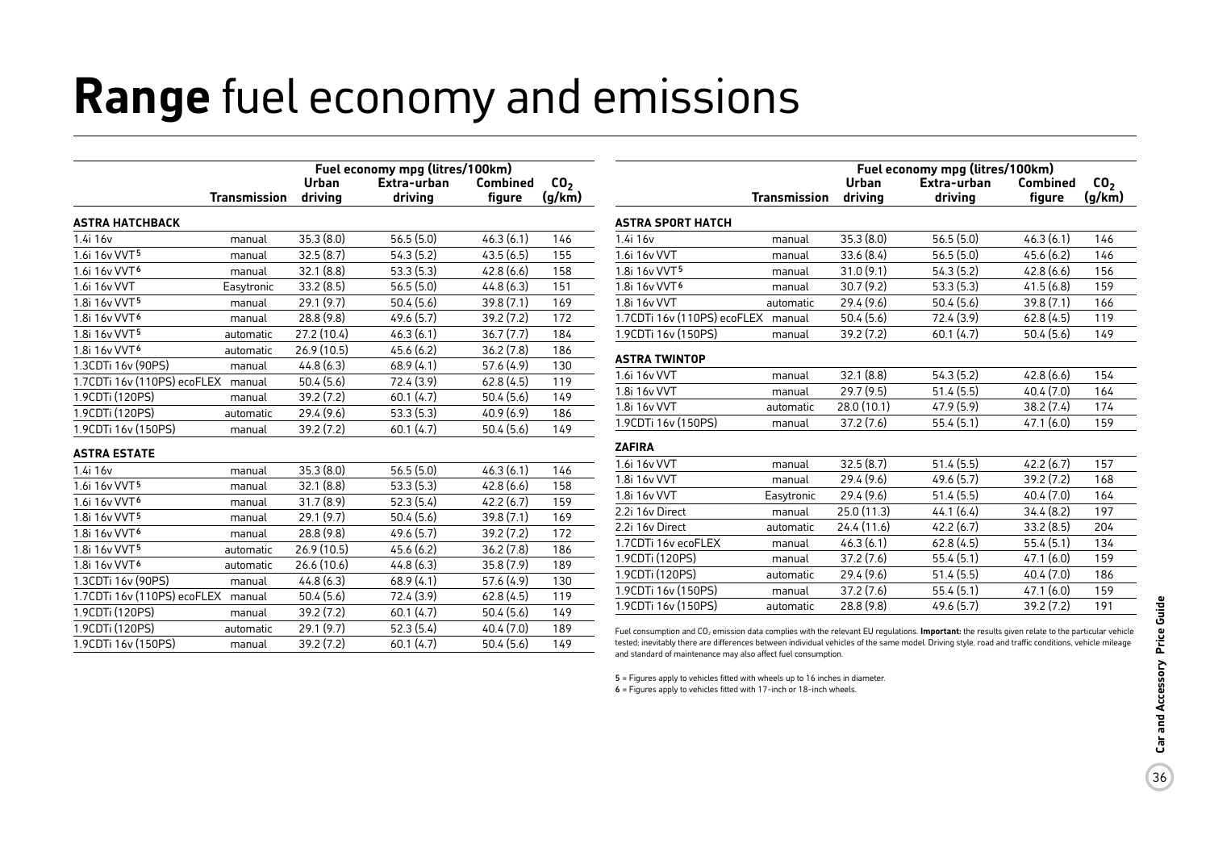# **Range** fuel economy and emissions

| | Transmission | Fuel economy mpg (litres/100km) Urban driving | Extra-urban driving | Combined figure | $CO_2$ (g/km) |
|---|---|---|---|---|---|
| **ASTRA HATCHBACK** | | | | | |
| 1.4i 16v | manual | 35.3 (8.0) | 56.5 (5.0) | 46.3 (6.1) | 146 |
| 1.6i 16v VVT[5] | manual | 32.5 (8.7) | 54.3 (5.2) | 43.5 (6.5) | 155 |
| 1.6i 16v VVT[6] | manual | 32.1 (8.8) | 53.3 (5.3) | 42.8 (6.6) | 158 |
| 1.6i 16v VVT | Easytronic | 33.2 (8.5) | 56.5 (5.0) | 44.8 (6.3) | 151 |
| 1.8i 16v VVT[5] | manual | 29.1 (9.7) | 50.4 (5.6) | 39.8 (7.1) | 169 |
| 1.8i 16v VVT[6] | manual | 28.8 (9.8) | 49.6 (5.7) | 39.2 (7.2) | 172 |
| 1.8i 16v VVT[5] | automatic | 27.2 (10.4) | 46.3 (6.1) | 36.7 (7.7) | 184 |
| 1.8i 16v VVT[6] | automatic | 26.9 (10.5) | 45.6 (6.2) | 36.2 (7.8) | 186 |
| 1.3CDTi 16v (90PS) | manual | 44.8 (6.3) | 68.9 (4.1) | 57.6 (4.9) | 130 |
| 1.7CDTi 16v (110PS) ecoFLEX | manual | 50.4 (5.6) | 72.4 (3.9) | 62.8 (4.5) | 119 |
| 1.9CDTi (120PS) | manual | 39.2 (7.2) | 60.1 (4.7) | 50.4 (5.6) | 149 |
| 1.9CDTi (120PS) | automatic | 29.4 (9.6) | 53.3 (5.3) | 40.9 (6.9) | 186 |
| 1.9CDTi 16v (150PS) | manual | 39.2 (7.2) | 60.1 (4.7) | 50.4 (5.6) | 149 |
| **ASTRA ESTATE** | | | | | |
| 1.4i 16v | manual | 35.3 (8.0) | 56.5 (5.0) | 46.3 (6.1) | 146 |
| 1.6i 16v VVT[5] | manual | 32.1 (8.8) | 53.3 (5.3) | 42.8 (6.6) | 158 |
| 1.6i 16v VVT[6] | manual | 31.7 (8.9) | 52.3 (5.4) | 42.2 (6.7) | 159 |
| 1.8i 16v VVT[5] | manual | 29.1 (9.7) | 50.4 (5.6) | 39.8 (7.1) | 169 |
| 1.8i 16v VVT[6] | manual | 28.8 (9.8) | 49.6 (5.7) | 39.2 (7.2) | 172 |
| 1.8i 16v VVT[5] | automatic | 26.9 (10.5) | 45.6 (6.2) | 36.2 (7.8) | 186 |
| 1.8i 16v VVT[6] | automatic | 26.6 (10.6) | 44.8 (6.3) | 35.8 (7.9) | 189 |
| 1.3CDTi 16v (90PS) | manual | 44.8 (6.3) | 68.9 (4.1) | 57.6 (4.9) | 130 |
| 1.7CDTi 16v (110PS) ecoFLEX | manual | 50.4 (5.6) | 72.4 (3.9) | 62.8 (4.5) | 119 |
| 1.9CDTi (120PS) | manual | 39.2 (7.2) | 60.1 (4.7) | 50.4 (5.6) | 149 |
| 1.9CDTi (120PS) | automatic | 29.1 (9.7) | 52.3 (5.4) | 40.4 (7.0) | 189 |
| 1.9CDTi 16v (150PS) | manual | 39.2 (7.2) | 60.1 (4.7) | 50.4 (5.6) | 149 |

| | Transmission | Fuel economy mpg (litres/100km) Urban driving | Extra-urban driving | Combined figure | $CO_2$ (g/km) |
|---|---|---|---|---|---|
| **ASTRA SPORT HATCH** | | | | | |
| 1.4i 16v | manual | 35.3 (8.0) | 56.5 (5.0) | 46.3 (6.1) | 146 |
| 1.6i 16v VVT | manual | 33.6 (8.4) | 56.5 (5.0) | 45.6 (6.2) | 146 |
| 1.8i 16v VVT[5] | manual | 31.0 (9.1) | 54.3 (5.2) | 42.8 (6.6) | 156 |
| 1.8i 16v VVT[6] | manual | 30.7 (9.2) | 53.3 (5.3) | 41.5 (6.8) | 159 |
| 1.8i 16v VVT | automatic | 29.4 (9.6) | 50.4 (5.6) | 39.8 (7.1) | 166 |
| 1.7CDTi 16v (110PS) ecoFLEX | manual | 50.4 (5.6) | 72.4 (3.9) | 62.8 (4.5) | 119 |
| 1.9CDTi 16v (150PS) | manual | 39.2 (7.2) | 60.1 (4.7) | 50.4 (5.6) | 149 |
| **ASTRA TWINTOP** | | | | | |
| 1.6i 16v VVT | manual | 32.1 (8.8) | 54.3 (5.2) | 42.8 (6.6) | 154 |
| 1.8i 16v VVT | manual | 29.7 (9.5) | 51.4 (5.5) | 40.4 (7.0) | 164 |
| 1.8i 16v VVT | automatic | 28.0 (10.1) | 47.9 (5.9) | 38.2 (7.4) | 174 |
| 1.9CDTi 16v (150PS) | manual | 37.2 (7.6) | 55.4 (5.1) | 47.1 (6.0) | 159 |
| **ZAFIRA** | | | | | |
| 1.6i 16v VVT | manual | 32.5 (8.7) | 51.4 (5.5) | 42.2 (6.7) | 157 |
| 1.8i 16v VVT | manual | 29.4 (9.6) | 49.6 (5.7) | 39.2 (7.2) | 168 |
| 1.8i 16v VVT | Easytronic | 29.4 (9.6) | 51.4 (5.5) | 40.4 (7.0) | 164 |
| 2.2i 16v Direct | manual | 25.0 (11.3) | 44.1 (6.4) | 34.4 (8.2) | 197 |
| 2.2i 16v Direct | automatic | 24.4 (11.6) | 42.2 (6.7) | 33.2 (8.5) | 204 |
| 1.7CDTi 16v ecoFLEX | manual | 46.3 (6.1) | 62.8 (4.5) | 55.4 (5.1) | 134 |
| 1.9CDTi (120PS) | manual | 37.2 (7.6) | 55.4 (5.1) | 47.1 (6.0) | 159 |
| 1.9CDTi (120PS) | automatic | 29.4 (9.6) | 51.4 (5.5) | 40.4 (7.0) | 186 |
| 1.9CDTi 16v (150PS) | manual | 37.2 (7.6) | 55.4 (5.1) | 47.1 (6.0) | 159 |
| 1.9CDTi 16v (150PS) | automatic | 28.8 (9.8) | 49.6 (5.7) | 39.2 (7.2) | 191 |

Fuel consumption and $CO_2$ emission data complies with the relevant EU regulations. **Important:** the results given relate to the particular vehicle tested; inevitably there are differences between individual vehicles of the same model. Driving style, road and traffic conditions, vehicle mileage and standard of maintenance may also affect fuel consumption.

**5** = Figures apply to vehicles fitted with wheels up to 16 inches in diameter.
**6** = Figures apply to vehicles fitted with 17-inch or 18-inch wheels.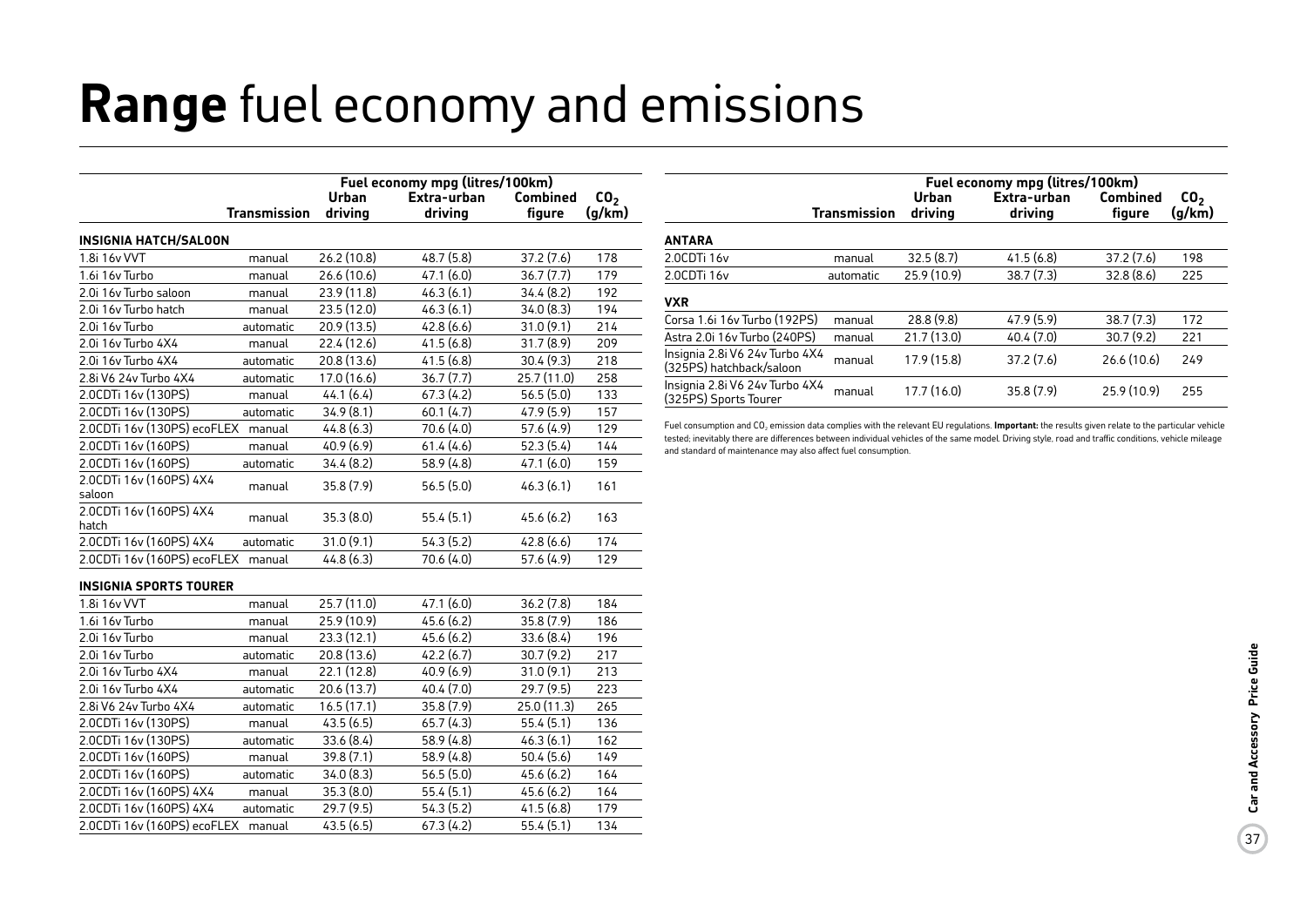# **Range** fuel economy and emissions

| | Transmission | Fuel economy mpg (litres/100km) Urban driving | Extra-urban driving | Combined figure | $CO_2$ (g/km) |
|---|---|---|---|---|---|
| **INSIGNIA HATCH/SALOON** | | | | | |
| 1.8i 16v VVT | manual | 26.2 (10.8) | 48.7 (5.8) | 37.2 (7.6) | 178 |
| 1.6i 16v Turbo | manual | 26.6 (10.6) | 47.1 (6.0) | 36.7 (7.7) | 179 |
| 2.0i 16v Turbo saloon | manual | 23.9 (11.8) | 46.3 (6.1) | 34.4 (8.2) | 192 |
| 2.0i 16v Turbo hatch | manual | 23.5 (12.0) | 46.3 (6.1) | 34.0 (8.3) | 194 |
| 2.0i 16v Turbo | automatic | 20.9 (13.5) | 42.8 (6.6) | 31.0 (9.1) | 214 |
| 2.0i 16v Turbo 4X4 | manual | 22.4 (12.6) | 41.5 (6.8) | 31.7 (8.9) | 209 |
| 2.0i 16v Turbo 4X4 | automatic | 20.8 (13.6) | 41.5 (6.8) | 30.4 (9.3) | 218 |
| 2.8i V6 24v Turbo 4X4 | automatic | 17.0 (16.6) | 36.7 (7.7) | 25.7 (11.0) | 258 |
| 2.0CDTi 16v (130PS) | manual | 44.1 (6.4) | 67.3 (4.2) | 56.5 (5.0) | 133 |
| 2.0CDTi 16v (130PS) | automatic | 34.9 (8.1) | 60.1 (4.7) | 47.9 (5.9) | 157 |
| 2.0CDTi 16v (130PS) ecoFLEX | manual | 44.8 (6.3) | 70.6 (4.0) | 57.6 (4.9) | 129 |
| 2.0CDTi 16v (160PS) | manual | 40.9 (6.9) | 61.4 (4.6) | 52.3 (5.4) | 144 |
| 2.0CDTi 16v (160PS) | automatic | 34.4 (8.2) | 58.9 (4.8) | 47.1 (6.0) | 159 |
| 2.0CDTi 16v (160PS) 4X4 saloon | manual | 35.8 (7.9) | 56.5 (5.0) | 46.3 (6.1) | 161 |
| 2.0CDTi 16v (160PS) 4X4 hatch | manual | 35.3 (8.0) | 55.4 (5.1) | 45.6 (6.2) | 163 |
| 2.0CDTi 16v (160PS) 4X4 | automatic | 31.0 (9.1) | 54.3 (5.2) | 42.8 (6.6) | 174 |
| 2.0CDTi 16v (160PS) ecoFLEX | manual | 44.8 (6.3) | 70.6 (4.0) | 57.6 (4.9) | 129 |
| **INSIGNIA SPORTS TOURER** | | | | | |
| 1.8i 16v VVT | manual | 25.7 (11.0) | 47.1 (6.0) | 36.2 (7.8) | 184 |
| 1.6i 16v Turbo | manual | 25.9 (10.9) | 45.6 (6.2) | 35.8 (7.9) | 186 |
| 2.0i 16v Turbo | manual | 23.3 (12.1) | 45.6 (6.2) | 33.6 (8.4) | 196 |
| 2.0i 16v Turbo | automatic | 20.8 (13.6) | 42.2 (6.7) | 30.7 (9.2) | 217 |
| 2.0i 16v Turbo 4X4 | manual | 22.1 (12.8) | 40.9 (6.9) | 31.0 (9.1) | 213 |
| 2.0i 16v Turbo 4X4 | automatic | 20.6 (13.7) | 40.4 (7.0) | 29.7 (9.5) | 223 |
| 2.8i V6 24v Turbo 4X4 | automatic | 16.5 (17.1) | 35.8 (7.9) | 25.0 (11.3) | 265 |
| 2.0CDTi 16v (130PS) | manual | 43.5 (6.5) | 65.7 (4.3) | 55.4 (5.1) | 136 |
| 2.0CDTi 16v (130PS) | automatic | 33.6 (8.4) | 58.9 (4.8) | 46.3 (6.1) | 162 |
| 2.0CDTi 16v (160PS) | manual | 39.8 (7.1) | 58.9 (4.8) | 50.4 (5.6) | 149 |
| 2.0CDTi 16v (160PS) | automatic | 34.0 (8.3) | 56.5 (5.0) | 45.6 (6.2) | 164 |
| 2.0CDTi 16v (160PS) 4X4 | manual | 35.3 (8.0) | 55.4 (5.1) | 45.6 (6.2) | 164 |
| 2.0CDTi 16v (160PS) 4X4 | automatic | 29.7 (9.5) | 54.3 (5.2) | 41.5 (6.8) | 179 |
| 2.0CDTi 16v (160PS) ecoFLEX | manual | 43.5 (6.5) | 67.3 (4.2) | 55.4 (5.1) | 134 |

| | Transmission | Fuel economy mpg (litres/100km) Urban driving | Extra-urban driving | Combined figure | $CO_2$ (g/km) |
|---|---|---|---|---|---|
| **ANTARA** | | | | | |
| 2.0CDTi 16v | manual | 32.5 (8.7) | 41.5 (6.8) | 37.2 (7.6) | 198 |
| 2.0CDTi 16v | automatic | 25.9 (10.9) | 38.7 (7.3) | 32.8 (8.6) | 225 |
| **VXR** | | | | | |
| Corsa 1.6i 16v Turbo (192PS) | manual | 28.8 (9.8) | 47.9 (5.9) | 38.7 (7.3) | 172 |
| Astra 2.0i 16v Turbo (240PS) | manual | 21.7 (13.0) | 40.4 (7.0) | 30.7 (9.2) | 221 |
| Insignia 2.8i V6 24v Turbo 4X4 (325PS) hatchback/saloon | manual | 17.9 (15.8) | 37.2 (7.6) | 26.6 (10.6) | 249 |
| Insignia 2.8i V6 24v Turbo 4X4 (325PS) Sports Tourer | manual | 17.7 (16.0) | 35.8 (7.9) | 25.9 (10.9) | 255 |

Fuel consumption and $CO_2$ emission data complies with the relevant EU regulations. **Important:** the results given relate to the particular vehicle tested; inevitably there are differences between individual vehicles of the same model. Driving style, road and traffic conditions, vehicle mileage and standard of maintenance may also affect fuel consumption.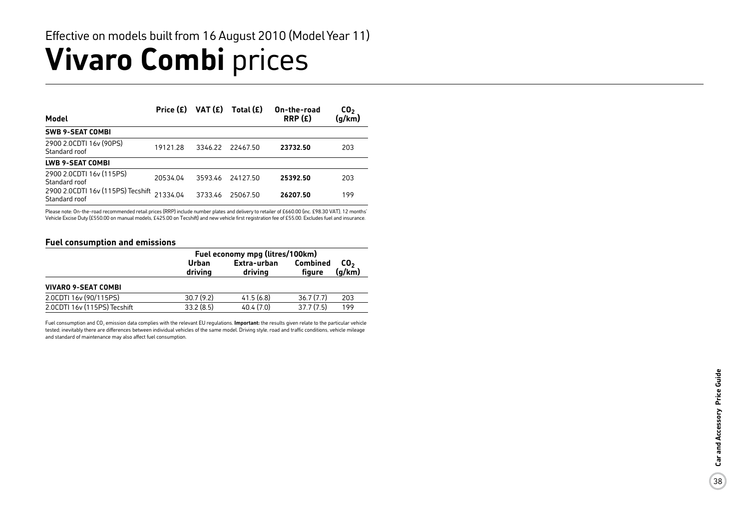Effective on models built from 16 August 2010 (Model Year 11)

# **Vivaro Combi** prices

| Model | Price (£) | VAT (£) | Total (£) | On-the-road RRP (£) | $CO_2$ (g/km) |
|---|---|---|---|---|---|
| **SWB 9-SEAT COMBI** | | | | | |
| 2900 2.0CDTI 16v (90PS) Standard roof | 19121.28 | 3346.22 | 22467.50 | **23732.50** | 203 |
| **LWB 9-SEAT COMBI** | | | | | |
| 2900 2.0CDTI 16v (115PS) Standard roof | 20534.04 | 3593.46 | 24127.50 | **25392.50** | 203 |
| 2900 2.0CDTI 16v (115PS) Tecshift Standard roof | 21334.04 | 3733.46 | 25067.50 | **26207.50** | 199 |

Please note: On-the-road recommended retail prices (RRP) include number plates and delivery to retailer of £660.00 (inc. £98.30 VAT), 12 months' Vehicle Excise Duty (£550.00 on manual models, £425.00 on Tecshift) and new vehicle first registration fee of £55.00. Excludes fuel and insurance.

### Fuel consumption and emissions

| | Fuel economy mpg (litres/100km) | | | |
|---|---|---|---|---|
| | Urban driving | Extra-urban driving | Combined figure | $CO_2$ (g/km) |
| **VIVARO 9-SEAT COMBI** | | | | |
| 2.0CDTI 16v (90/115PS) | 30.7 (9.2) | 41.5 (6.8) | 36.7 (7.7) | 203 |
| 2.0CDTI 16v (115PS) Tecshift | 33.2 (8.5) | 40.4 (7.0) | 37.7 (7.5) | 199 |

Fuel consumption and $CO_2$ emission data complies with the relevant EU regulations. **Important:** the results given relate to the particular vehicle tested; inevitably there are differences between individual vehicles of the same model. Driving style, road and traffic conditions, vehicle mileage and standard of maintenance may also affect fuel consumption.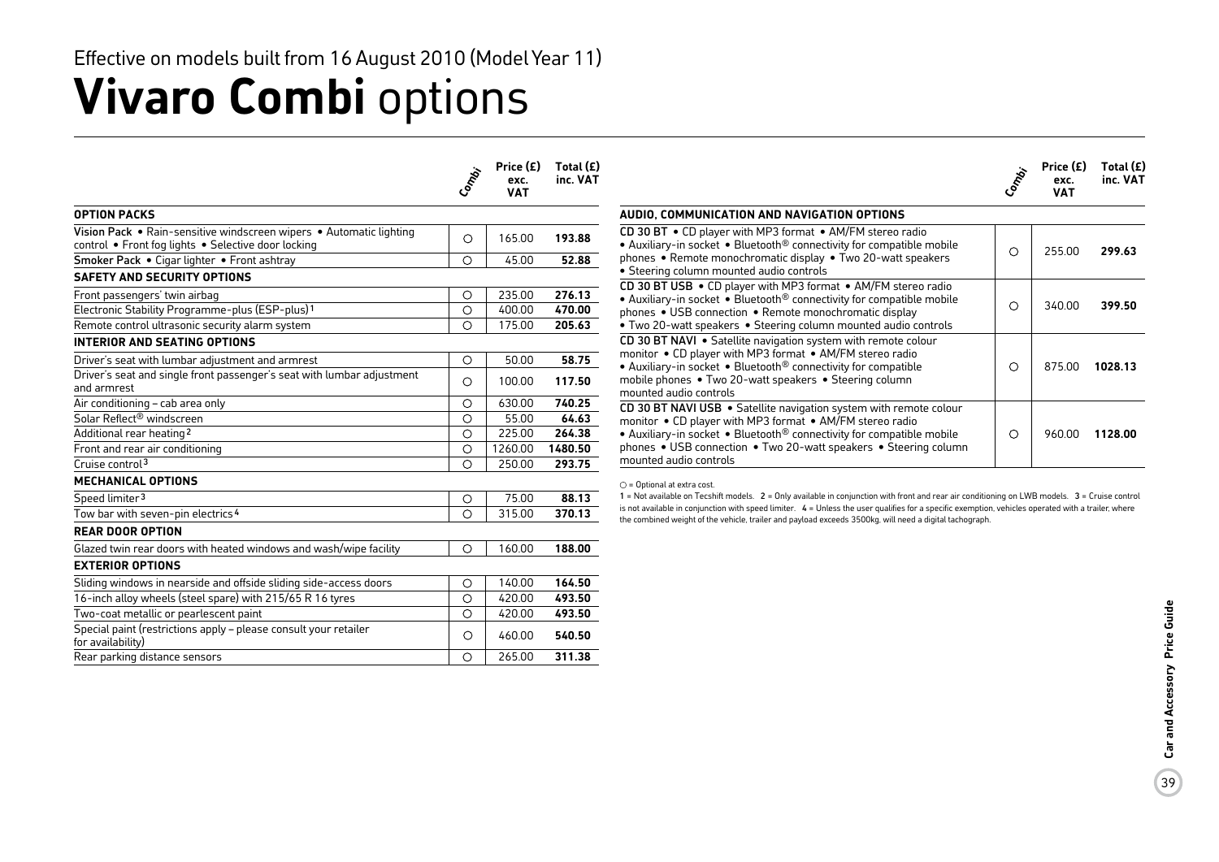Effective on models built from 16 August 2010 (Model Year 11)

# **Vivaro Combi** options

| | Combi | Price (£) exc. VAT | Total (£) inc. VAT |
|---|---|---|---|
| **OPTION PACKS** | | | |
| **Vision Pack** • Rain-sensitive windscreen wipers • Automatic lighting control • Front fog lights • Selective door locking | ○ | 165.00 | **193.88** |
| **Smoker Pack** • Cigar lighter • Front ashtray | ○ | 45.00 | **52.88** |
| **SAFETY AND SECURITY OPTIONS** | | | |
| Front passengers' twin airbag | ○ | 235.00 | **276.13** |
| Electronic Stability Programme-plus (ESP-plus)[1] | ○ | 400.00 | **470.00** |
| Remote control ultrasonic security alarm system | ○ | 175.00 | **205.63** |
| **INTERIOR AND SEATING OPTIONS** | | | |
| Driver's seat with lumbar adjustment and armrest | ○ | 50.00 | **58.75** |
| Driver's seat and single front passenger's seat with lumbar adjustment and armrest | ○ | 100.00 | **117.50** |
| Air conditioning – cab area only | ○ | 630.00 | **740.25** |
| Solar Reflect® windscreen | ○ | 55.00 | **64.63** |
| Additional rear heating[2] | ○ | 225.00 | **264.38** |
| Front and rear air conditioning | ○ | 1260.00 | **1480.50** |
| Cruise control[3] | ○ | 250.00 | **293.75** |
| **MECHANICAL OPTIONS** | | | |
| Speed limiter[3] | ○ | 75.00 | **88.13** |
| Tow bar with seven-pin electrics[4] | ○ | 315.00 | **370.13** |
| **REAR DOOR OPTION** | | | |
| Glazed twin rear doors with heated windows and wash/wipe facility | ○ | 160.00 | **188.00** |
| **EXTERIOR OPTIONS** | | | |
| Sliding windows in nearside and offside sliding side-access doors | ○ | 140.00 | **164.50** |
| 16-inch alloy wheels (steel spare) with 215/65 R 16 tyres | ○ | 420.00 | **493.50** |
| Two-coat metallic or pearlescent paint | ○ | 420.00 | **493.50** |
| Special paint (restrictions apply – please consult your retailer for availability) | ○ | 460.00 | **540.50** |
| Rear parking distance sensors | ○ | 265.00 | **311.38** |

| | Combi | Price (£) exc. VAT | Total (£) inc. VAT |
|---|---|---|---|
| **AUDIO, COMMUNICATION AND NAVIGATION OPTIONS** | | | |
| **CD 30 BT** • CD player with MP3 format • AM/FM stereo radio • Auxiliary-in socket • Bluetooth® connectivity for compatible mobile phones • Remote monochromatic display • Two 20-watt speakers • Steering column mounted audio controls | ○ | 255.00 | **299.63** |
| **CD 30 BT USB** • CD player with MP3 format • AM/FM stereo radio • Auxiliary-in socket • Bluetooth® connectivity for compatible mobile phones • USB connection • Remote monochromatic display • Two 20-watt speakers • Steering column mounted audio controls | ○ | 340.00 | **399.50** |
| **CD 30 BT NAVI** • Satellite navigation system with remote colour monitor • CD player with MP3 format • AM/FM stereo radio • Auxiliary-in socket • Bluetooth® connectivity for compatible mobile phones • Two 20-watt speakers • Steering column mounted audio controls | ○ | 875.00 | **1028.13** |
| **CD 30 BT NAVI USB** • Satellite navigation system with remote colour monitor • CD player with MP3 format • AM/FM stereo radio • Auxiliary-in socket • Bluetooth® connectivity for compatible mobile phones • USB connection • Two 20-watt speakers • Steering column mounted audio controls | ○ | 960.00 | **1128.00** |

○ = Optional at extra cost.

1 = Not available on Tecshift models. 2 = Only available in conjunction with front and rear air conditioning on LWB models. 3 = Cruise control is not available in conjunction with speed limiter. 4 = Unless the user qualifies for a specific exemption, vehicles operated with a trailer, where the combined weight of the vehicle, trailer and payload exceeds 3500kg, will need a digital tachograph.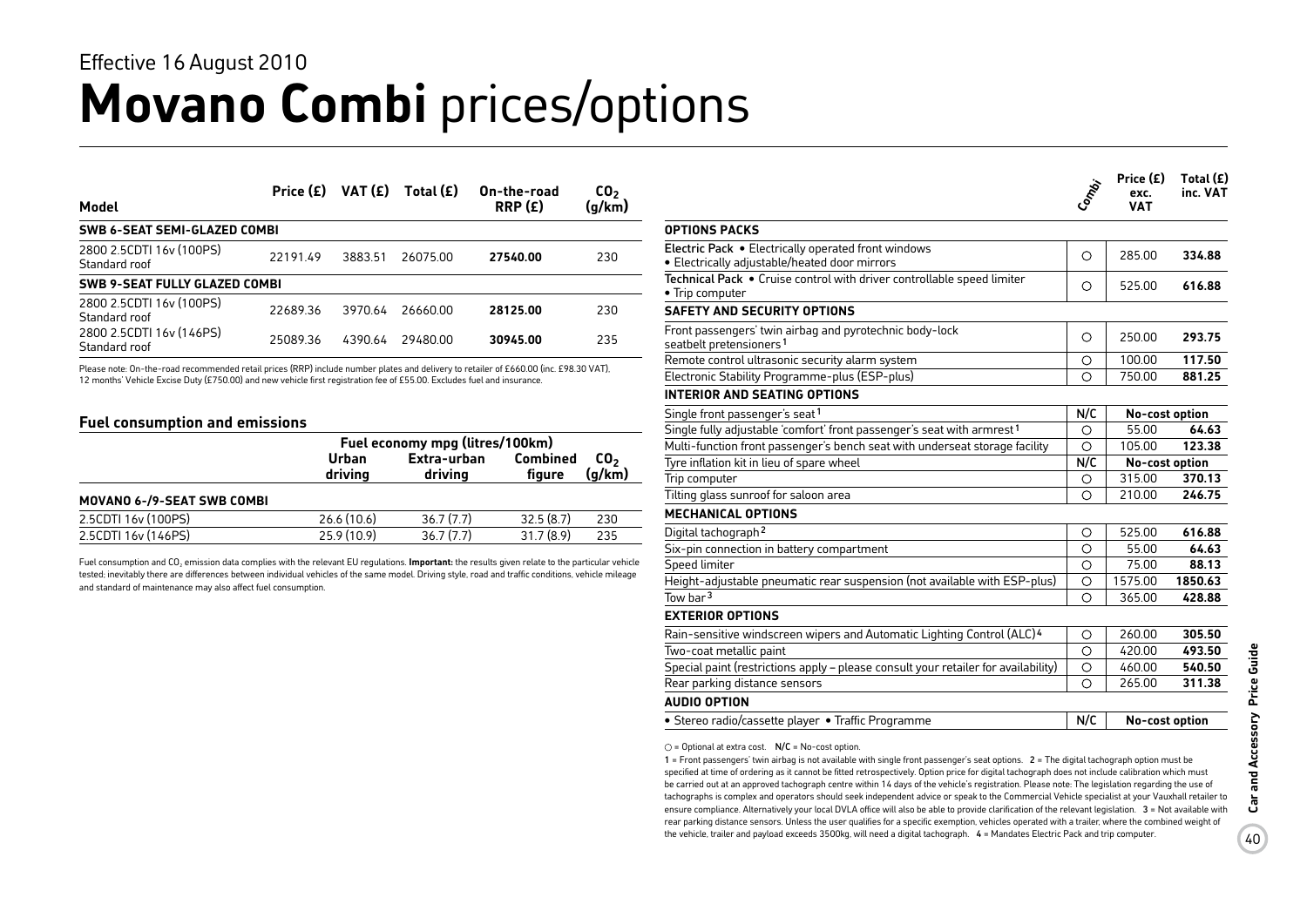Effective 16 August 2010

# **Movano Combi** prices/options

| Model | Price (£) | VAT (£) | Total (£) | On-the-road RRP (£) | $CO_2$ (g/km) |
|---|---|---|---|---|---|
| **SWB 6-SEAT SEMI-GLAZED COMBI** | | | | | |
| 2800 2.5CDTI 16v (100PS) Standard roof | 22191.49 | 3883.51 | 26075.00 | **27540.00** | 230 |
| **SWB 9-SEAT FULLY GLAZED COMBI** | | | | | |
| 2800 2.5CDTI 16v (100PS) Standard roof | 22689.36 | 3970.64 | 26660.00 | **28125.00** | 230 |
| 2800 2.5CDTI 16v (146PS) Standard roof | 25089.36 | 4390.64 | 29480.00 | **30945.00** | 235 |

Please note: On-the-road recommended retail prices (RRP) include number plates and delivery to retailer of £660.00 (inc. £98.30 VAT), 12 months' Vehicle Excise Duty (£750.00) and new vehicle first registration fee of £55.00. Excludes fuel and insurance.

## Fuel consumption and emissions

| | Fuel economy mpg (litres/100km) | | | |
|---|---|---|---|---|
| | Urban driving | Extra-urban driving | Combined figure | $CO_2$ (g/km) |
| **MOVANO 6-/9-SEAT SWB COMBI** | | | | |
| 2.5CDTI 16v (100PS) | 26.6 (10.6) | 36.7 (7.7) | 32.5 (8.7) | 230 |
| 2.5CDTI 16v (146PS) | 25.9 (10.9) | 36.7 (7.7) | 31.7 (8.9) | 235 |

Fuel consumption and $CO_2$ emission data complies with the relevant EU regulations. **Important:** the results given relate to the particular vehicle tested; inevitably there are differences between individual vehicles of the same model. Driving style, road and traffic conditions, vehicle mileage and standard of maintenance may also affect fuel consumption.

| | Combi | Price (£) exc. VAT | Total (£) inc. VAT |
|---|---|---|---|
| **OPTIONS PACKS** | | | |
| **Electric Pack** • Electrically operated front windows • Electrically adjustable/heated door mirrors | ○ | 285.00 | **334.88** |
| **Technical Pack** • Cruise control with driver controllable speed limiter • Trip computer | ○ | 525.00 | **616.88** |
| **SAFETY AND SECURITY OPTIONS** | | | |
| Front passengers' twin airbag and pyrotechnic body-lock seatbelt pretensioners[1] | ○ | 250.00 | **293.75** |
| Remote control ultrasonic security alarm system | ○ | 100.00 | **117.50** |
| Electronic Stability Programme-plus (ESP-plus) | ○ | 750.00 | **881.25** |
| **INTERIOR AND SEATING OPTIONS** | | | |
| Single front passenger's seat[1] | N/C | No-cost option | |
| Single fully adjustable 'comfort' front passenger's seat with armrest[1] | ○ | 55.00 | **64.63** |
| Multi-function front passenger's bench seat with underseat storage facility | ○ | 105.00 | **123.38** |
| Tyre inflation kit in lieu of spare wheel | N/C | No-cost option | |
| Trip computer | ○ | 315.00 | **370.13** |
| Tilting glass sunroof for saloon area | ○ | 210.00 | **246.75** |
| **MECHANICAL OPTIONS** | | | |
| Digital tachograph[2] | ○ | 525.00 | **616.88** |
| Six-pin connection in battery compartment | ○ | 55.00 | **64.63** |
| Speed limiter | ○ | 75.00 | **88.13** |
| Height-adjustable pneumatic rear suspension (not available with ESP-plus) | ○ | 1575.00 | **1850.63** |
| Tow bar[3] | ○ | 365.00 | **428.88** |
| **EXTERIOR OPTIONS** | | | |
| Rain-sensitive windscreen wipers and Automatic Lighting Control (ALC)[4] | ○ | 260.00 | **305.50** |
| Two-coat metallic paint | ○ | 420.00 | **493.50** |
| Special paint (restrictions apply – please consult your retailer for availability) | ○ | 460.00 | **540.50** |
| Rear parking distance sensors | ○ | 265.00 | **311.38** |
| **AUDIO OPTION** | | | |
| • Stereo radio/cassette player • Traffic Programme | N/C | No-cost option | |

○ = Optional at extra cost. N/C = No-cost option.

1 = Front passengers' twin airbag is not available with single front passenger's seat options. 2 = The digital tachograph option must be specified at time of ordering as it cannot be fitted retrospectively. Option price for digital tachograph does not include calibration which must be carried out at an approved tachograph centre within 14 days of the vehicle's registration. Please note: The legislation regarding the use of tachographs is complex and operators should seek independent advice or speak to the Commercial Vehicle specialist at your Vauxhall retailer to ensure compliance. Alternatively your local DVLA office will also be able to provide clarification of the relevant legislation. 3 = Not available with rear parking distance sensors. Unless the user qualifies for a specific exemption, vehicles operated with a trailer, where the combined weight of the vehicle, trailer and payload exceeds 3500kg, will need a digital tachograph. 4 = Mandates Electric Pack and trip computer.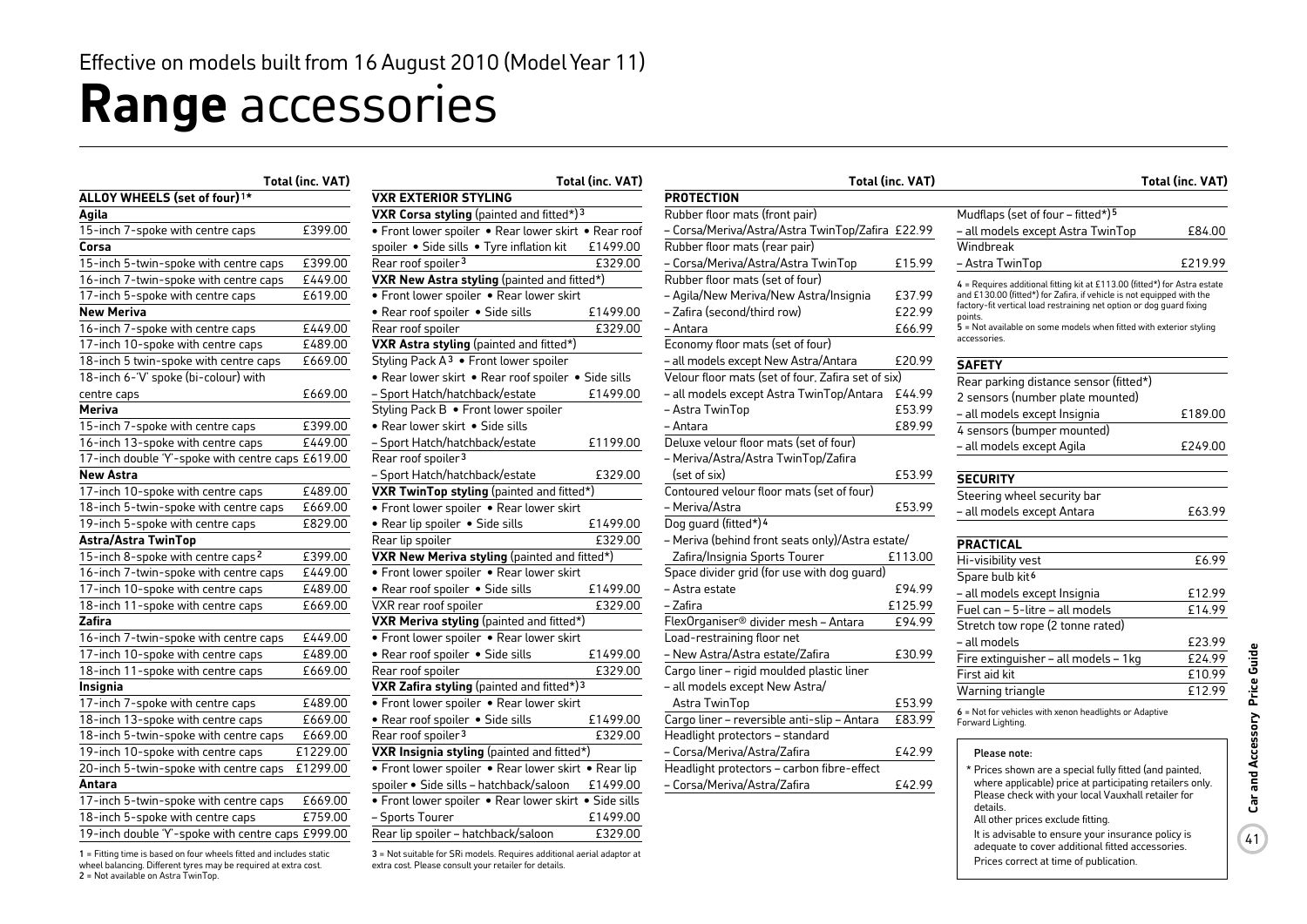Effective on models built from 16 August 2010 (Model Year 11)

# **Range** accessories

| ALLOY WHEELS (set of four)[1]* | Total (inc. VAT) |
|---|---|
| **Agila** | |
| 15-inch 7-spoke with centre caps | £399.00 |
| **Corsa** | |
| 15-inch 5-twin-spoke with centre caps | £399.00 |
| 16-inch 7-twin-spoke with centre caps | £449.00 |
| 17-inch 5-spoke with centre caps | £619.00 |
| **New Meriva** | |
| 16-inch 7-spoke with centre caps | £449.00 |
| 17-inch 10-spoke with centre caps | £489.00 |
| 18-inch 5 twin-spoke with centre caps | £669.00 |
| 18-inch 6-'V' spoke (bi-colour) with centre caps | £669.00 |
| **Meriva** | |
| 15-inch 7-spoke with centre caps | £399.00 |
| 16-inch 13-spoke with centre caps | £449.00 |
| 17-inch double 'Y'-spoke with centre caps | £619.00 |
| **New Astra** | |
| 17-inch 10-spoke with centre caps | £489.00 |
| 18-inch 5-twin-spoke with centre caps | £669.00 |
| 19-inch 5-spoke with centre caps | £829.00 |
| **Astra/Astra TwinTop** | |
| 15-inch 8-spoke with centre caps[2] | £399.00 |
| 16-inch 7-twin-spoke with centre caps | £449.00 |
| 17-inch 10-spoke with centre caps | £489.00 |
| 18-inch 11-spoke with centre caps | £669.00 |
| **Zafira** | |
| 16-inch 7-twin-spoke with centre caps | £449.00 |
| 17-inch 10-spoke with centre caps | £489.00 |
| 18-inch 11-spoke with centre caps | £669.00 |
| **Insignia** | |
| 17-inch 7-spoke with centre caps | £489.00 |
| 18-inch 13-spoke with centre caps | £669.00 |
| 18-inch 5-twin-spoke with centre caps | £669.00 |
| 19-inch 10-spoke with centre caps | £1229.00 |
| 20-inch 5-twin-spoke with centre caps | £1299.00 |
| **Antara** | |
| 17-inch 5-twin-spoke with centre caps | £669.00 |
| 18-inch 5-spoke with centre caps | £759.00 |
| 19-inch double 'Y'-spoke with centre caps | £999.00 |

1 = Fitting time is based on four wheels fitted and includes static wheel balancing. Different tyres may be required at extra cost.
2 = Not available on Astra TwinTop.

| VXR EXTERIOR STYLING | Total (inc. VAT) |
|---|---|
| **VXR Corsa styling** (painted and fitted*)[3] | |
| • Front lower spoiler • Rear lower skirt • Rear roof spoiler • Side sills • Tyre inflation kit | £1499.00 |
| Rear roof spoiler[3] | £329.00 |
| **VXR New Astra styling** (painted and fitted*) | |
| • Front lower spoiler • Rear lower skirt • Rear roof spoiler • Side sills | £1499.00 |
| Rear roof spoiler | £329.00 |
| **VXR Astra styling** (painted and fitted*) | |
| Styling Pack A[3] • Front lower spoiler • Rear lower skirt • Rear roof spoiler • Side sills – Sport Hatch/hatchback/estate | £1499.00 |
| Styling Pack B • Front lower spoiler • Rear lower skirt • Side sills – Sport Hatch/hatchback/estate | £1199.00 |
| Rear roof spoiler[3] – Sport Hatch/hatchback/estate | £329.00 |
| **VXR TwinTop styling** (painted and fitted*) | |
| • Front lower spoiler • Rear lower skirt • Rear lip spoiler • Side sills | £1499.00 |
| Rear lip spoiler | £329.00 |
| **VXR New Meriva styling** (painted and fitted*) | |
| • Front lower spoiler • Rear lower skirt • Rear roof spoiler • Side sills | £1499.00 |
| VXR rear roof spoiler | £329.00 |
| **VXR Meriva styling** (painted and fitted*) | |
| • Front lower spoiler • Rear lower skirt • Rear roof spoiler • Side sills | £1499.00 |
| Rear roof spoiler | £329.00 |
| **VXR Zafira styling** (painted and fitted*)[3] | |
| • Front lower spoiler • Rear lower skirt • Rear roof spoiler • Side sills | £1499.00 |
| Rear roof spoiler[3] | £329.00 |
| **VXR Insignia styling** (painted and fitted*) | |
| • Front lower spoiler • Rear lower skirt • Rear lip spoiler • Side sills – hatchback/saloon | £1499.00 |
| • Front lower spoiler • Rear lower skirt • Side sills – Sports Tourer | £1499.00 |
| Rear lip spoiler – hatchback/saloon | £329.00 |

3 = Not suitable for SRi models. Requires additional aerial adaptor at extra cost. Please consult your retailer for details.

| PROTECTION | Total (inc. VAT) |
|---|---|
| Rubber floor mats (front pair) – Corsa/Meriva/Astra/Astra TwinTop/Zafira | £22.99 |
| Rubber floor mats (rear pair) – Corsa/Meriva/Astra/Astra TwinTop | £15.99 |
| Rubber floor mats (set of four) | |
| – Agila/New Meriva/New Astra/Insignia | £37.99 |
| – Zafira (second/third row) | £22.99 |
| – Antara | £66.99 |
| Economy floor mats (set of four) – all models except New Astra/Antara | £20.99 |
| Velour floor mats (set of four, Zafira set of six) | |
| – all models except Astra TwinTop/Antara | £44.99 |
| – Astra TwinTop | £53.99 |
| – Antara | £89.99 |
| Deluxe velour floor mats (set of four) – Meriva/Astra/Astra TwinTop/Zafira (set of six) | £53.99 |
| Contoured velour floor mats (set of four) – Meriva/Astra | £53.99 |
| Dog guard (fitted*)[4] – Meriva (behind front seats only)/Astra estate/Zafira/Insignia Sports Tourer | £113.00 |
| Space divider grid (for use with dog guard) | |
| – Astra estate | £94.99 |
| – Zafira | £125.99 |
| FlexOrganiser® divider mesh – Antara | £94.99 |
| Load-restraining floor net – New Astra/Astra estate/Zafira | £30.99 |
| Cargo liner – rigid moulded plastic liner – all models except New Astra/Astra TwinTop | £53.99 |
| Cargo liner – reversible anti-slip – Antara | £83.99 |
| Headlight protectors – standard – Corsa/Meriva/Astra/Zafira | £42.99 |
| Headlight protectors – carbon fibre-effect – Corsa/Meriva/Astra/Zafira | £42.99 |

| | Total (inc. VAT) |
|---|---|
| Mudflaps (set of four – fitted*)[5] | |
| – all models except Astra TwinTop | £84.00 |
| Windbreak – Astra TwinTop | £219.99 |

4 = Requires additional fitting kit at £113.00 (fitted*) for Astra estate and £130.00 (fitted*) for Zafira, if vehicle is not equipped with the factory-fit vertical load restraining net option or dog guard fixing points.
5 = Not available on some models when fitted with exterior styling accessories.

| SAFETY | Total (inc. VAT) |
|---|---|
| Rear parking distance sensor (fitted*) | |
| 2 sensors (number plate mounted) – all models except Insignia | £189.00 |
| 4 sensors (bumper mounted) – all models except Agila | £249.00 |

| SECURITY | Total (inc. VAT) |
|---|---|
| Steering wheel security bar – all models except Antara | £63.99 |

| PRACTICAL | Total (inc. VAT) |
|---|---|
| Hi-visibility vest | £6.99 |
| Spare bulb kit[6] – all models except Insignia | £12.99 |
| Fuel can – 5-litre – all models | £14.99 |
| Stretch tow rope (2 tonne rated) – all models | £23.99 |
| Fire extinguisher – all models – 1kg | £24.99 |
| First aid kit | £10.99 |
| Warning triangle | £12.99 |

6 = Not for vehicles with xenon headlights or Adaptive Forward Lighting.

**Please note:**

\* Prices shown are a special fully fitted (and painted, where applicable) price at participating retailers only. Please check with your local Vauxhall retailer for details.

All other prices exclude fitting.

It is advisable to ensure your insurance policy is adequate to cover additional fitted accessories.

Prices correct at time of publication.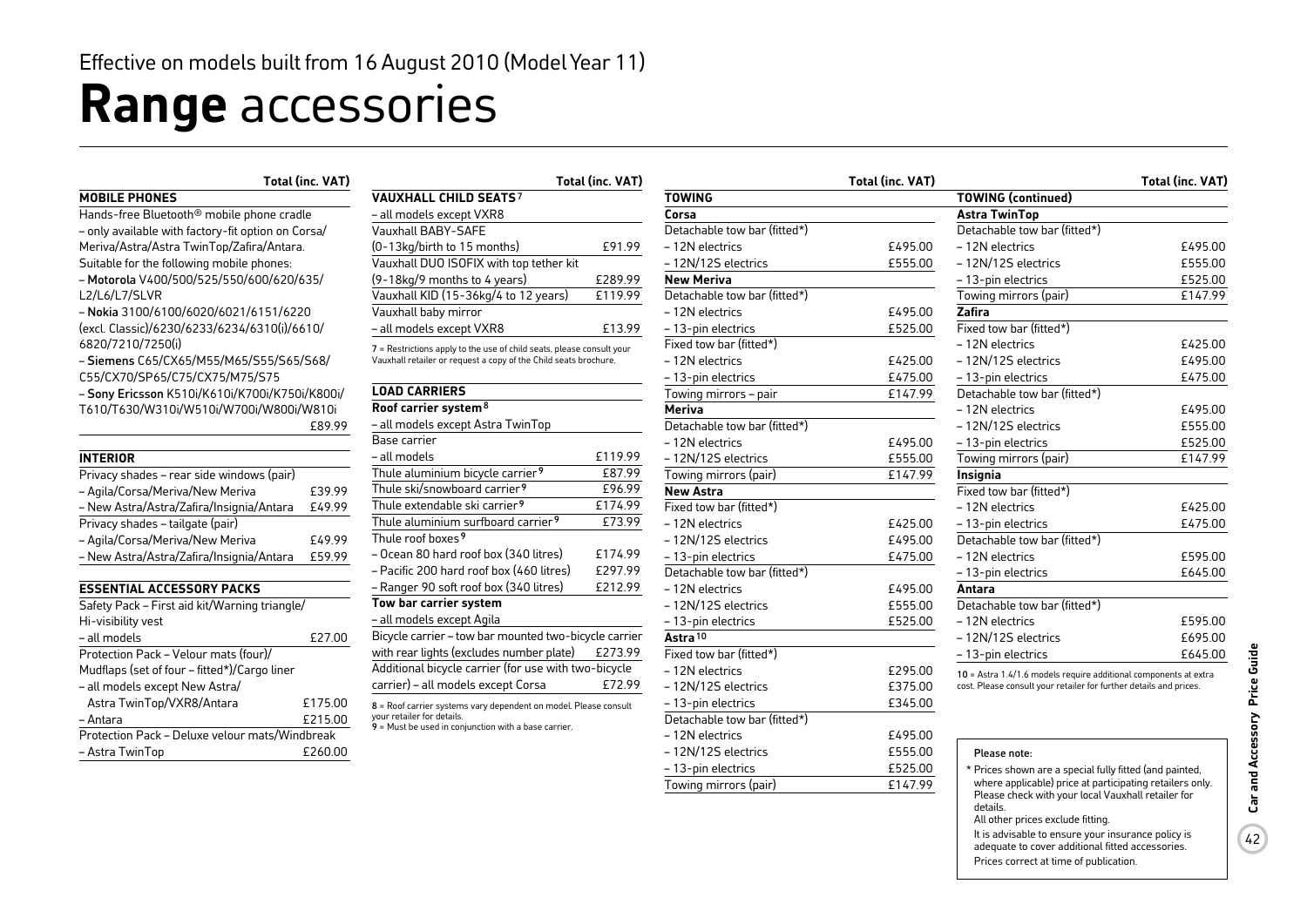Effective on models built from 16 August 2010 (Model Year 11)

# **Range** accessories

| MOBILE PHONES | Total (inc. VAT) |
|---|---|
| Hands-free Bluetooth® mobile phone cradle – only available with factory-fit option on Corsa/Meriva/Astra/Astra TwinTop/Zafira/Antara. Suitable for the following mobile phones: – **Motorola** V400/500/525/550/600/620/635/L2/L6/L7/SLVR – **Nokia** 3100/6100/6020/6021/6151/6220 (excl. Classic)/6230/6233/6234/6310(i)/6610/6820/7210/7250(i) – **Siemens** C65/CX65/M55/M65/S55/S65/S68/C55/CX70/SP65/C75/CX75/M75/S75 – **Sony Ericsson** K510i/K610i/K700i/K750i/K800i/T610/T630/W310i/W510i/W700i/W800i/W810i | £89.99 |

| INTERIOR | Total (inc. VAT) |
|---|---|
| Privacy shades – rear side windows (pair) | |
| – Agila/Corsa/Meriva/New Meriva | £39.99 |
| – New Astra/Astra/Zafira/Insignia/Antara | £49.99 |
| Privacy shades – tailgate (pair) | |
| – Agila/Corsa/Meriva/New Meriva | £49.99 |
| – New Astra/Astra/Zafira/Insignia/Antara | £59.99 |

| ESSENTIAL ACCESSORY PACKS | Total (inc. VAT) |
|---|---|
| Safety Pack – First aid kit/Warning triangle/Hi-visibility vest | |
| – all models | £27.00 |
| Protection Pack – Velour mats (four)/Mudflaps (set of four – fitted*)/Cargo liner | |
| – all models except New Astra/Astra TwinTop/VXR8/Antara | £175.00 |
| – Antara | £215.00 |
| Protection Pack – Deluxe velour mats/Windbreak | |
| – Astra TwinTop | £260.00 |

| VAUXHALL CHILD SEATS[7] | Total (inc. VAT) |
|---|---|
| – all models except VXR8 | |
| Vauxhall BABY-SAFE (0-13kg/birth to 15 months) | £91.99 |
| Vauxhall DUO ISOFIX with top tether kit (9-18kg/9 months to 4 years) | £289.99 |
| Vauxhall KID (15-36kg/4 to 12 years) | £119.99 |
| Vauxhall baby mirror | |
| – all models except VXR8 | £13.99 |

7 = Restrictions apply to the use of child seats, please consult your Vauxhall retailer or request a copy of the Child seats brochure.

| LOAD CARRIERS | Total (inc. VAT) |
|---|---|
| **Roof carrier system**[8] | |
| – all models except Astra TwinTop | |
| Base carrier | |
| – all models | £119.99 |
| Thule aluminium bicycle carrier[9] | £87.99 |
| Thule ski/snowboard carrier[9] | £96.99 |
| Thule extendable ski carrier[9] | £174.99 |
| Thule aluminium surfboard carrier[9] | £73.99 |
| Thule roof boxes[9] | |
| – Ocean 80 hard roof box (340 litres) | £174.99 |
| – Pacific 200 hard roof box (460 litres) | £297.99 |
| – Ranger 90 soft roof box (340 litres) | £212.99 |
| **Tow bar carrier system** | |
| – all models except Agila | |
| Bicycle carrier – tow bar mounted two-bicycle carrier with rear lights (excludes number plate) | £273.99 |
| Additional bicycle carrier (for use with two-bicycle carrier) – all models except Corsa | £72.99 |

8 = Roof carrier systems vary dependent on model. Please consult your retailer for details.
9 = Must be used in conjunction with a base carrier.

| TOWING | Total (inc. VAT) |
|---|---|
| **Corsa** | |
| Detachable tow bar (fitted*) | |
| – 12N electrics | £495.00 |
| – 12N/12S electrics | £555.00 |
| **New Meriva** | |
| Detachable tow bar (fitted*) | |
| – 12N electrics | £495.00 |
| – 13-pin electrics | £525.00 |
| Fixed tow bar (fitted*) | |
| – 12N electrics | £425.00 |
| – 13-pin electrics | £475.00 |
| Towing mirrors – pair | £147.99 |
| **Meriva** | |
| Detachable tow bar (fitted*) | |
| – 12N electrics | £495.00 |
| – 12N/12S electrics | £555.00 |
| Towing mirrors (pair) | £147.99 |
| **New Astra** | |
| Fixed tow bar (fitted*) | |
| – 12N electrics | £425.00 |
| – 12N/12S electrics | £495.00 |
| – 13-pin electrics | £475.00 |
| Detachable tow bar (fitted*) | |
| – 12N electrics | £495.00 |
| – 12N/12S electrics | £555.00 |
| – 13-pin electrics | £525.00 |
| **Astra**[10] | |
| Fixed tow bar (fitted*) | |
| – 12N electrics | £295.00 |
| – 12N/12S electrics | £375.00 |
| – 13-pin electrics | £345.00 |
| Detachable tow bar (fitted*) | |
| – 12N electrics | £495.00 |
| – 12N/12S electrics | £555.00 |
| – 13-pin electrics | £525.00 |
| Towing mirrors (pair) | £147.99 |

| TOWING (continued) | Total (inc. VAT) |
|---|---|
| **Astra TwinTop** | |
| Detachable tow bar (fitted*) | |
| – 12N electrics | £495.00 |
| – 12N/12S electrics | £555.00 |
| – 13-pin electrics | £525.00 |
| Towing mirrors (pair) | £147.99 |
| **Zafira** | |
| Fixed tow bar (fitted*) | |
| – 12N electrics | £425.00 |
| – 12N/12S electrics | £495.00 |
| – 13-pin electrics | £475.00 |
| Detachable tow bar (fitted*) | |
| – 12N electrics | £495.00 |
| – 12N/12S electrics | £555.00 |
| – 13-pin electrics | £525.00 |
| Towing mirrors (pair) | £147.99 |
| **Insignia** | |
| Fixed tow bar (fitted*) | |
| – 12N electrics | £425.00 |
| – 13-pin electrics | £475.00 |
| Detachable tow bar (fitted*) | |
| – 12N electrics | £595.00 |
| – 13-pin electrics | £645.00 |
| **Antara** | |
| Detachable tow bar (fitted*) | |
| – 12N electrics | £595.00 |
| – 12N/12S electrics | £695.00 |
| – 13-pin electrics | £645.00 |

10 = Astra 1.4/1.6 models require additional components at extra cost. Please consult your retailer for further details and prices.

**Please note:**

\* Prices shown are a special fully fitted (and painted, where applicable) price at participating retailers only. Please check with your local Vauxhall retailer for details.
All other prices exclude fitting.
It is advisable to ensure your insurance policy is adequate to cover additional fitted accessories.
Prices correct at time of publication.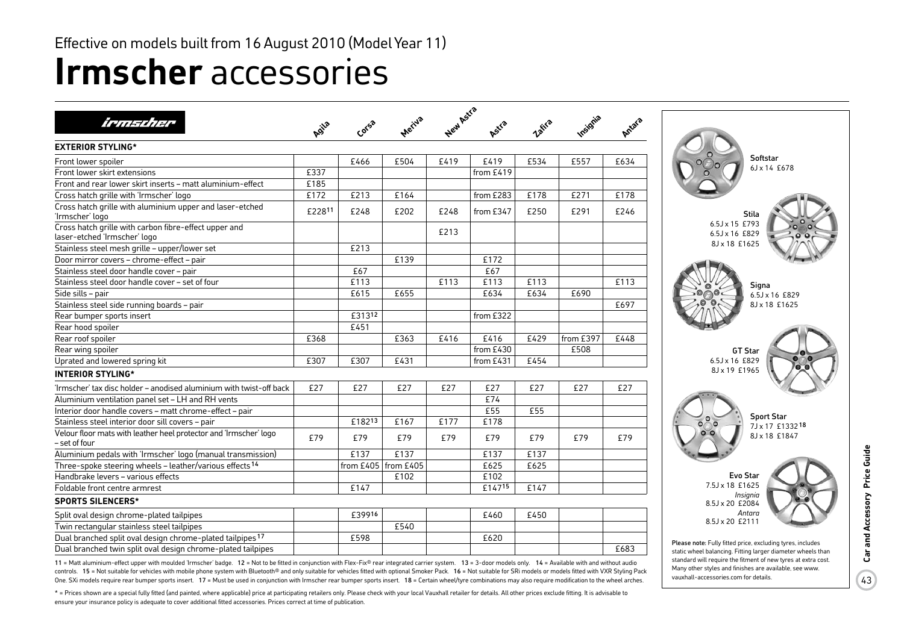Effective on models built from 16 August 2010 (Model Year 11)

# Irmscher accessories

| irmscher | Agila | Corsa | Meriva | New Astra | Astra | Zafira | Insignia | Antara |
|---|---|---|---|---|---|---|---|---|
| **EXTERIOR STYLING*** | | | | | | | | |
| Front lower spoiler | | £466 | £504 | £419 | £419 | £534 | £557 | £634 |
| Front lower skirt extensions | £337 | | | | from £419 | | | |
| Front and rear lower skirt inserts – matt aluminium-effect | £185 | | | | | | | |
| Cross hatch grille with 'Irmscher' logo | £172 | £213 | £164 | | from £283 | £178 | £271 | £178 |
| Cross hatch grille with aluminium upper and laser-etched 'Irmscher' logo | £228[11] | £248 | £202 | £248 | from £347 | £250 | £291 | £246 |
| Cross hatch grille with carbon fibre-effect upper and laser-etched 'Irmscher' logo | | | | £213 | | | | |
| Stainless steel mesh grille – upper/lower set | | £213 | | | | | | |
| Door mirror covers – chrome-effect – pair | | | £139 | | £172 | | | |
| Stainless steel door handle cover – pair | | £67 | | | £67 | | | |
| Stainless steel door handle cover – set of four | | £113 | | £113 | £113 | £113 | | £113 |
| Side sills – pair | | £615 | £655 | | £634 | £634 | £690 | |
| Stainless steel side running boards – pair | | | | | | | | £697 |
| Rear bumper sports insert | | £313[12] | | | from £322 | | | |
| Rear hood spoiler | | £451 | | | | | | |
| Rear roof spoiler | £368 | | £363 | £416 | £416 | £429 | from £397 | £448 |
| Rear wing spoiler | | | | | from £430 | | £508 | |
| Uprated and lowered spring kit | £307 | £307 | £431 | | from £431 | £454 | | |
| **INTERIOR STYLING*** | | | | | | | | |
| 'Irmscher' tax disc holder – anodised aluminium with twist-off back | £27 | £27 | £27 | £27 | £27 | £27 | £27 | £27 |
| Aluminium ventilation panel set – LH and RH vents | | | | | £74 | | | |
| Interior door handle covers – matt chrome-effect – pair | | | | | £55 | £55 | | |
| Stainless steel interior door sill covers – pair | | £182[13] | £167 | £177 | £178 | | | |
| Velour floor mats with leather heel protector and 'Irmscher' logo – set of four | £79 | £79 | £79 | £79 | £79 | £79 | £79 | £79 |
| Aluminium pedals with 'Irmscher' logo (manual transmission) | | £137 | £137 | | £137 | £137 | | |
| Three-spoke steering wheels – leather/various effects[14] | | from £405 | from £405 | | £625 | £625 | | |
| Handbrake levers – various effects | | | £102 | | £102 | | | |
| Foldable front centre armrest | | £147 | | | £147[15] | £147 | | |
| **SPORTS SILENCERS*** | | | | | | | | |
| Split oval design chrome-plated tailpipes | | £399[16] | | | £460 | £450 | | |
| Twin rectangular stainless steel tailpipes | | | £540 | | | | | |
| Dual branched split oval design chrome-plated tailpipes[17] | | £598 | | | £620 | | | |
| Dual branched twin split oval design chrome-plated tailpipes | | | | | | | | £683 |

11 = Matt aluminium-effect upper with moulded 'Irmscher' badge. 12 = Not to be fitted in conjunction with Flex-Fix® rear integrated carrier system. 13 = 3-door models only. 14 = Available with and without audio controls. 15 = Not suitable for vehicles with mobile phone system with Bluetooth® and only suitable for vehicles fitted with optional Smoker Pack. 16 = Not suitable for SRi models or models fitted with VXR Styling Pack One. SXi models require rear bumper sports insert. 17 = Must be used in conjunction with Irmscher rear bumper sports insert. 18 = Certain wheel/tyre combinations may also require modification to the wheel arches.

\* = Prices shown are a special fully fitted (and painted, where applicable) price at participating retailers only. Please check with your local Vauxhall retailer for details. All other prices exclude fitting. It is advisable to ensure your insurance policy is adequate to cover additional fitted accessories. Prices correct at time of publication.

**Softstar**
6J x 14 £678

**Stila**
6.5J x 15 £793
6.5J x 16 £829
8J x 18 £1625

**Signa**
6.5J x 16 £829
8J x 18 £1625

**GT Star**
6.5J x 16 £829
8J x 19 £1965

**Sport Star**
7J x 17 £1332[18]
8J x 18 £1847

**Evo Star**
7.5J x 18 £1625
*Insignia*
8.5J x 20 £2084
*Antara*
8.5J x 20 £2111

**Please note:** Fully fitted price, excluding tyres, includes static wheel balancing. Fitting larger diameter wheels than standard will require the fitment of new tyres at extra cost. Many other styles and finishes are available, see www.vauxhall-accessories.com for details.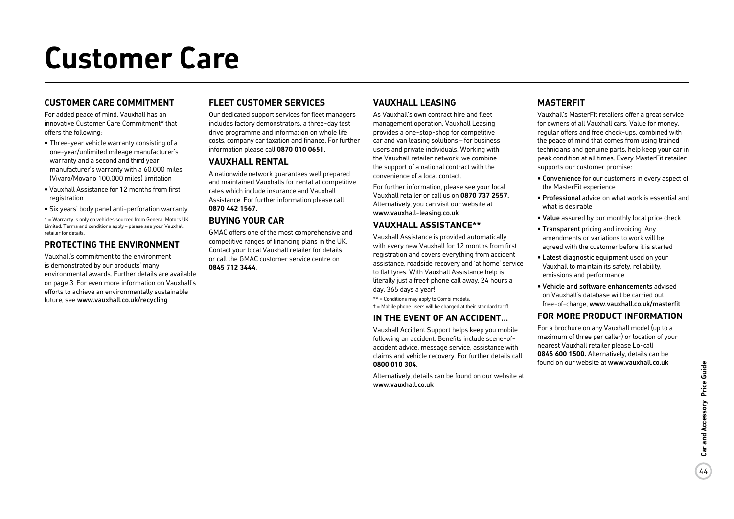# Customer Care

## CUSTOMER CARE COMMITMENT

For added peace of mind, Vauxhall has an innovative Customer Care Commitment* that offers the following:

- Three-year vehicle warranty consisting of a one-year/unlimited mileage manufacturer's warranty and a second and third year manufacturer's warranty with a 60,000 miles (Vivaro/Movano 100,000 miles) limitation
- Vauxhall Assistance for 12 months from first registration
- Six years' body panel anti-perforation warranty

* = Warranty is only on vehicles sourced from General Motors UK Limited. Terms and conditions apply – please see your Vauxhall retailer for details.

## PROTECTING THE ENVIRONMENT

Vauxhall's commitment to the environment is demonstrated by our products' many environmental awards. Further details are available on page 3. For even more information on Vauxhall's efforts to achieve an environmentally sustainable future, see www.vauxhall.co.uk/recycling

## FLEET CUSTOMER SERVICES

Our dedicated support services for fleet managers includes factory demonstrators, a three-day test drive programme and information on whole life costs, company car taxation and finance. For further information please call **0870 010 0651.**

## VAUXHALL RENTAL

A nationwide network guarantees well prepared and maintained Vauxhalls for rental at competitive rates which include insurance and Vauxhall Assistance. For further information please call **0870 442 1567.**

## BUYING YOUR CAR

GMAC offers one of the most comprehensive and competitive ranges of financing plans in the UK. Contact your local Vauxhall retailer for details or call the GMAC customer service centre on **0845 712 3444**.

## VAUXHALL LEASING

As Vauxhall's own contract hire and fleet management operation, Vauxhall Leasing provides a one-stop-shop for competitive car and van leasing solutions – for business users and private individuals. Working with the Vauxhall retailer network, we combine the support of a national contract with the convenience of a local contact.

For further information, please see your local Vauxhall retailer or call us on **0870 737 2557.** Alternatively, you can visit our website at www.vauxhall-leasing.co.uk

## VAUXHALL ASSISTANCE**

Vauxhall Assistance is provided automatically with every new Vauxhall for 12 months from first registration and covers everything from accident assistance, roadside recovery and 'at home' service to flat tyres. With Vauxhall Assistance help is literally just a free† phone call away, 24 hours a day, 365 days a year!

** = Conditions may apply to Combi models.
† = Mobile phone users will be charged at their standard tariff.

## IN THE EVENT OF AN ACCIDENT...

Vauxhall Accident Support helps keep you mobile following an accident. Benefits include scene-of-accident advice, message service, assistance with claims and vehicle recovery. For further details call **0800 010 304.**

Alternatively, details can be found on our website at www.vauxhall.co.uk

## MASTERFIT

Vauxhall's MasterFit retailers offer a great service for owners of all Vauxhall cars. Value for money, regular offers and free check-ups, combined with the peace of mind that comes from using trained technicians and genuine parts, help keep your car in peak condition at all times. Every MasterFit retailer supports our customer promise:

- Convenience for our customers in every aspect of the MasterFit experience
- Professional advice on what work is essential and what is desirable
- Value assured by our monthly local price check
- Transparent pricing and invoicing. Any amendments or variations to work will be agreed with the customer before it is started
- Latest diagnostic equipment used on your Vauxhall to maintain its safety, reliability, emissions and performance
- Vehicle and software enhancements advised on Vauxhall's database will be carried out free-of-charge. www.vauxhall.co.uk/masterfit

## FOR MORE PRODUCT INFORMATION

For a brochure on any Vauxhall model (up to a maximum of three per caller) or location of your nearest Vauxhall retailer please Lo-call **0845 600 1500.** Alternatively, details can be found on our website at www.vauxhall.co.uk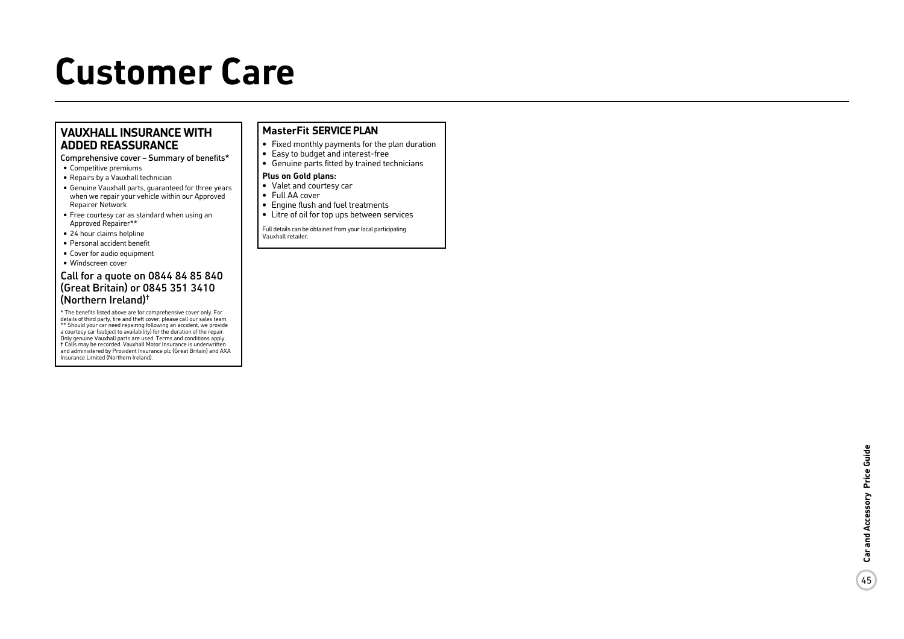# Customer Care

## VAUXHALL INSURANCE WITH ADDED REASSURANCE

Comprehensive cover – Summary of benefits*

- Competitive premiums
- Repairs by a Vauxhall technician
- Genuine Vauxhall parts, guaranteed for three years when we repair your vehicle within our Approved Repairer Network
- Free courtesy car as standard when using an Approved Repairer**
- 24 hour claims helpline
- Personal accident benefit
- Cover for audio equipment
- Windscreen cover

Call for a quote on 0844 84 85 840 (Great Britain) or 0845 351 3410 (Northern Ireland)†

\* The benefits listed above are for comprehensive cover only. For details of third party, fire and theft cover, please call our sales team. ** Should your car need repairing following an accident, we provide a courtesy car (subject to availability) for the duration of the repair. Only genuine Vauxhall parts are used. Terms and conditions apply. † Calls may be recorded. Vauxhall Motor Insurance is underwritten and administered by Provident Insurance plc (Great Britain) and AXA Insurance Limited (Northern Ireland).

## MasterFit SERVICE PLAN

- Fixed monthly payments for the plan duration
- Easy to budget and interest-free
- Genuine parts fitted by trained technicians

**Plus on Gold plans:**

- Valet and courtesy car
- Full AA cover
- Engine flush and fuel treatments
- Litre of oil for top ups between services

Full details can be obtained from your local participating Vauxhall retailer.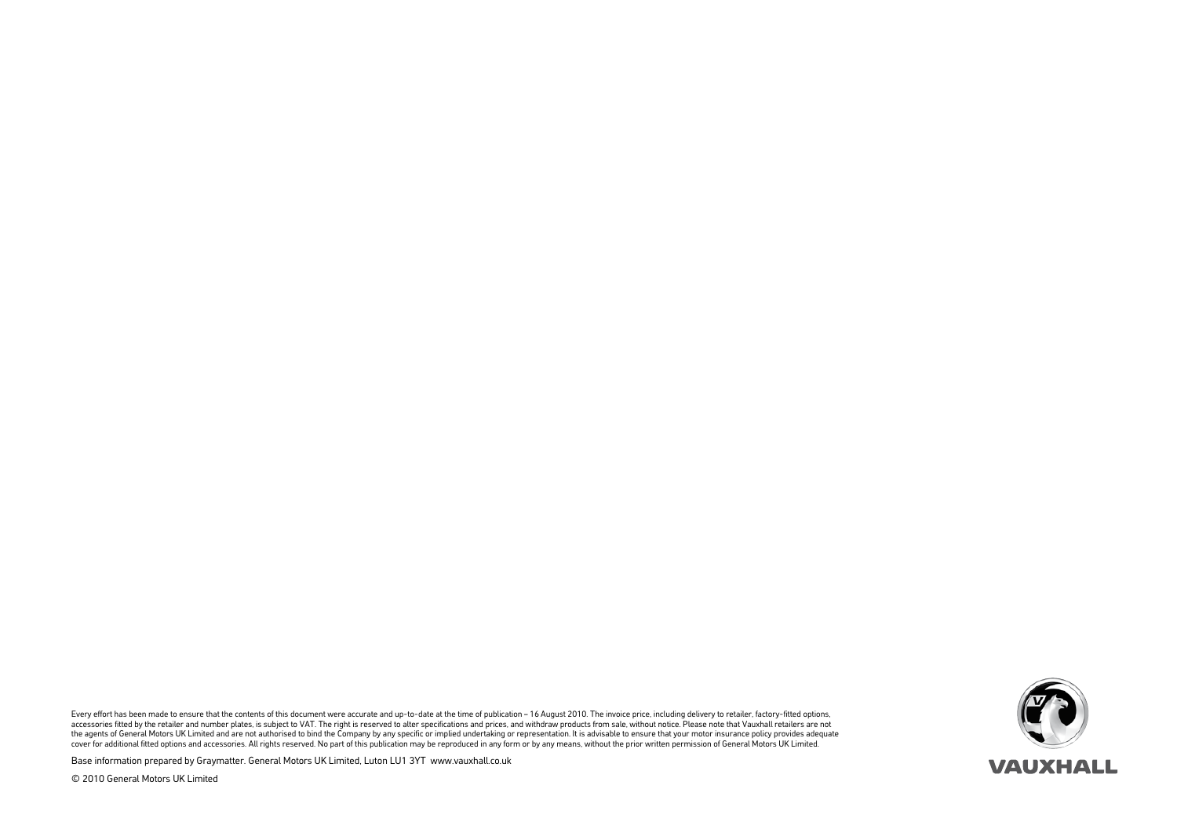Every effort has been made to ensure that the contents of this document were accurate and up-to-date at the time of publication – 16 August 2010. The invoice price, including delivery to retailer, factory-fitted options, accessories fitted by the retailer and number plates, is subject to VAT. The right is reserved to alter specifications and prices, and withdraw products from sale, without notice. Please note that Vauxhall retailers are not the agents of General Motors UK Limited and are not authorised to bind the Company by any specific or implied undertaking or representation. It is advisable to ensure that your motor insurance policy provides adequate cover for additional fitted options and accessories. All rights reserved. No part of this publication may be reproduced in any form or by any means, without the prior written permission of General Motors UK Limited.

Base information prepared by Graymatter. General Motors UK Limited, Luton LU1 3YT www.vauxhall.co.uk

© 2010 General Motors UK Limited

VAUXHALL